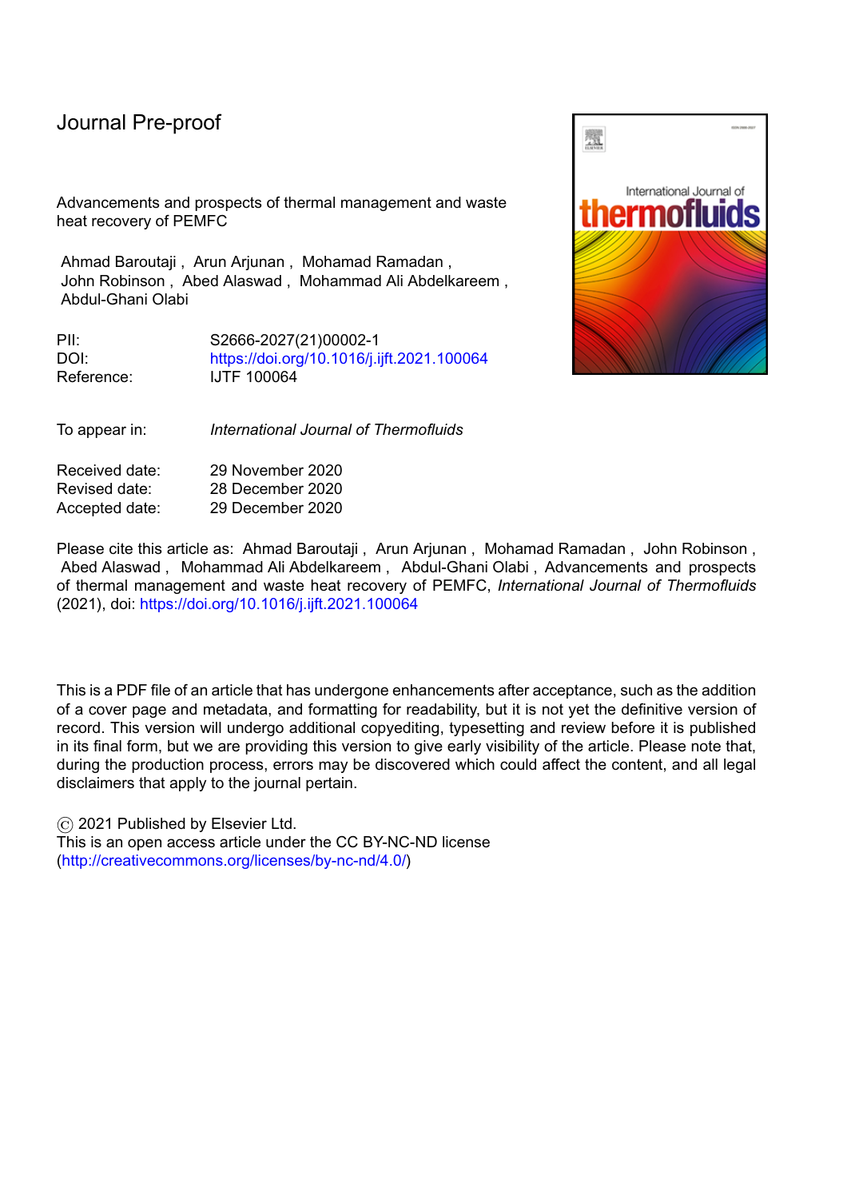Journal Pre-proof

Advancements and prospects of thermal management and waste heat recovery of PEMFC

Ahmad Baroutaji , Arun Arjunan , Mohamad Ramadan , John Robinson , Abed Alaswad , Mohammad Ali Abdelkareem , Abdul-Ghani Olabi

| | |
|---|---|
| PII: | S2666-2027(21)00002-1 |
| DOI: | https://doi.org/10.1016/j.ijft.2021.100064 |
| Reference: | IJTF 100064 |

| | |
|---|---|
| To appear in: | *International Journal of Thermofluids* |

| | |
|---|---|
| Received date: | 29 November 2020 |
| Revised date: | 28 December 2020 |
| Accepted date: | 29 December 2020 |

Please cite this article as: Ahmad Baroutaji , Arun Arjunan , Mohamad Ramadan , John Robinson , Abed Alaswad , Mohammad Ali Abdelkareem , Abdul-Ghani Olabi , Advancements and prospects of thermal management and waste heat recovery of PEMFC, *International Journal of Thermofluids* (2021), doi: https://doi.org/10.1016/j.ijft.2021.100064

This is a PDF file of an article that has undergone enhancements after acceptance, such as the addition of a cover page and metadata, and formatting for readability, but it is not yet the definitive version of record. This version will undergo additional copyediting, typesetting and review before it is published in its final form, but we are providing this version to give early visibility of the article. Please note that, during the production process, errors may be discovered which could affect the content, and all legal disclaimers that apply to the journal pertain.

© 2021 Published by Elsevier Ltd.
This is an open access article under the CC BY-NC-ND license (http://creativecommons.org/licenses/by-nc-nd/4.0/)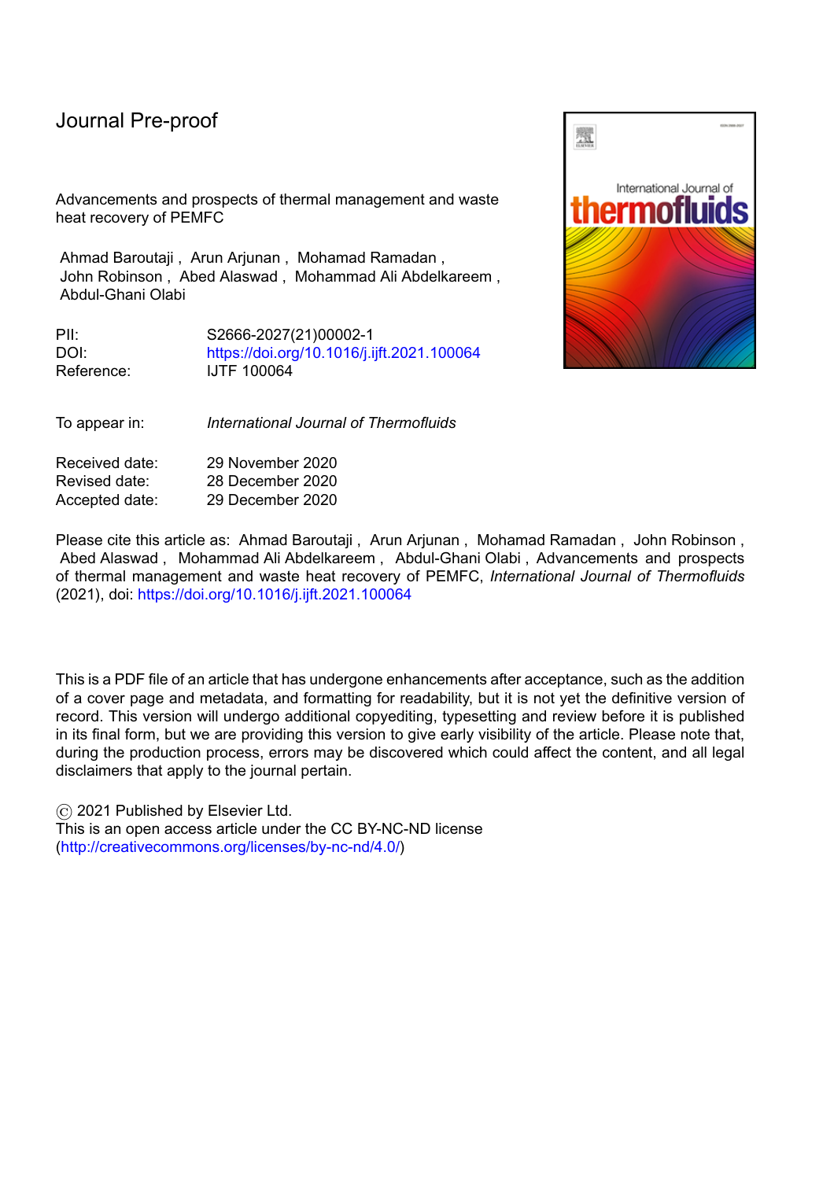Journal Pre-proof

Advancements and prospects of thermal management and waste heat recovery of PEMFC

Ahmad Baroutaji , Arun Arjunan , Mohamad Ramadan , John Robinson , Abed Alaswad , Mohammad Ali Abdelkareem , Abdul-Ghani Olabi

| | |
|---|---|
| PII: | S2666-2027(21)00002-1 |
| DOI: | https://doi.org/10.1016/j.ijft.2021.100064 |
| Reference: | IJTF 100064 |

| | |
|---|---|
| To appear in: | *International Journal of Thermofluids* |

| | |
|---|---|
| Received date: | 29 November 2020 |
| Revised date: | 28 December 2020 |
| Accepted date: | 29 December 2020 |

Please cite this article as: Ahmad Baroutaji , Arun Arjunan , Mohamad Ramadan , John Robinson , Abed Alaswad , Mohammad Ali Abdelkareem , Abdul-Ghani Olabi , Advancements and prospects of thermal management and waste heat recovery of PEMFC, *International Journal of Thermofluids* (2021), doi: https://doi.org/10.1016/j.ijft.2021.100064

This is a PDF file of an article that has undergone enhancements after acceptance, such as the addition of a cover page and metadata, and formatting for readability, but it is not yet the definitive version of record. This version will undergo additional copyediting, typesetting and review before it is published in its final form, but we are providing this version to give early visibility of the article. Please note that, during the production process, errors may be discovered which could affect the content, and all legal disclaimers that apply to the journal pertain.

© 2021 Published by Elsevier Ltd.
This is an open access article under the CC BY-NC-ND license (http://creativecommons.org/licenses/by-nc-nd/4.0/)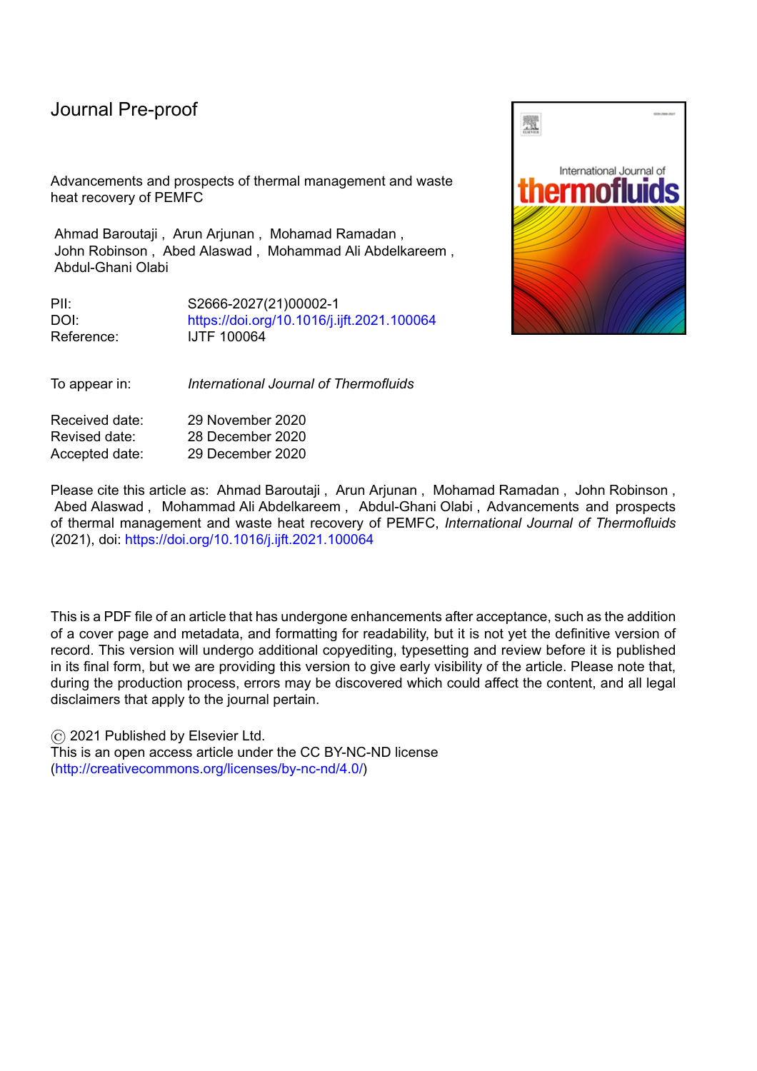Journal Pre-proof

Advancements and prospects of thermal management and waste heat recovery of PEMFC

Ahmad Baroutaji , Arun Arjunan , Mohamad Ramadan , John Robinson , Abed Alaswad , Mohammad Ali Abdelkareem , Abdul-Ghani Olabi

PII: S2666-2027(21)00002-1
DOI: https://doi.org/10.1016/j.ijft.2021.100064
Reference: IJTF 100064

To appear in: *International Journal of Thermofluids*

Received date: 29 November 2020
Revised date: 28 December 2020
Accepted date: 29 December 2020

Please cite this article as: Ahmad Baroutaji , Arun Arjunan , Mohamad Ramadan , John Robinson , Abed Alaswad , Mohammad Ali Abdelkareem , Abdul-Ghani Olabi , Advancements and prospects of thermal management and waste heat recovery of PEMFC, *International Journal of Thermofluids* (2021), doi: https://doi.org/10.1016/j.ijft.2021.100064

This is a PDF file of an article that has undergone enhancements after acceptance, such as the addition of a cover page and metadata, and formatting for readability, but it is not yet the definitive version of record. This version will undergo additional copyediting, typesetting and review before it is published in its final form, but we are providing this version to give early visibility of the article. Please note that, during the production process, errors may be discovered which could affect the content, and all legal disclaimers that apply to the journal pertain.

© 2021 Published by Elsevier Ltd.
This is an open access article under the CC BY-NC-ND license (http://creativecommons.org/licenses/by-nc-nd/4.0/)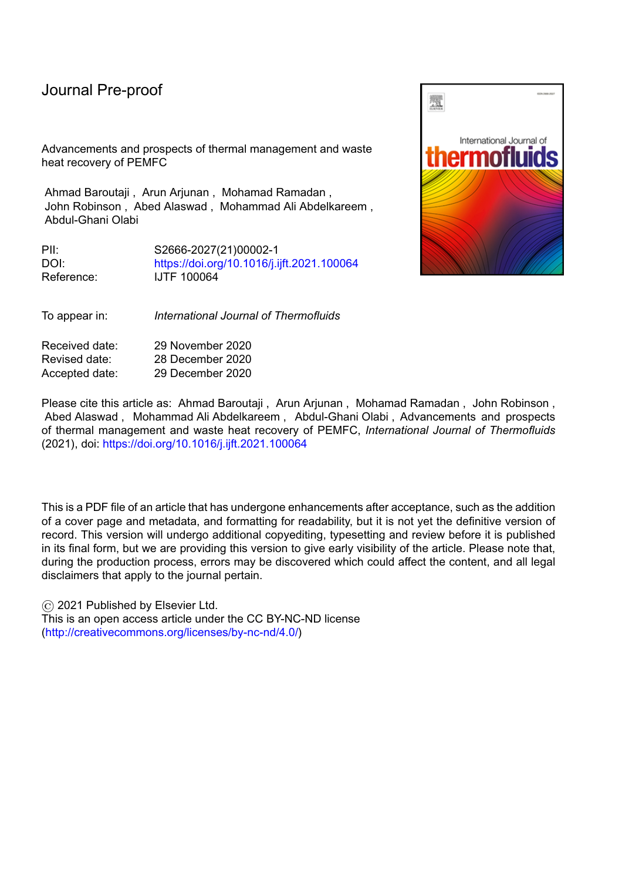# Journal Pre-proof

Advancements and prospects of thermal management and waste heat recovery of PEMFC

Ahmad Baroutaji , Arun Arjunan , Mohamad Ramadan , John Robinson , Abed Alaswad , Mohammad Ali Abdelkareem , Abdul-Ghani Olabi

| | |
|---|---|
| PII: | S2666-2027(21)00002-1 |
| DOI: | https://doi.org/10.1016/j.ijft.2021.100064 |
| Reference: | IJTF 100064 |

| | |
|---|---|
| To appear in: | *International Journal of Thermofluids* |

| | |
|---|---|
| Received date: | 29 November 2020 |
| Revised date: | 28 December 2020 |
| Accepted date: | 29 December 2020 |

Please cite this article as: Ahmad Baroutaji , Arun Arjunan , Mohamad Ramadan , John Robinson , Abed Alaswad , Mohammad Ali Abdelkareem , Abdul-Ghani Olabi , Advancements and prospects of thermal management and waste heat recovery of PEMFC, *International Journal of Thermofluids* (2021), doi: https://doi.org/10.1016/j.ijft.2021.100064

This is a PDF file of an article that has undergone enhancements after acceptance, such as the addition of a cover page and metadata, and formatting for readability, but it is not yet the definitive version of record. This version will undergo additional copyediting, typesetting and review before it is published in its final form, but we are providing this version to give early visibility of the article. Please note that, during the production process, errors may be discovered which could affect the content, and all legal disclaimers that apply to the journal pertain.

© 2021 Published by Elsevier Ltd.
This is an open access article under the CC BY-NC-ND license (http://creativecommons.org/licenses/by-nc-nd/4.0/)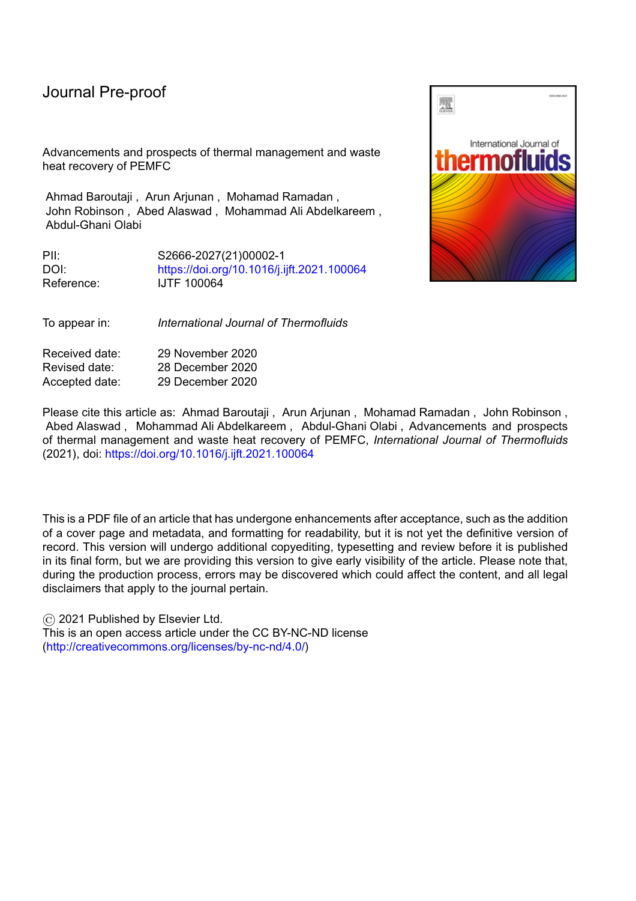Journal Pre-proof

Advancements and prospects of thermal management and waste heat recovery of PEMFC

Ahmad Baroutaji , Arun Arjunan , Mohamad Ramadan , John Robinson , Abed Alaswad , Mohammad Ali Abdelkareem , Abdul-Ghani Olabi

| | |
|---|---|
| PII: | S2666-2027(21)00002-1 |
| DOI: | https://doi.org/10.1016/j.ijft.2021.100064 |
| Reference: | IJTF 100064 |

| | |
|---|---|
| To appear in: | *International Journal of Thermofluids* |

| | |
|---|---|
| Received date: | 29 November 2020 |
| Revised date: | 28 December 2020 |
| Accepted date: | 29 December 2020 |

Please cite this article as: Ahmad Baroutaji , Arun Arjunan , Mohamad Ramadan , John Robinson , Abed Alaswad , Mohammad Ali Abdelkareem , Abdul-Ghani Olabi , Advancements and prospects of thermal management and waste heat recovery of PEMFC, *International Journal of Thermofluids* (2021), doi: https://doi.org/10.1016/j.ijft.2021.100064

This is a PDF file of an article that has undergone enhancements after acceptance, such as the addition of a cover page and metadata, and formatting for readability, but it is not yet the definitive version of record. This version will undergo additional copyediting, typesetting and review before it is published in its final form, but we are providing this version to give early visibility of the article. Please note that, during the production process, errors may be discovered which could affect the content, and all legal disclaimers that apply to the journal pertain.

© 2021 Published by Elsevier Ltd.
This is an open access article under the CC BY-NC-ND license (http://creativecommons.org/licenses/by-nc-nd/4.0/)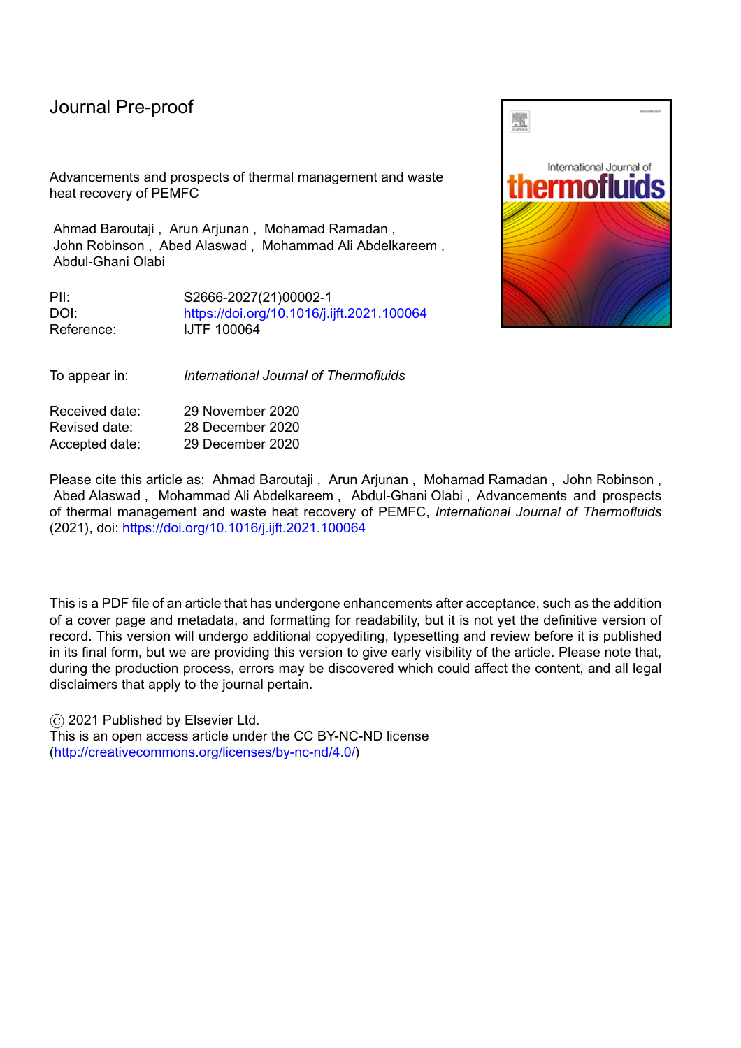# Journal Pre-proof

Advancements and prospects of thermal management and waste heat recovery of PEMFC

Ahmad Baroutaji , Arun Arjunan , Mohamad Ramadan , John Robinson , Abed Alaswad , Mohammad Ali Abdelkareem , Abdul-Ghani Olabi

| | |
|---|---|
| PII: | S2666-2027(21)00002-1 |
| DOI: | https://doi.org/10.1016/j.ijft.2021.100064 |
| Reference: | IJTF 100064 |

| | |
|---|---|
| To appear in: | *International Journal of Thermofluids* |

| | |
|---|---|
| Received date: | 29 November 2020 |
| Revised date: | 28 December 2020 |
| Accepted date: | 29 December 2020 |

Please cite this article as: Ahmad Baroutaji , Arun Arjunan , Mohamad Ramadan , John Robinson , Abed Alaswad , Mohammad Ali Abdelkareem , Abdul-Ghani Olabi , Advancements and prospects of thermal management and waste heat recovery of PEMFC, *International Journal of Thermofluids* (2021), doi: https://doi.org/10.1016/j.ijft.2021.100064

This is a PDF file of an article that has undergone enhancements after acceptance, such as the addition of a cover page and metadata, and formatting for readability, but it is not yet the definitive version of record. This version will undergo additional copyediting, typesetting and review before it is published in its final form, but we are providing this version to give early visibility of the article. Please note that, during the production process, errors may be discovered which could affect the content, and all legal disclaimers that apply to the journal pertain.

© 2021 Published by Elsevier Ltd.
This is an open access article under the CC BY-NC-ND license (http://creativecommons.org/licenses/by-nc-nd/4.0/)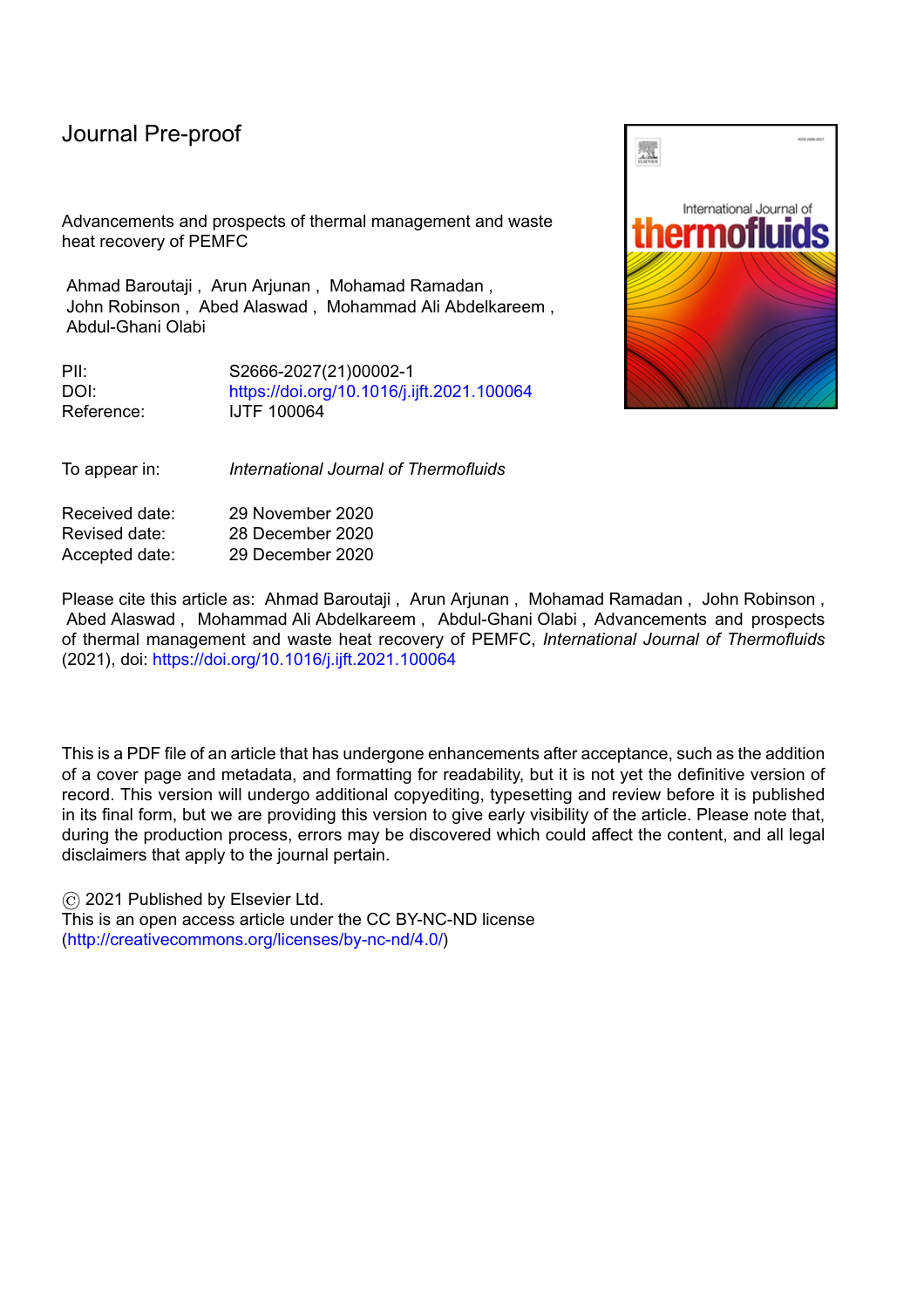Journal Pre-proof

Advancements and prospects of thermal management and waste heat recovery of PEMFC

Ahmad Baroutaji , Arun Arjunan , Mohamad Ramadan , John Robinson , Abed Alaswad , Mohammad Ali Abdelkareem , Abdul-Ghani Olabi

PII: S2666-2027(21)00002-1
DOI: https://doi.org/10.1016/j.ijft.2021.100064
Reference: IJTF 100064

To appear in: *International Journal of Thermofluids*

Received date: 29 November 2020
Revised date: 28 December 2020
Accepted date: 29 December 2020

Please cite this article as: Ahmad Baroutaji , Arun Arjunan , Mohamad Ramadan , John Robinson , Abed Alaswad , Mohammad Ali Abdelkareem , Abdul-Ghani Olabi , Advancements and prospects of thermal management and waste heat recovery of PEMFC, *International Journal of Thermofluids* (2021), doi: https://doi.org/10.1016/j.ijft.2021.100064

This is a PDF file of an article that has undergone enhancements after acceptance, such as the addition of a cover page and metadata, and formatting for readability, but it is not yet the definitive version of record. This version will undergo additional copyediting, typesetting and review before it is published in its final form, but we are providing this version to give early visibility of the article. Please note that, during the production process, errors may be discovered which could affect the content, and all legal disclaimers that apply to the journal pertain.

© 2021 Published by Elsevier Ltd.
This is an open access article under the CC BY-NC-ND license
(http://creativecommons.org/licenses/by-nc-nd/4.0/)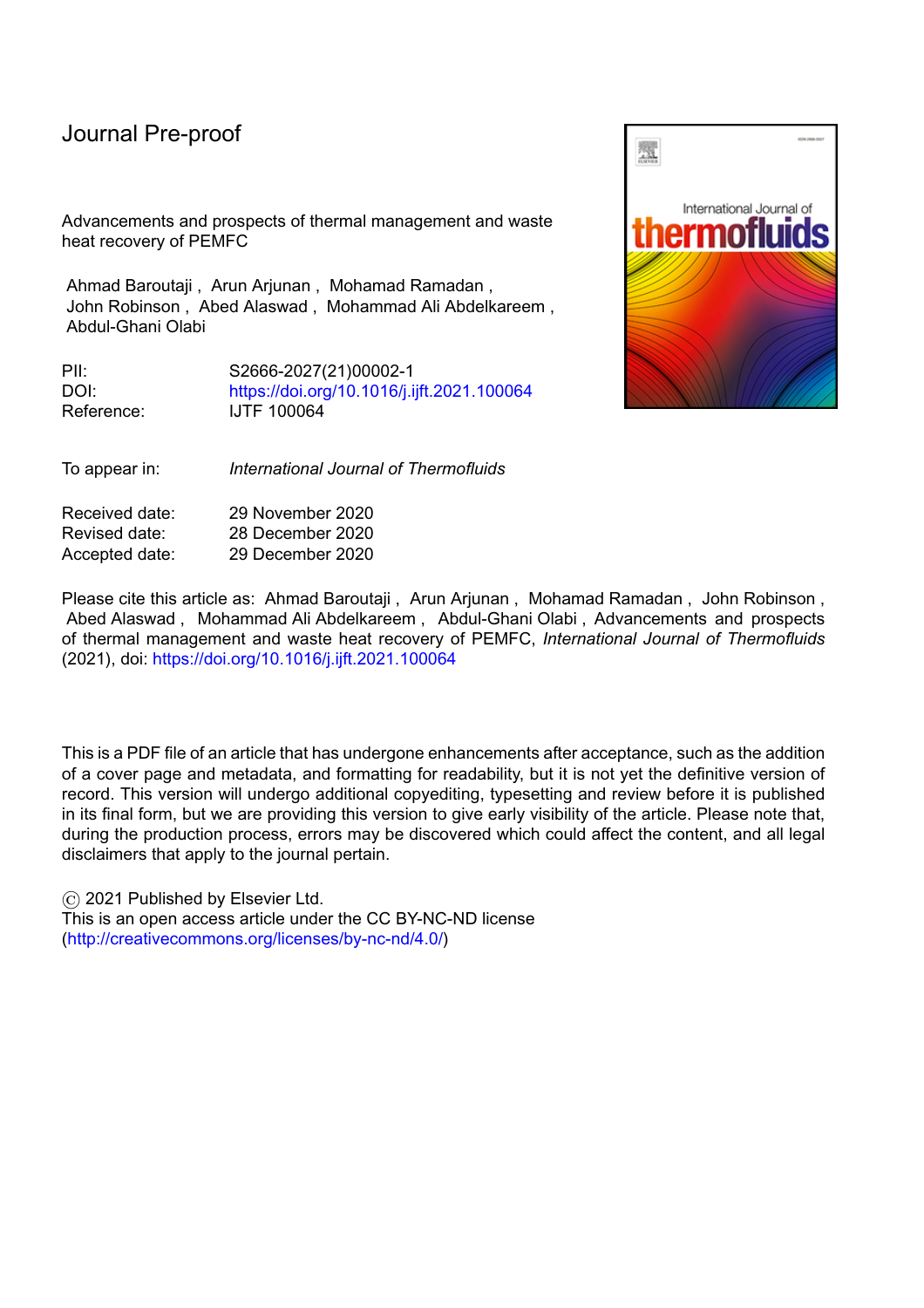# Journal Pre-proof

Advancements and prospects of thermal management and waste heat recovery of PEMFC

Ahmad Baroutaji , Arun Arjunan , Mohamad Ramadan , John Robinson , Abed Alaswad , Mohammad Ali Abdelkareem , Abdul-Ghani Olabi

| | |
|---|---|
| PII: | S2666-2027(21)00002-1 |
| DOI: | https://doi.org/10.1016/j.ijft.2021.100064 |
| Reference: | IJTF 100064 |

| | |
|---|---|
| To appear in: | *International Journal of Thermofluids* |

| | |
|---|---|
| Received date: | 29 November 2020 |
| Revised date: | 28 December 2020 |
| Accepted date: | 29 December 2020 |

Please cite this article as: Ahmad Baroutaji , Arun Arjunan , Mohamad Ramadan , John Robinson , Abed Alaswad , Mohammad Ali Abdelkareem , Abdul-Ghani Olabi , Advancements and prospects of thermal management and waste heat recovery of PEMFC, *International Journal of Thermofluids* (2021), doi: https://doi.org/10.1016/j.ijft.2021.100064

This is a PDF file of an article that has undergone enhancements after acceptance, such as the addition of a cover page and metadata, and formatting for readability, but it is not yet the definitive version of record. This version will undergo additional copyediting, typesetting and review before it is published in its final form, but we are providing this version to give early visibility of the article. Please note that, during the production process, errors may be discovered which could affect the content, and all legal disclaimers that apply to the journal pertain.

© 2021 Published by Elsevier Ltd.
This is an open access article under the CC BY-NC-ND license (http://creativecommons.org/licenses/by-nc-nd/4.0/)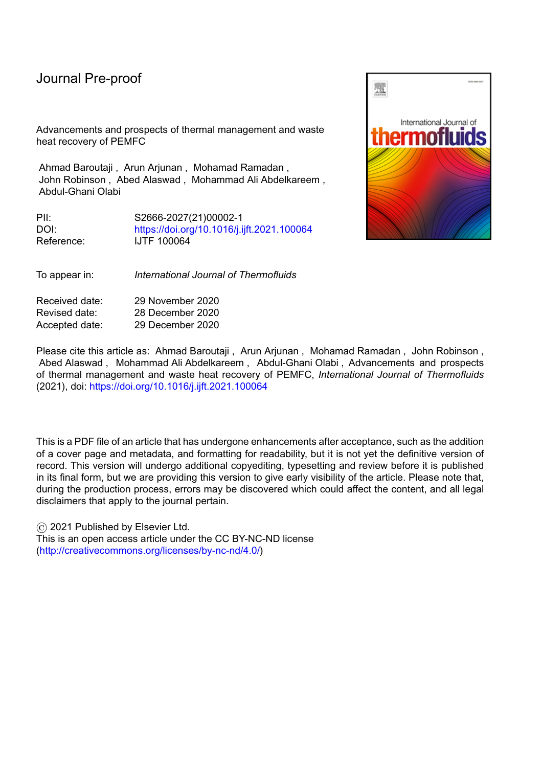Journal Pre-proof

Advancements and prospects of thermal management and waste heat recovery of PEMFC

Ahmad Baroutaji , Arun Arjunan , Mohamad Ramadan , John Robinson , Abed Alaswad , Mohammad Ali Abdelkareem , Abdul-Ghani Olabi

| | |
|---|---|
| PII: | S2666-2027(21)00002-1 |
| DOI: | https://doi.org/10.1016/j.ijft.2021.100064 |
| Reference: | IJTF 100064 |
| To appear in: | *International Journal of Thermofluids* |
| Received date: | 29 November 2020 |
| Revised date: | 28 December 2020 |
| Accepted date: | 29 December 2020 |

Please cite this article as: Ahmad Baroutaji , Arun Arjunan , Mohamad Ramadan , John Robinson , Abed Alaswad , Mohammad Ali Abdelkareem , Abdul-Ghani Olabi , Advancements and prospects of thermal management and waste heat recovery of PEMFC, *International Journal of Thermofluids* (2021), doi: https://doi.org/10.1016/j.ijft.2021.100064

This is a PDF file of an article that has undergone enhancements after acceptance, such as the addition of a cover page and metadata, and formatting for readability, but it is not yet the definitive version of record. This version will undergo additional copyediting, typesetting and review before it is published in its final form, but we are providing this version to give early visibility of the article. Please note that, during the production process, errors may be discovered which could affect the content, and all legal disclaimers that apply to the journal pertain.

© 2021 Published by Elsevier Ltd.
This is an open access article under the CC BY-NC-ND license (http://creativecommons.org/licenses/by-nc-nd/4.0/)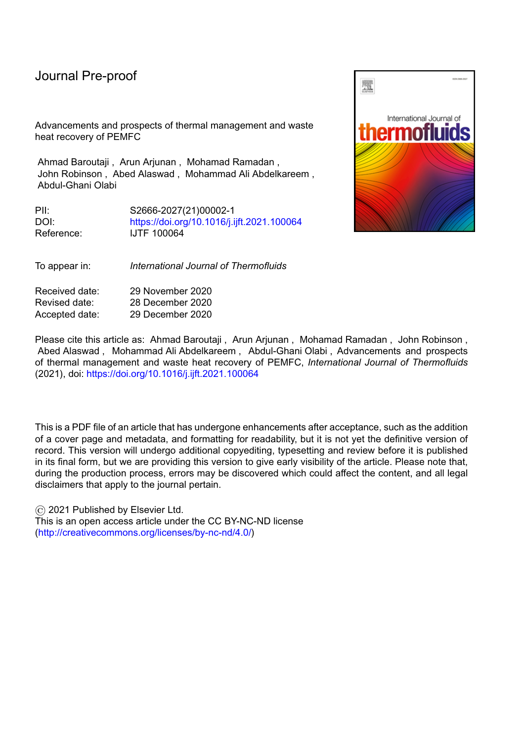Journal Pre-proof

Advancements and prospects of thermal management and waste heat recovery of PEMFC

Ahmad Baroutaji , Arun Arjunan , Mohamad Ramadan , John Robinson , Abed Alaswad , Mohammad Ali Abdelkareem , Abdul-Ghani Olabi

| | |
|---|---|
| PII: | S2666-2027(21)00002-1 |
| DOI: | https://doi.org/10.1016/j.ijft.2021.100064 |
| Reference: | IJTF 100064 |

| | |
|---|---|
| To appear in: | *International Journal of Thermofluids* |

| | |
|---|---|
| Received date: | 29 November 2020 |
| Revised date: | 28 December 2020 |
| Accepted date: | 29 December 2020 |

Please cite this article as: Ahmad Baroutaji , Arun Arjunan , Mohamad Ramadan , John Robinson , Abed Alaswad , Mohammad Ali Abdelkareem , Abdul-Ghani Olabi , Advancements and prospects of thermal management and waste heat recovery of PEMFC, *International Journal of Thermofluids* (2021), doi: https://doi.org/10.1016/j.ijft.2021.100064

This is a PDF file of an article that has undergone enhancements after acceptance, such as the addition of a cover page and metadata, and formatting for readability, but it is not yet the definitive version of record. This version will undergo additional copyediting, typesetting and review before it is published in its final form, but we are providing this version to give early visibility of the article. Please note that, during the production process, errors may be discovered which could affect the content, and all legal disclaimers that apply to the journal pertain.

© 2021 Published by Elsevier Ltd.
This is an open access article under the CC BY-NC-ND license (http://creativecommons.org/licenses/by-nc-nd/4.0/)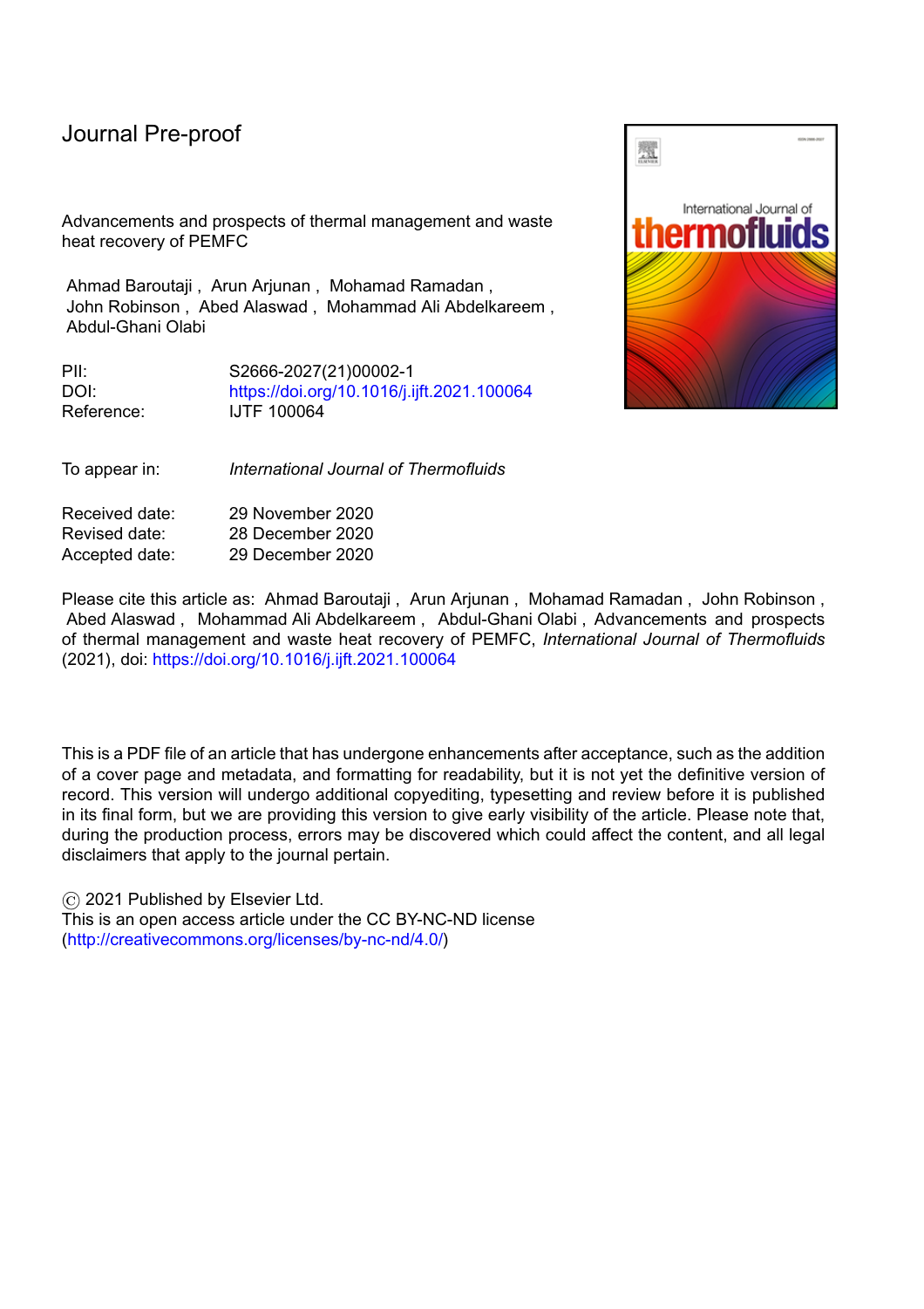# Journal Pre-proof

Advancements and prospects of thermal management and waste heat recovery of PEMFC

Ahmad Baroutaji , Arun Arjunan , Mohamad Ramadan , John Robinson , Abed Alaswad , Mohammad Ali Abdelkareem , Abdul-Ghani Olabi

| | |
|---|---|
| PII: | S2666-2027(21)00002-1 |
| DOI: | https://doi.org/10.1016/j.ijft.2021.100064 |
| Reference: | IJTF 100064 |

| | |
|---|---|
| To appear in: | *International Journal of Thermofluids* |

| | |
|---|---|
| Received date: | 29 November 2020 |
| Revised date: | 28 December 2020 |
| Accepted date: | 29 December 2020 |

Please cite this article as: Ahmad Baroutaji , Arun Arjunan , Mohamad Ramadan , John Robinson , Abed Alaswad , Mohammad Ali Abdelkareem , Abdul-Ghani Olabi , Advancements and prospects of thermal management and waste heat recovery of PEMFC, *International Journal of Thermofluids* (2021), doi: https://doi.org/10.1016/j.ijft.2021.100064

This is a PDF file of an article that has undergone enhancements after acceptance, such as the addition of a cover page and metadata, and formatting for readability, but it is not yet the definitive version of record. This version will undergo additional copyediting, typesetting and review before it is published in its final form, but we are providing this version to give early visibility of the article. Please note that, during the production process, errors may be discovered which could affect the content, and all legal disclaimers that apply to the journal pertain.

© 2021 Published by Elsevier Ltd.
This is an open access article under the CC BY-NC-ND license (http://creativecommons.org/licenses/by-nc-nd/4.0/)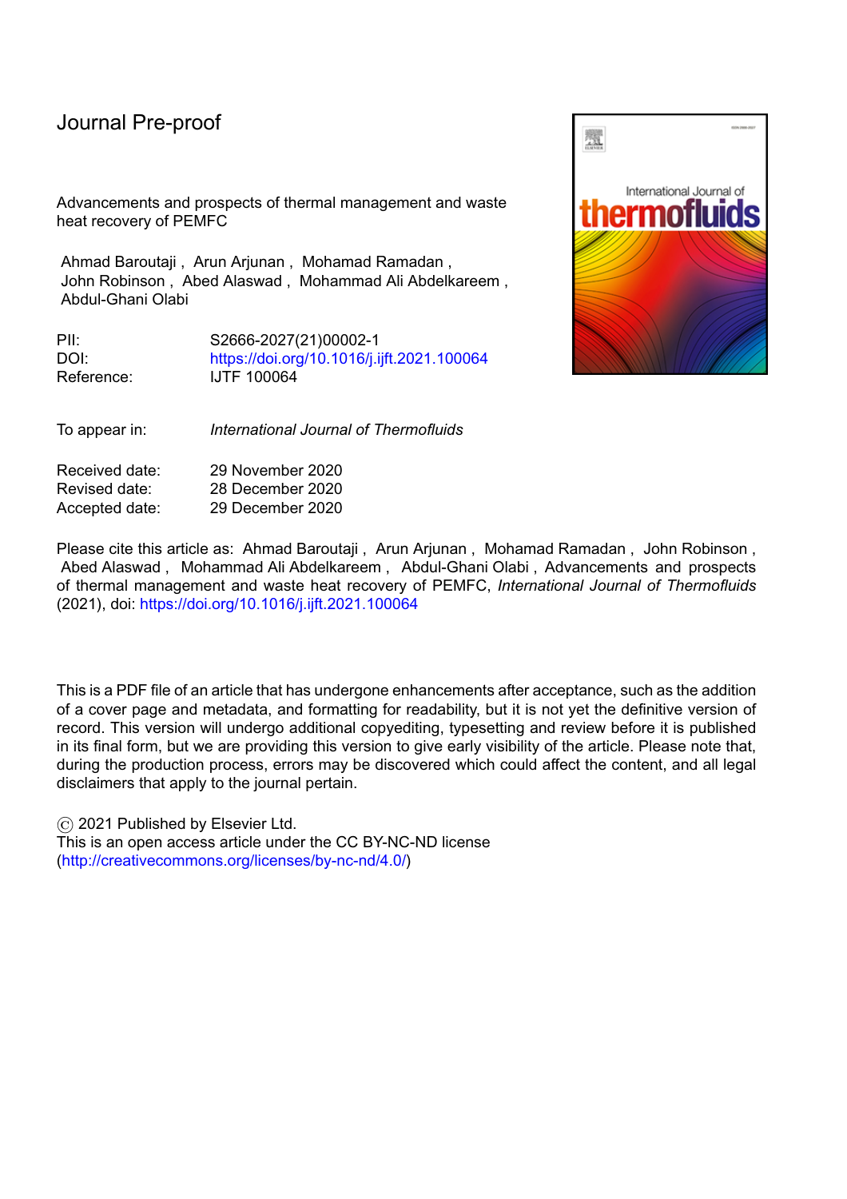Journal Pre-proof

Advancements and prospects of thermal management and waste heat recovery of PEMFC

Ahmad Baroutaji , Arun Arjunan , Mohamad Ramadan , John Robinson , Abed Alaswad , Mohammad Ali Abdelkareem , Abdul-Ghani Olabi

| | |
|---|---|
| PII: | S2666-2027(21)00002-1 |
| DOI: | https://doi.org/10.1016/j.ijft.2021.100064 |
| Reference: | IJTF 100064 |

| | |
|---|---|
| To appear in: | *International Journal of Thermofluids* |

| | |
|---|---|
| Received date: | 29 November 2020 |
| Revised date: | 28 December 2020 |
| Accepted date: | 29 December 2020 |

Please cite this article as: Ahmad Baroutaji , Arun Arjunan , Mohamad Ramadan , John Robinson , Abed Alaswad , Mohammad Ali Abdelkareem , Abdul-Ghani Olabi , Advancements and prospects of thermal management and waste heat recovery of PEMFC, *International Journal of Thermofluids* (2021), doi: https://doi.org/10.1016/j.ijft.2021.100064

This is a PDF file of an article that has undergone enhancements after acceptance, such as the addition of a cover page and metadata, and formatting for readability, but it is not yet the definitive version of record. This version will undergo additional copyediting, typesetting and review before it is published in its final form, but we are providing this version to give early visibility of the article. Please note that, during the production process, errors may be discovered which could affect the content, and all legal disclaimers that apply to the journal pertain.

© 2021 Published by Elsevier Ltd.
This is an open access article under the CC BY-NC-ND license (http://creativecommons.org/licenses/by-nc-nd/4.0/)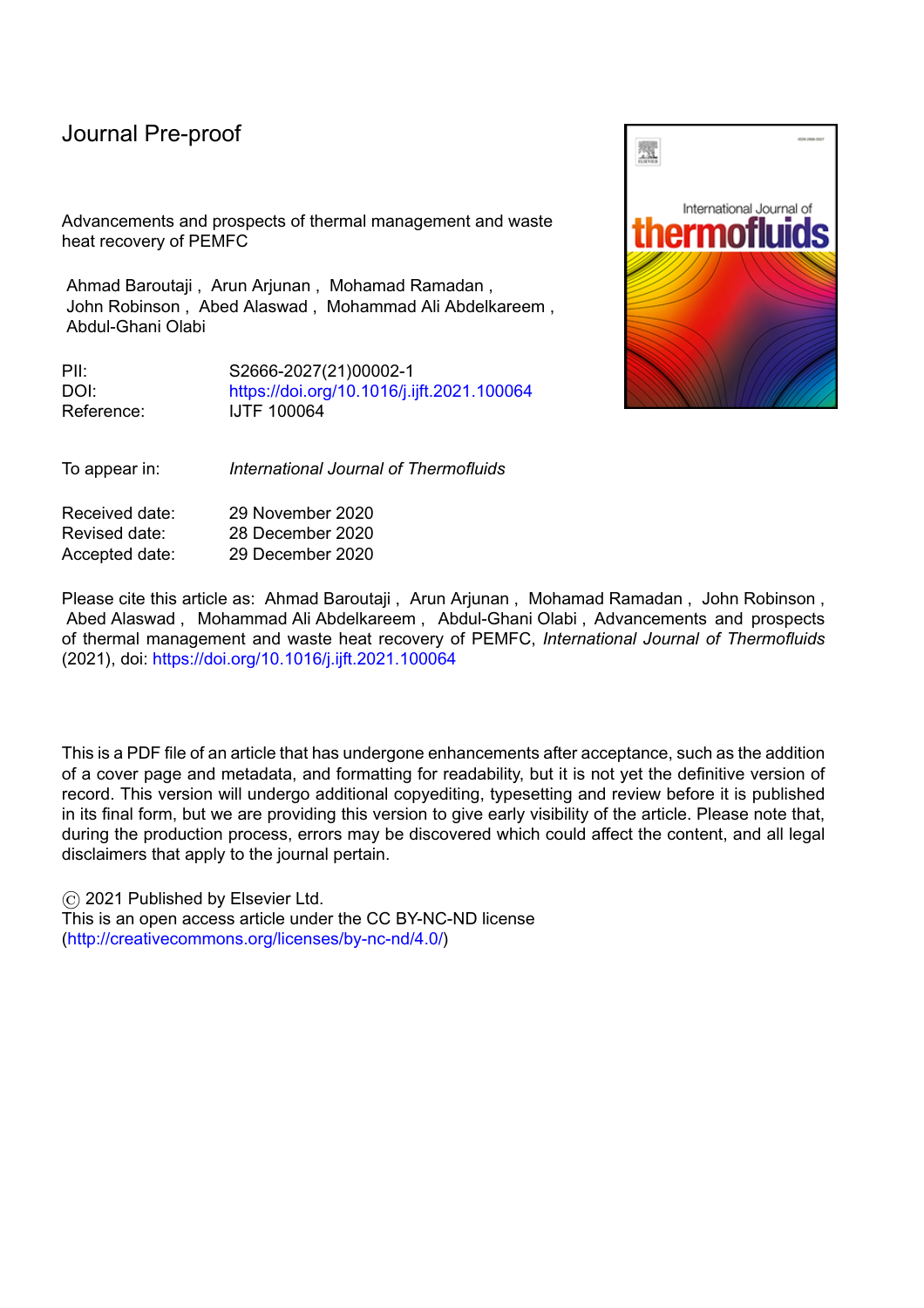Journal Pre-proof

Advancements and prospects of thermal management and waste heat recovery of PEMFC

Ahmad Baroutaji , Arun Arjunan , Mohamad Ramadan , John Robinson , Abed Alaswad , Mohammad Ali Abdelkareem , Abdul-Ghani Olabi

| | |
|---|---|
| PII: | S2666-2027(21)00002-1 |
| DOI: | https://doi.org/10.1016/j.ijft.2021.100064 |
| Reference: | IJTF 100064 |

| | |
|---|---|
| To appear in: | *International Journal of Thermofluids* |

| | |
|---|---|
| Received date: | 29 November 2020 |
| Revised date: | 28 December 2020 |
| Accepted date: | 29 December 2020 |

Please cite this article as: Ahmad Baroutaji , Arun Arjunan , Mohamad Ramadan , John Robinson , Abed Alaswad , Mohammad Ali Abdelkareem , Abdul-Ghani Olabi , Advancements and prospects of thermal management and waste heat recovery of PEMFC, *International Journal of Thermofluids* (2021), doi: https://doi.org/10.1016/j.ijft.2021.100064

This is a PDF file of an article that has undergone enhancements after acceptance, such as the addition of a cover page and metadata, and formatting for readability, but it is not yet the definitive version of record. This version will undergo additional copyediting, typesetting and review before it is published in its final form, but we are providing this version to give early visibility of the article. Please note that, during the production process, errors may be discovered which could affect the content, and all legal disclaimers that apply to the journal pertain.

© 2021 Published by Elsevier Ltd.
This is an open access article under the CC BY-NC-ND license (http://creativecommons.org/licenses/by-nc-nd/4.0/)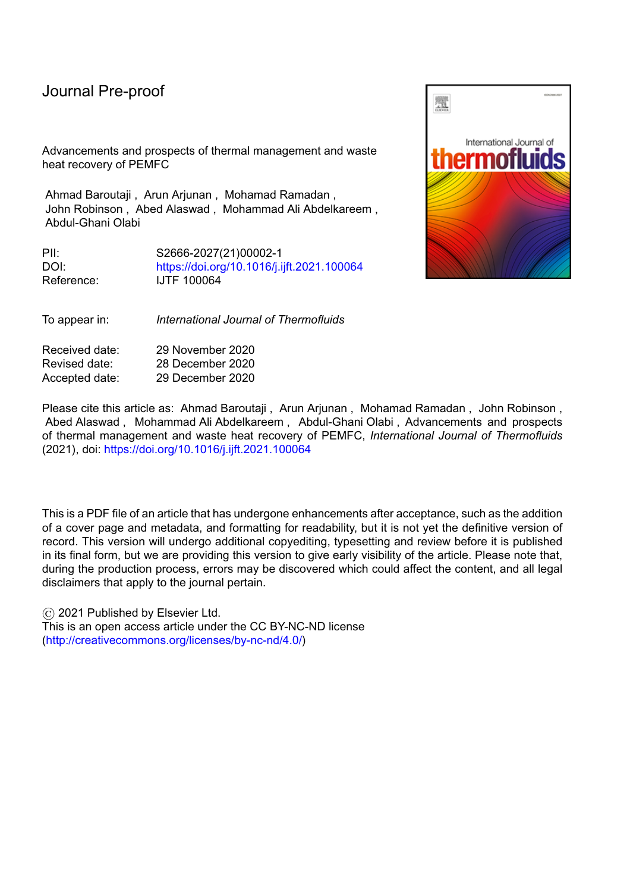Journal Pre-proof

Advancements and prospects of thermal management and waste heat recovery of PEMFC

Ahmad Baroutaji , Arun Arjunan , Mohamad Ramadan , John Robinson , Abed Alaswad , Mohammad Ali Abdelkareem , Abdul-Ghani Olabi

| | |
|---|---|
| PII: | S2666-2027(21)00002-1 |
| DOI: | https://doi.org/10.1016/j.ijft.2021.100064 |
| Reference: | IJTF 100064 |

| | |
|---|---|
| To appear in: | *International Journal of Thermofluids* |

| | |
|---|---|
| Received date: | 29 November 2020 |
| Revised date: | 28 December 2020 |
| Accepted date: | 29 December 2020 |

Please cite this article as: Ahmad Baroutaji , Arun Arjunan , Mohamad Ramadan , John Robinson , Abed Alaswad , Mohammad Ali Abdelkareem , Abdul-Ghani Olabi , Advancements and prospects of thermal management and waste heat recovery of PEMFC, *International Journal of Thermofluids* (2021), doi: https://doi.org/10.1016/j.ijft.2021.100064

This is a PDF file of an article that has undergone enhancements after acceptance, such as the addition of a cover page and metadata, and formatting for readability, but it is not yet the definitive version of record. This version will undergo additional copyediting, typesetting and review before it is published in its final form, but we are providing this version to give early visibility of the article. Please note that, during the production process, errors may be discovered which could affect the content, and all legal disclaimers that apply to the journal pertain.

© 2021 Published by Elsevier Ltd.
This is an open access article under the CC BY-NC-ND license (http://creativecommons.org/licenses/by-nc-nd/4.0/)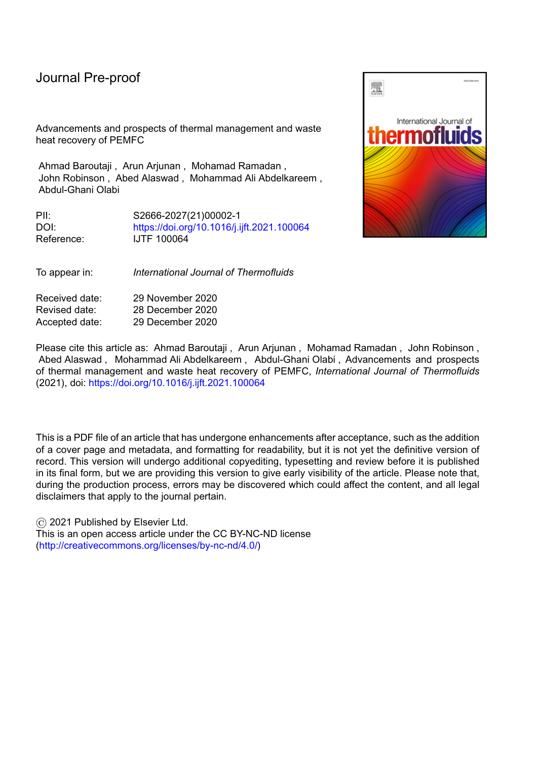Journal Pre-proof

Advancements and prospects of thermal management and waste heat recovery of PEMFC

Ahmad Baroutaji , Arun Arjunan , Mohamad Ramadan , John Robinson , Abed Alaswad , Mohammad Ali Abdelkareem , Abdul-Ghani Olabi

| | |
|---|---|
| PII: | S2666-2027(21)00002-1 |
| DOI: | https://doi.org/10.1016/j.ijft.2021.100064 |
| Reference: | IJTF 100064 |

| | |
|---|---|
| To appear in: | *International Journal of Thermofluids* |

| | |
|---|---|
| Received date: | 29 November 2020 |
| Revised date: | 28 December 2020 |
| Accepted date: | 29 December 2020 |

Please cite this article as: Ahmad Baroutaji , Arun Arjunan , Mohamad Ramadan , John Robinson , Abed Alaswad , Mohammad Ali Abdelkareem , Abdul-Ghani Olabi , Advancements and prospects of thermal management and waste heat recovery of PEMFC, *International Journal of Thermofluids* (2021), doi: https://doi.org/10.1016/j.ijft.2021.100064

This is a PDF file of an article that has undergone enhancements after acceptance, such as the addition of a cover page and metadata, and formatting for readability, but it is not yet the definitive version of record. This version will undergo additional copyediting, typesetting and review before it is published in its final form, but we are providing this version to give early visibility of the article. Please note that, during the production process, errors may be discovered which could affect the content, and all legal disclaimers that apply to the journal pertain.

© 2021 Published by Elsevier Ltd.
This is an open access article under the CC BY-NC-ND license (http://creativecommons.org/licenses/by-nc-nd/4.0/)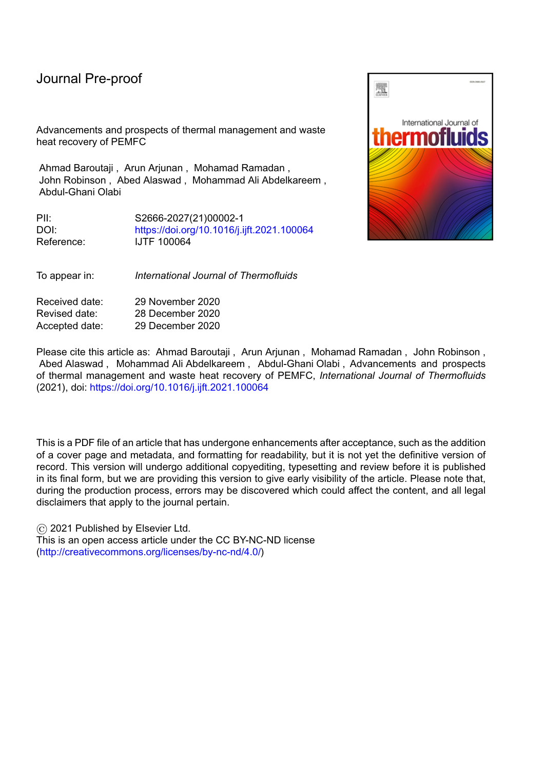Journal Pre-proof

Advancements and prospects of thermal management and waste heat recovery of PEMFC

Ahmad Baroutaji , Arun Arjunan , Mohamad Ramadan , John Robinson , Abed Alaswad , Mohammad Ali Abdelkareem , Abdul-Ghani Olabi

PII: S2666-2027(21)00002-1
DOI: https://doi.org/10.1016/j.ijft.2021.100064
Reference: IJTF 100064

To appear in: *International Journal of Thermofluids*

Received date: 29 November 2020
Revised date: 28 December 2020
Accepted date: 29 December 2020

Please cite this article as: Ahmad Baroutaji , Arun Arjunan , Mohamad Ramadan , John Robinson , Abed Alaswad , Mohammad Ali Abdelkareem , Abdul-Ghani Olabi , Advancements and prospects of thermal management and waste heat recovery of PEMFC, *International Journal of Thermofluids* (2021), doi: https://doi.org/10.1016/j.ijft.2021.100064

This is a PDF file of an article that has undergone enhancements after acceptance, such as the addition of a cover page and metadata, and formatting for readability, but it is not yet the definitive version of record. This version will undergo additional copyediting, typesetting and review before it is published in its final form, but we are providing this version to give early visibility of the article. Please note that, during the production process, errors may be discovered which could affect the content, and all legal disclaimers that apply to the journal pertain.

© 2021 Published by Elsevier Ltd.
This is an open access article under the CC BY-NC-ND license (http://creativecommons.org/licenses/by-nc-nd/4.0/)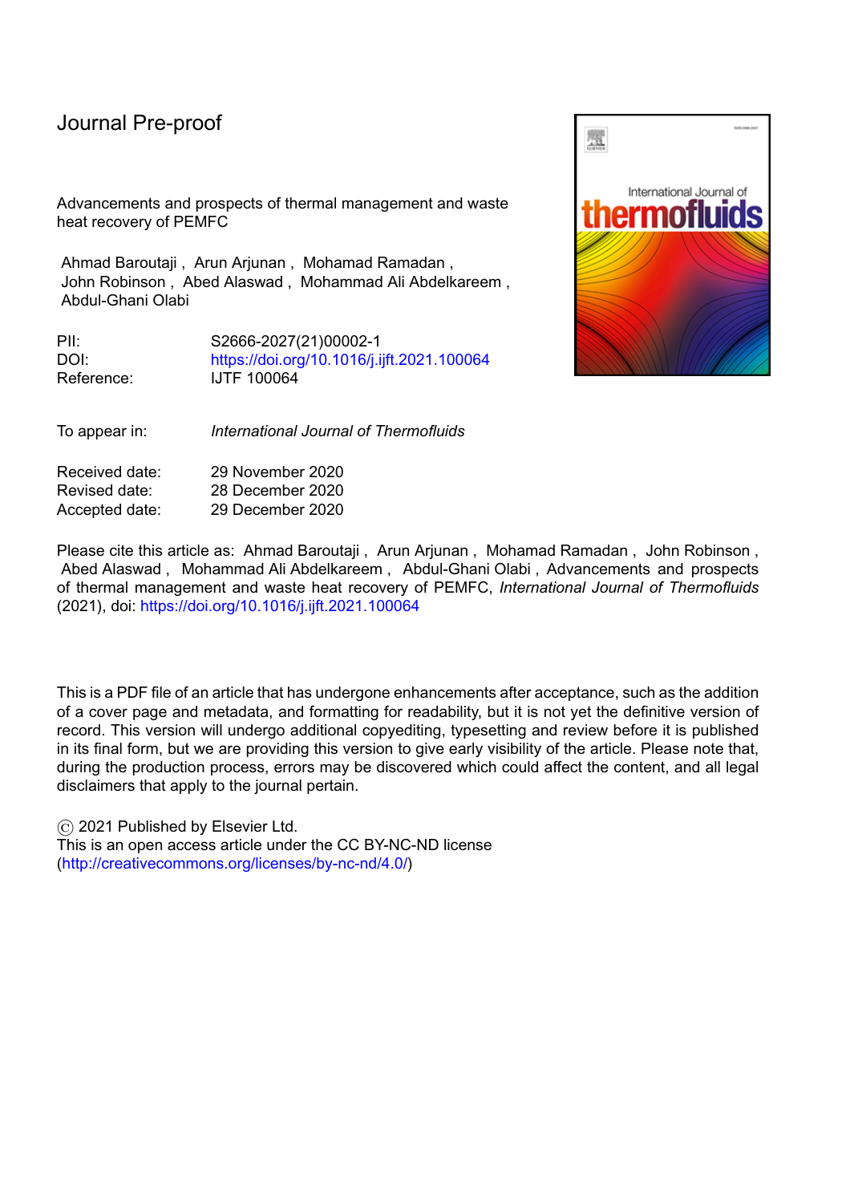Journal Pre-proof

Advancements and prospects of thermal management and waste heat recovery of PEMFC

Ahmad Baroutaji , Arun Arjunan , Mohamad Ramadan , John Robinson , Abed Alaswad , Mohammad Ali Abdelkareem , Abdul-Ghani Olabi

| | |
|---|---|
| PII: | S2666-2027(21)00002-1 |
| DOI: | https://doi.org/10.1016/j.ijft.2021.100064 |
| Reference: | IJTF 100064 |

| | |
|---|---|
| To appear in: | *International Journal of Thermofluids* |

| | |
|---|---|
| Received date: | 29 November 2020 |
| Revised date: | 28 December 2020 |
| Accepted date: | 29 December 2020 |

Please cite this article as: Ahmad Baroutaji , Arun Arjunan , Mohamad Ramadan , John Robinson , Abed Alaswad , Mohammad Ali Abdelkareem , Abdul-Ghani Olabi , Advancements and prospects of thermal management and waste heat recovery of PEMFC, *International Journal of Thermofluids* (2021), doi: https://doi.org/10.1016/j.ijft.2021.100064

This is a PDF file of an article that has undergone enhancements after acceptance, such as the addition of a cover page and metadata, and formatting for readability, but it is not yet the definitive version of record. This version will undergo additional copyediting, typesetting and review before it is published in its final form, but we are providing this version to give early visibility of the article. Please note that, during the production process, errors may be discovered which could affect the content, and all legal disclaimers that apply to the journal pertain.

© 2021 Published by Elsevier Ltd.
This is an open access article under the CC BY-NC-ND license (http://creativecommons.org/licenses/by-nc-nd/4.0/)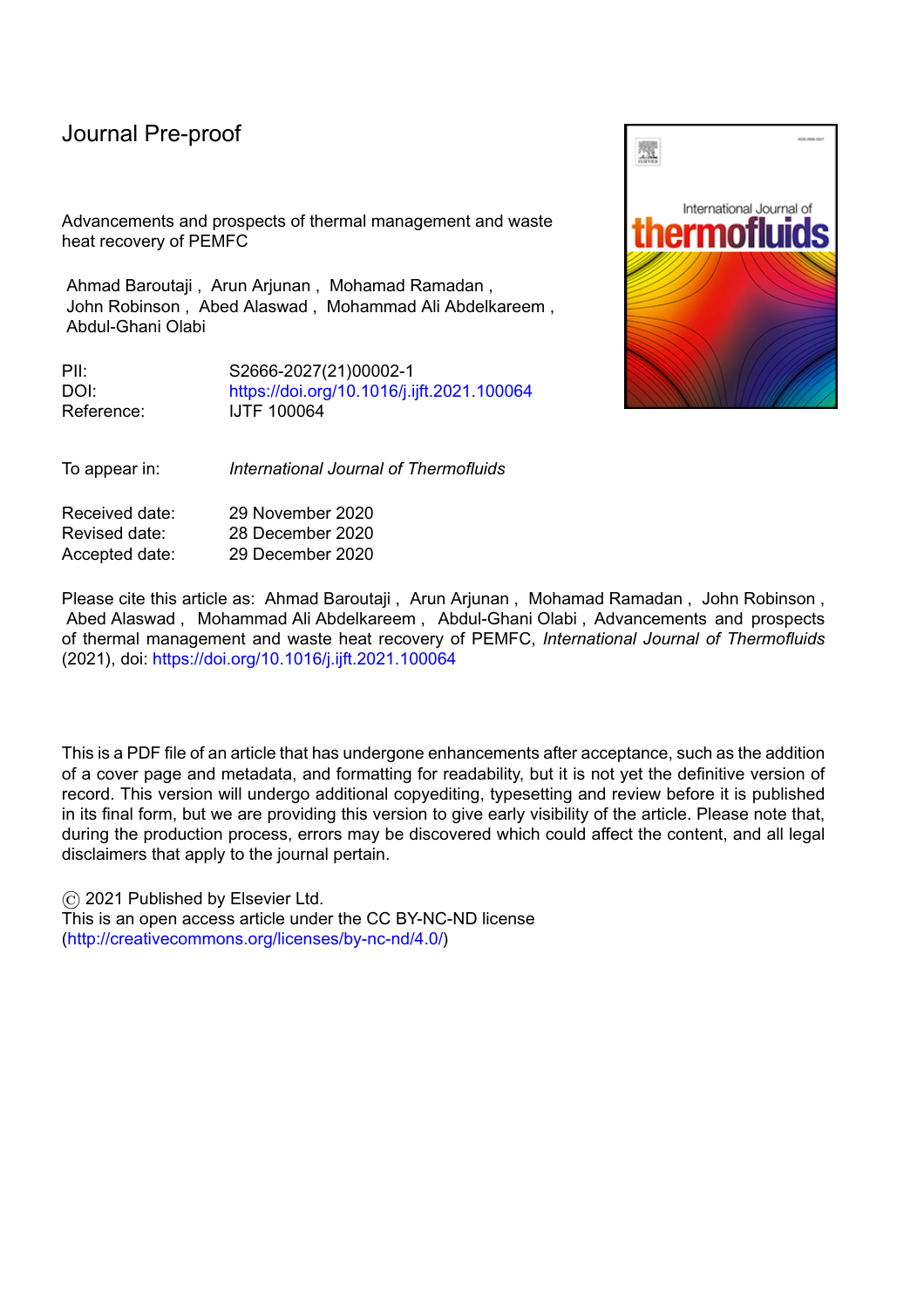Journal Pre-proof

Advancements and prospects of thermal management and waste heat recovery of PEMFC

Ahmad Baroutaji , Arun Arjunan , Mohamad Ramadan , John Robinson , Abed Alaswad , Mohammad Ali Abdelkareem , Abdul-Ghani Olabi

| | |
|---|---|
| PII: | S2666-2027(21)00002-1 |
| DOI: | https://doi.org/10.1016/j.ijft.2021.100064 |
| Reference: | IJTF 100064 |

| | |
|---|---|
| To appear in: | *International Journal of Thermofluids* |

| | |
|---|---|
| Received date: | 29 November 2020 |
| Revised date: | 28 December 2020 |
| Accepted date: | 29 December 2020 |

Please cite this article as: Ahmad Baroutaji , Arun Arjunan , Mohamad Ramadan , John Robinson , Abed Alaswad , Mohammad Ali Abdelkareem , Abdul-Ghani Olabi , Advancements and prospects of thermal management and waste heat recovery of PEMFC, *International Journal of Thermofluids* (2021), doi: https://doi.org/10.1016/j.ijft.2021.100064

This is a PDF file of an article that has undergone enhancements after acceptance, such as the addition of a cover page and metadata, and formatting for readability, but it is not yet the definitive version of record. This version will undergo additional copyediting, typesetting and review before it is published in its final form, but we are providing this version to give early visibility of the article. Please note that, during the production process, errors may be discovered which could affect the content, and all legal disclaimers that apply to the journal pertain.

© 2021 Published by Elsevier Ltd.
This is an open access article under the CC BY-NC-ND license (http://creativecommons.org/licenses/by-nc-nd/4.0/)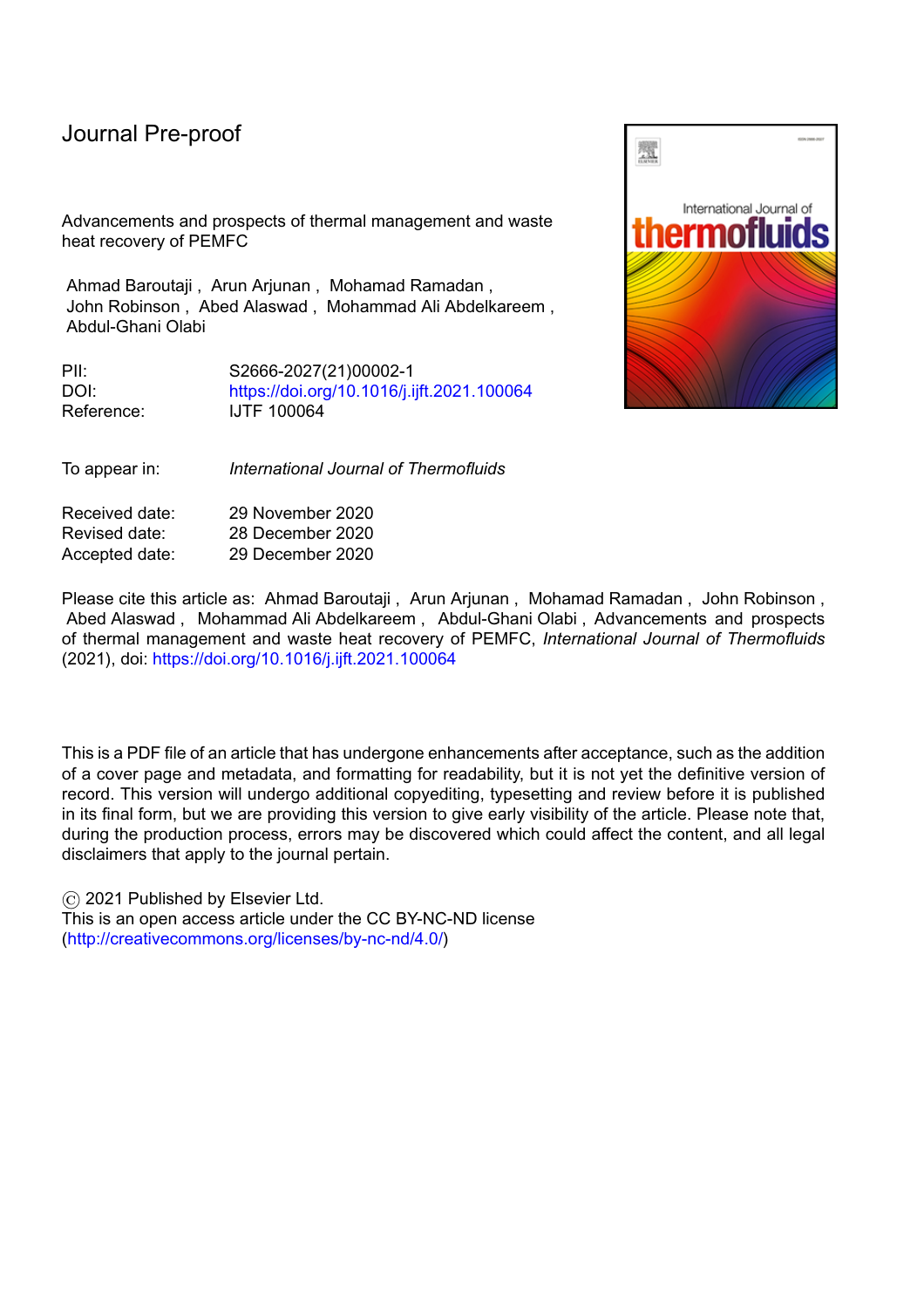Journal Pre-proof

Advancements and prospects of thermal management and waste heat recovery of PEMFC

Ahmad Baroutaji , Arun Arjunan , Mohamad Ramadan , John Robinson , Abed Alaswad , Mohammad Ali Abdelkareem , Abdul-Ghani Olabi

| | |
|---|---|
| PII: | S2666-2027(21)00002-1 |
| DOI: | https://doi.org/10.1016/j.ijft.2021.100064 |
| Reference: | IJTF 100064 |

| | |
|---|---|
| To appear in: | *International Journal of Thermofluids* |

| | |
|---|---|
| Received date: | 29 November 2020 |
| Revised date: | 28 December 2020 |
| Accepted date: | 29 December 2020 |

Please cite this article as: Ahmad Baroutaji , Arun Arjunan , Mohamad Ramadan , John Robinson , Abed Alaswad , Mohammad Ali Abdelkareem , Abdul-Ghani Olabi , Advancements and prospects of thermal management and waste heat recovery of PEMFC, *International Journal of Thermofluids* (2021), doi: https://doi.org/10.1016/j.ijft.2021.100064

This is a PDF file of an article that has undergone enhancements after acceptance, such as the addition of a cover page and metadata, and formatting for readability, but it is not yet the definitive version of record. This version will undergo additional copyediting, typesetting and review before it is published in its final form, but we are providing this version to give early visibility of the article. Please note that, during the production process, errors may be discovered which could affect the content, and all legal disclaimers that apply to the journal pertain.

© 2021 Published by Elsevier Ltd.
This is an open access article under the CC BY-NC-ND license (http://creativecommons.org/licenses/by-nc-nd/4.0/)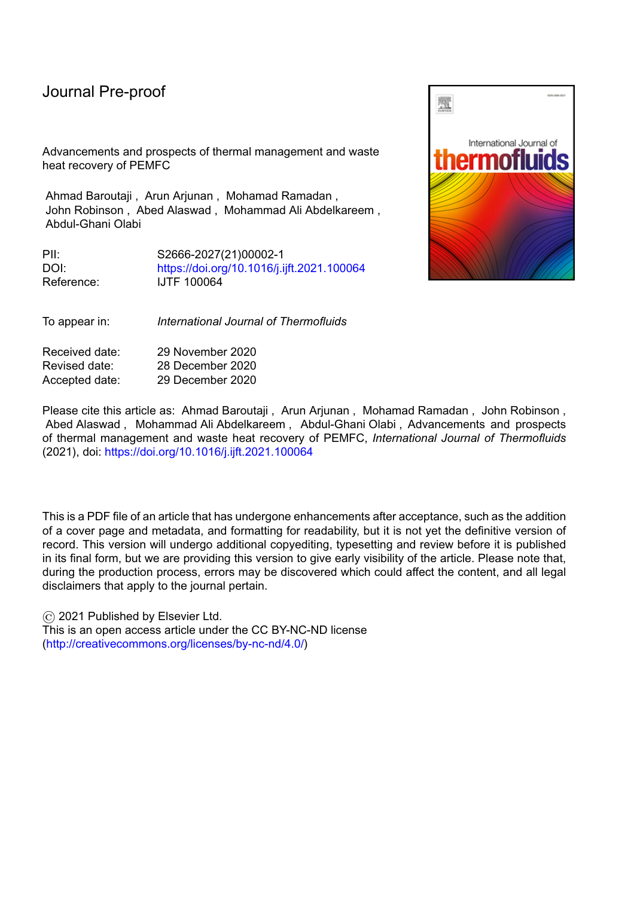# Journal Pre-proof

Advancements and prospects of thermal management and waste heat recovery of PEMFC

Ahmad Baroutaji , Arun Arjunan , Mohamad Ramadan , John Robinson , Abed Alaswad , Mohammad Ali Abdelkareem , Abdul-Ghani Olabi

| | |
|---|---|
| PII: | S2666-2027(21)00002-1 |
| DOI: | https://doi.org/10.1016/j.ijft.2021.100064 |
| Reference: | IJTF 100064 |

| | |
|---|---|
| To appear in: | *International Journal of Thermofluids* |

| | |
|---|---|
| Received date: | 29 November 2020 |
| Revised date: | 28 December 2020 |
| Accepted date: | 29 December 2020 |

Please cite this article as: Ahmad Baroutaji , Arun Arjunan , Mohamad Ramadan , John Robinson , Abed Alaswad , Mohammad Ali Abdelkareem , Abdul-Ghani Olabi , Advancements and prospects of thermal management and waste heat recovery of PEMFC, *International Journal of Thermofluids* (2021), doi: https://doi.org/10.1016/j.ijft.2021.100064

This is a PDF file of an article that has undergone enhancements after acceptance, such as the addition of a cover page and metadata, and formatting for readability, but it is not yet the definitive version of record. This version will undergo additional copyediting, typesetting and review before it is published in its final form, but we are providing this version to give early visibility of the article. Please note that, during the production process, errors may be discovered which could affect the content, and all legal disclaimers that apply to the journal pertain.

© 2021 Published by Elsevier Ltd.
This is an open access article under the CC BY-NC-ND license (http://creativecommons.org/licenses/by-nc-nd/4.0/)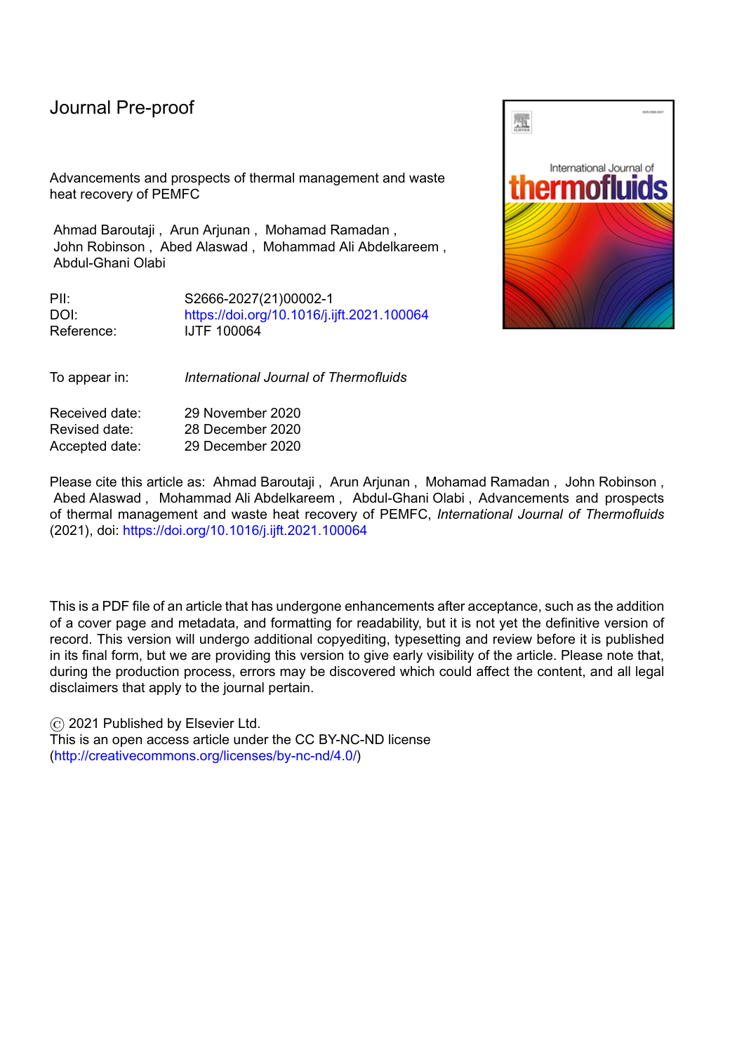Journal Pre-proof

Advancements and prospects of thermal management and waste heat recovery of PEMFC

Ahmad Baroutaji , Arun Arjunan , Mohamad Ramadan , John Robinson , Abed Alaswad , Mohammad Ali Abdelkareem , Abdul-Ghani Olabi

PII: S2666-2027(21)00002-1
DOI: https://doi.org/10.1016/j.ijft.2021.100064
Reference: IJTF 100064

To appear in: *International Journal of Thermofluids*

Received date: 29 November 2020
Revised date: 28 December 2020
Accepted date: 29 December 2020

Please cite this article as: Ahmad Baroutaji , Arun Arjunan , Mohamad Ramadan , John Robinson , Abed Alaswad , Mohammad Ali Abdelkareem , Abdul-Ghani Olabi , Advancements and prospects of thermal management and waste heat recovery of PEMFC, *International Journal of Thermofluids* (2021), doi: https://doi.org/10.1016/j.ijft.2021.100064

This is a PDF file of an article that has undergone enhancements after acceptance, such as the addition of a cover page and metadata, and formatting for readability, but it is not yet the definitive version of record. This version will undergo additional copyediting, typesetting and review before it is published in its final form, but we are providing this version to give early visibility of the article. Please note that, during the production process, errors may be discovered which could affect the content, and all legal disclaimers that apply to the journal pertain.

© 2021 Published by Elsevier Ltd.
This is an open access article under the CC BY-NC-ND license (http://creativecommons.org/licenses/by-nc-nd/4.0/)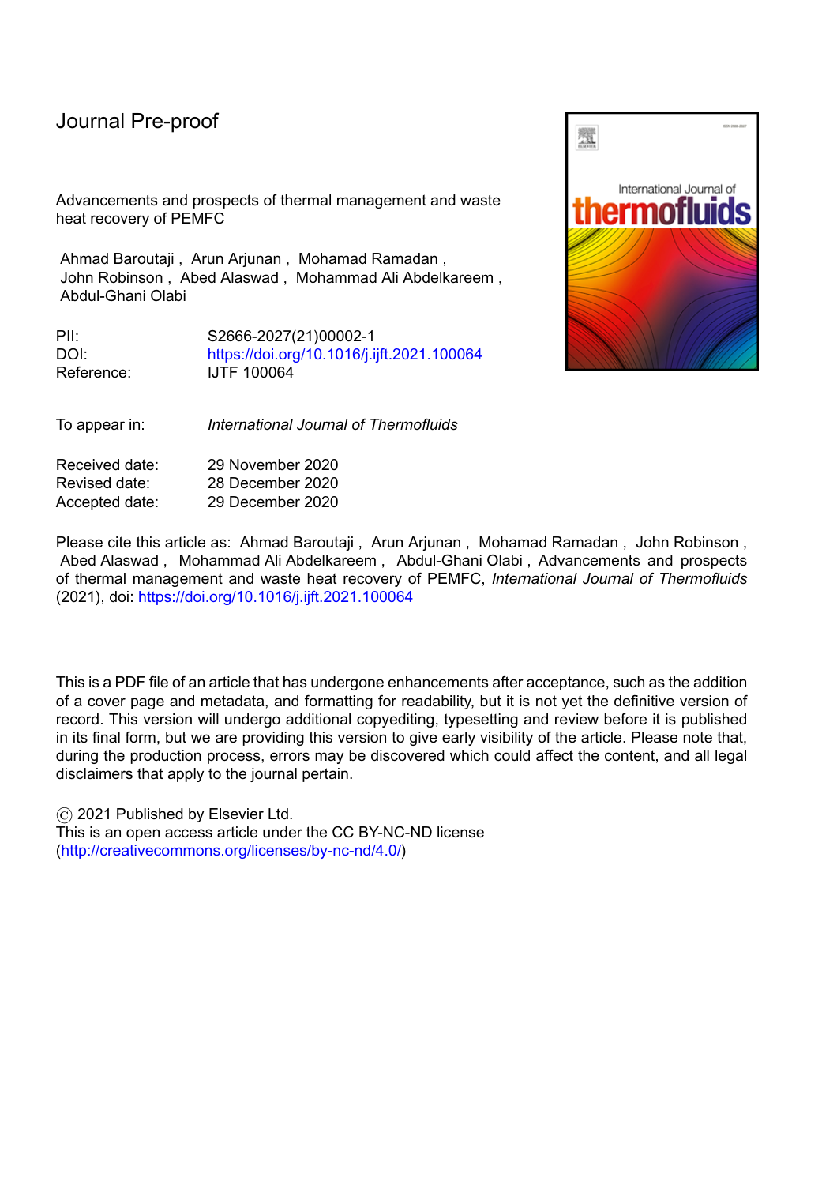Journal Pre-proof

Advancements and prospects of thermal management and waste heat recovery of PEMFC

Ahmad Baroutaji , Arun Arjunan , Mohamad Ramadan , John Robinson , Abed Alaswad , Mohammad Ali Abdelkareem , Abdul-Ghani Olabi

PII: S2666-2027(21)00002-1
DOI: https://doi.org/10.1016/j.ijft.2021.100064
Reference: IJTF 100064

To appear in: *International Journal of Thermofluids*

Received date: 29 November 2020
Revised date: 28 December 2020
Accepted date: 29 December 2020

Please cite this article as: Ahmad Baroutaji , Arun Arjunan , Mohamad Ramadan , John Robinson , Abed Alaswad , Mohammad Ali Abdelkareem , Abdul-Ghani Olabi , Advancements and prospects of thermal management and waste heat recovery of PEMFC, *International Journal of Thermofluids* (2021), doi: https://doi.org/10.1016/j.ijft.2021.100064

This is a PDF file of an article that has undergone enhancements after acceptance, such as the addition of a cover page and metadata, and formatting for readability, but it is not yet the definitive version of record. This version will undergo additional copyediting, typesetting and review before it is published in its final form, but we are providing this version to give early visibility of the article. Please note that, during the production process, errors may be discovered which could affect the content, and all legal disclaimers that apply to the journal pertain.

© 2021 Published by Elsevier Ltd.
This is an open access article under the CC BY-NC-ND license (http://creativecommons.org/licenses/by-nc-nd/4.0/)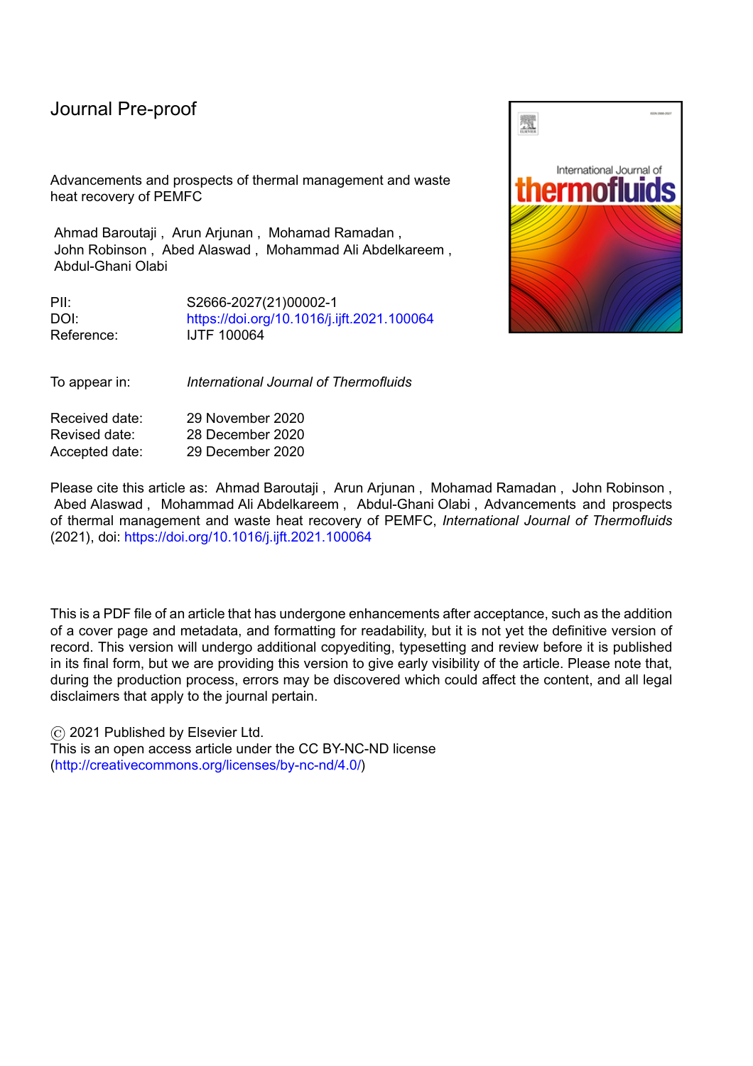Journal Pre-proof

Advancements and prospects of thermal management and waste heat recovery of PEMFC

Ahmad Baroutaji , Arun Arjunan , Mohamad Ramadan , John Robinson , Abed Alaswad , Mohammad Ali Abdelkareem , Abdul-Ghani Olabi

| | |
|---|---|
| PII: | S2666-2027(21)00002-1 |
| DOI: | https://doi.org/10.1016/j.ijft.2021.100064 |
| Reference: | IJTF 100064 |

| | |
|---|---|
| To appear in: | *International Journal of Thermofluids* |

| | |
|---|---|
| Received date: | 29 November 2020 |
| Revised date: | 28 December 2020 |
| Accepted date: | 29 December 2020 |

Please cite this article as: Ahmad Baroutaji , Arun Arjunan , Mohamad Ramadan , John Robinson , Abed Alaswad , Mohammad Ali Abdelkareem , Abdul-Ghani Olabi , Advancements and prospects of thermal management and waste heat recovery of PEMFC, *International Journal of Thermofluids* (2021), doi: https://doi.org/10.1016/j.ijft.2021.100064

This is a PDF file of an article that has undergone enhancements after acceptance, such as the addition of a cover page and metadata, and formatting for readability, but it is not yet the definitive version of record. This version will undergo additional copyediting, typesetting and review before it is published in its final form, but we are providing this version to give early visibility of the article. Please note that, during the production process, errors may be discovered which could affect the content, and all legal disclaimers that apply to the journal pertain.

© 2021 Published by Elsevier Ltd.
This is an open access article under the CC BY-NC-ND license (http://creativecommons.org/licenses/by-nc-nd/4.0/)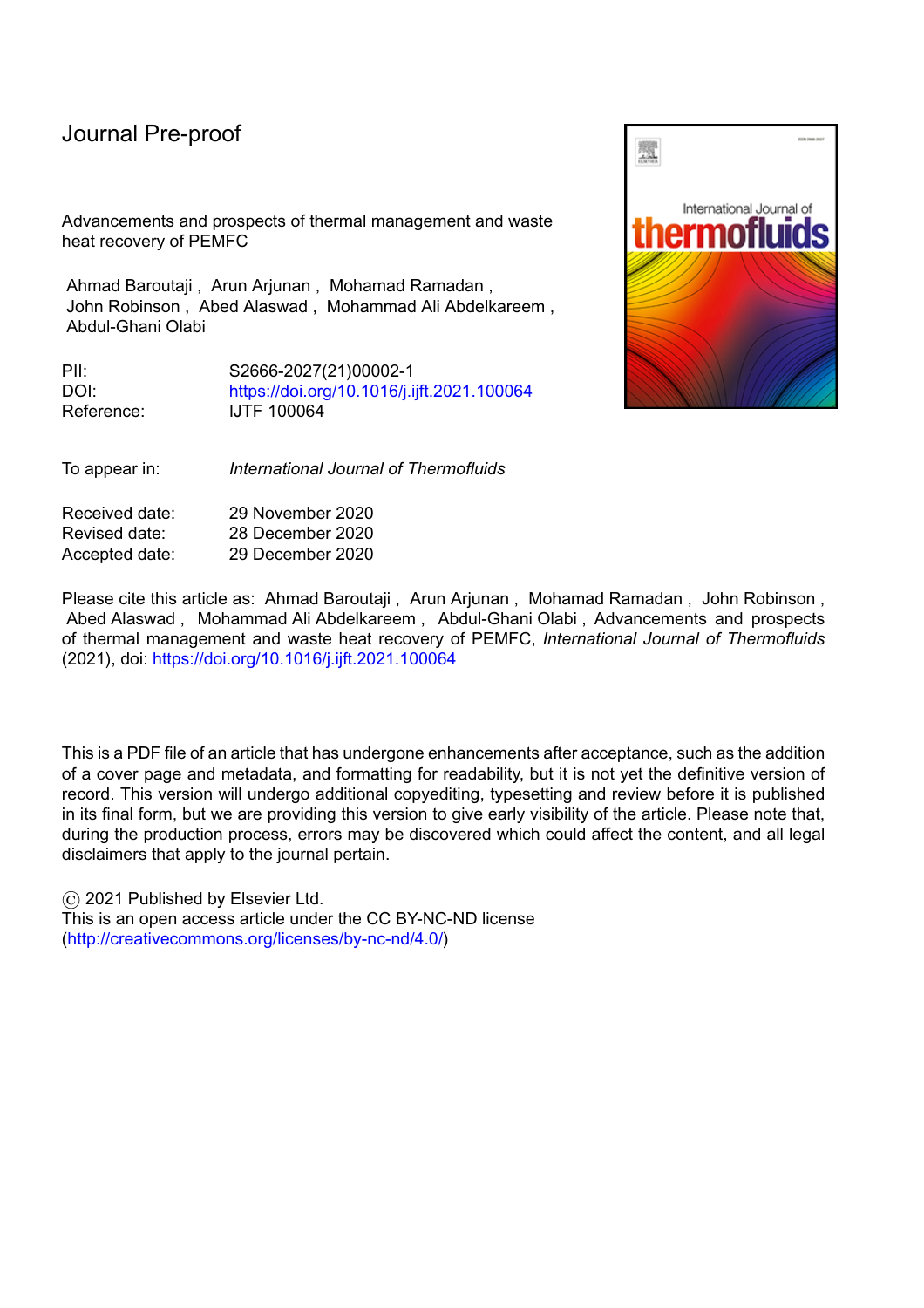Journal Pre-proof

Advancements and prospects of thermal management and waste heat recovery of PEMFC

Ahmad Baroutaji , Arun Arjunan , Mohamad Ramadan , John Robinson , Abed Alaswad , Mohammad Ali Abdelkareem , Abdul-Ghani Olabi

PII: S2666-2027(21)00002-1
DOI: https://doi.org/10.1016/j.ijft.2021.100064
Reference: IJTF 100064

To appear in: *International Journal of Thermofluids*

Received date: 29 November 2020
Revised date: 28 December 2020
Accepted date: 29 December 2020

Please cite this article as: Ahmad Baroutaji , Arun Arjunan , Mohamad Ramadan , John Robinson , Abed Alaswad , Mohammad Ali Abdelkareem , Abdul-Ghani Olabi , Advancements and prospects of thermal management and waste heat recovery of PEMFC, *International Journal of Thermofluids* (2021), doi: https://doi.org/10.1016/j.ijft.2021.100064

This is a PDF file of an article that has undergone enhancements after acceptance, such as the addition of a cover page and metadata, and formatting for readability, but it is not yet the definitive version of record. This version will undergo additional copyediting, typesetting and review before it is published in its final form, but we are providing this version to give early visibility of the article. Please note that, during the production process, errors may be discovered which could affect the content, and all legal disclaimers that apply to the journal pertain.

© 2021 Published by Elsevier Ltd.
This is an open access article under the CC BY-NC-ND license (http://creativecommons.org/licenses/by-nc-nd/4.0/)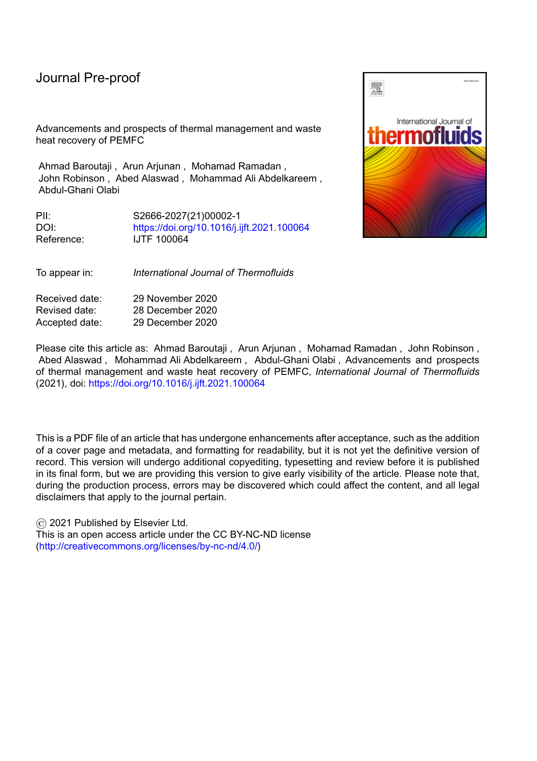Journal Pre-proof

Advancements and prospects of thermal management and waste heat recovery of PEMFC

Ahmad Baroutaji , Arun Arjunan , Mohamad Ramadan , John Robinson , Abed Alaswad , Mohammad Ali Abdelkareem , Abdul-Ghani Olabi

| | |
|---|---|
| PII: | S2666-2027(21)00002-1 |
| DOI: | https://doi.org/10.1016/j.ijft.2021.100064 |
| Reference: | IJTF 100064 |

| | |
|---|---|
| To appear in: | *International Journal of Thermofluids* |

| | |
|---|---|
| Received date: | 29 November 2020 |
| Revised date: | 28 December 2020 |
| Accepted date: | 29 December 2020 |

Please cite this article as: Ahmad Baroutaji , Arun Arjunan , Mohamad Ramadan , John Robinson , Abed Alaswad , Mohammad Ali Abdelkareem , Abdul-Ghani Olabi , Advancements and prospects of thermal management and waste heat recovery of PEMFC, *International Journal of Thermofluids* (2021), doi: https://doi.org/10.1016/j.ijft.2021.100064

This is a PDF file of an article that has undergone enhancements after acceptance, such as the addition of a cover page and metadata, and formatting for readability, but it is not yet the definitive version of record. This version will undergo additional copyediting, typesetting and review before it is published in its final form, but we are providing this version to give early visibility of the article. Please note that, during the production process, errors may be discovered which could affect the content, and all legal disclaimers that apply to the journal pertain.

© 2021 Published by Elsevier Ltd.
This is an open access article under the CC BY-NC-ND license (http://creativecommons.org/licenses/by-nc-nd/4.0/)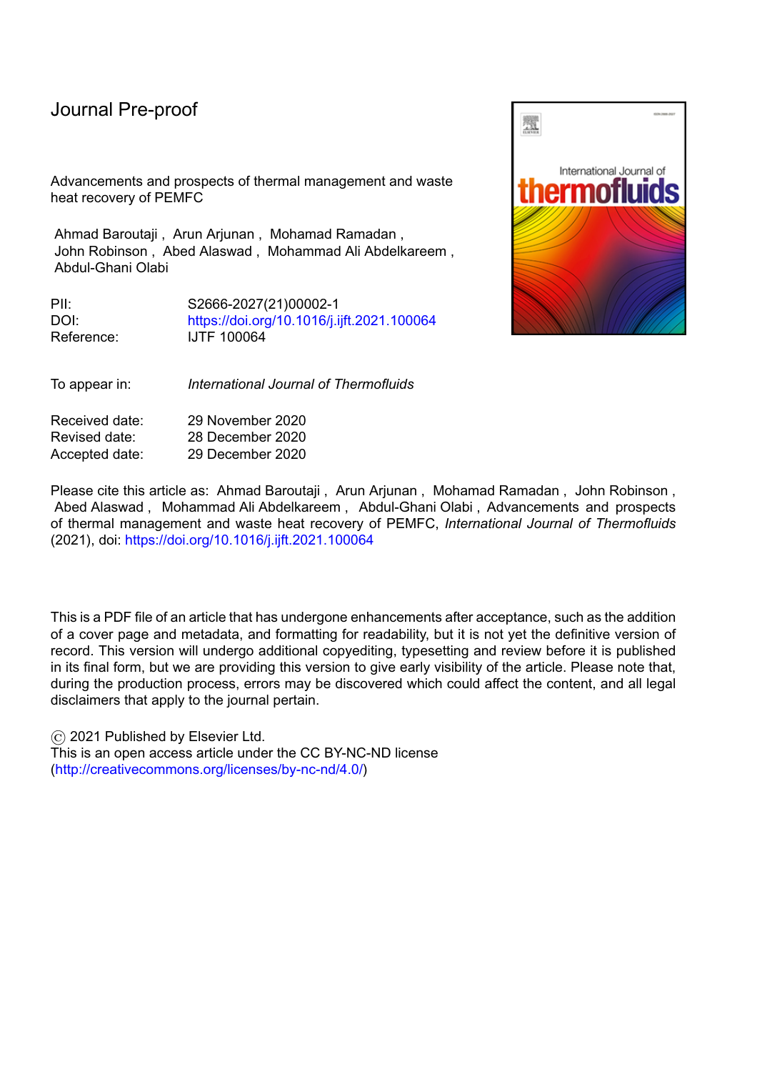Journal Pre-proof

Advancements and prospects of thermal management and waste heat recovery of PEMFC

Ahmad Baroutaji , Arun Arjunan , Mohamad Ramadan , John Robinson , Abed Alaswad , Mohammad Ali Abdelkareem , Abdul-Ghani Olabi

| | |
|---|---|
| PII: | S2666-2027(21)00002-1 |
| DOI: | https://doi.org/10.1016/j.ijft.2021.100064 |
| Reference: | IJTF 100064 |

| | |
|---|---|
| To appear in: | *International Journal of Thermofluids* |

| | |
|---|---|
| Received date: | 29 November 2020 |
| Revised date: | 28 December 2020 |
| Accepted date: | 29 December 2020 |

Please cite this article as: Ahmad Baroutaji , Arun Arjunan , Mohamad Ramadan , John Robinson , Abed Alaswad , Mohammad Ali Abdelkareem , Abdul-Ghani Olabi , Advancements and prospects of thermal management and waste heat recovery of PEMFC, *International Journal of Thermofluids* (2021), doi: https://doi.org/10.1016/j.ijft.2021.100064

This is a PDF file of an article that has undergone enhancements after acceptance, such as the addition of a cover page and metadata, and formatting for readability, but it is not yet the definitive version of record. This version will undergo additional copyediting, typesetting and review before it is published in its final form, but we are providing this version to give early visibility of the article. Please note that, during the production process, errors may be discovered which could affect the content, and all legal disclaimers that apply to the journal pertain.

© 2021 Published by Elsevier Ltd.
This is an open access article under the CC BY-NC-ND license (http://creativecommons.org/licenses/by-nc-nd/4.0/)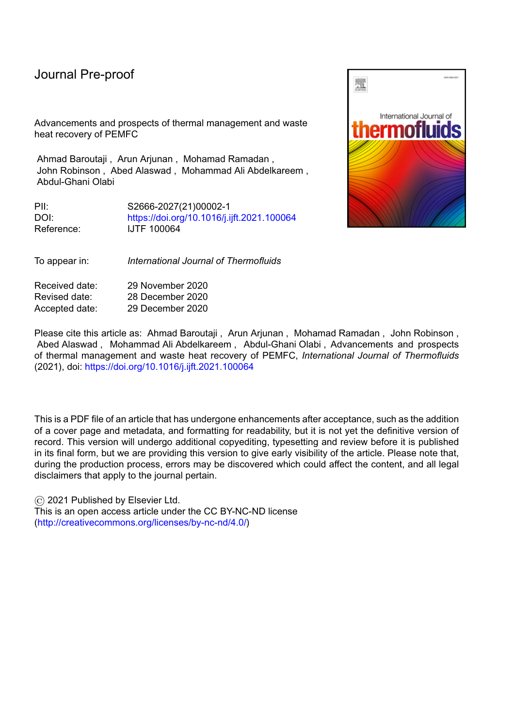Journal Pre-proof

Advancements and prospects of thermal management and waste heat recovery of PEMFC

Ahmad Baroutaji , Arun Arjunan , Mohamad Ramadan , John Robinson , Abed Alaswad , Mohammad Ali Abdelkareem , Abdul-Ghani Olabi

PII: S2666-2027(21)00002-1
DOI: https://doi.org/10.1016/j.ijft.2021.100064
Reference: IJTF 100064

To appear in: *International Journal of Thermofluids*

Received date: 29 November 2020
Revised date: 28 December 2020
Accepted date: 29 December 2020

Please cite this article as: Ahmad Baroutaji , Arun Arjunan , Mohamad Ramadan , John Robinson , Abed Alaswad , Mohammad Ali Abdelkareem , Abdul-Ghani Olabi , Advancements and prospects of thermal management and waste heat recovery of PEMFC, *International Journal of Thermofluids* (2021), doi: https://doi.org/10.1016/j.ijft.2021.100064

This is a PDF file of an article that has undergone enhancements after acceptance, such as the addition of a cover page and metadata, and formatting for readability, but it is not yet the definitive version of record. This version will undergo additional copyediting, typesetting and review before it is published in its final form, but we are providing this version to give early visibility of the article. Please note that, during the production process, errors may be discovered which could affect the content, and all legal disclaimers that apply to the journal pertain.

© 2021 Published by Elsevier Ltd.
This is an open access article under the CC BY-NC-ND license (http://creativecommons.org/licenses/by-nc-nd/4.0/)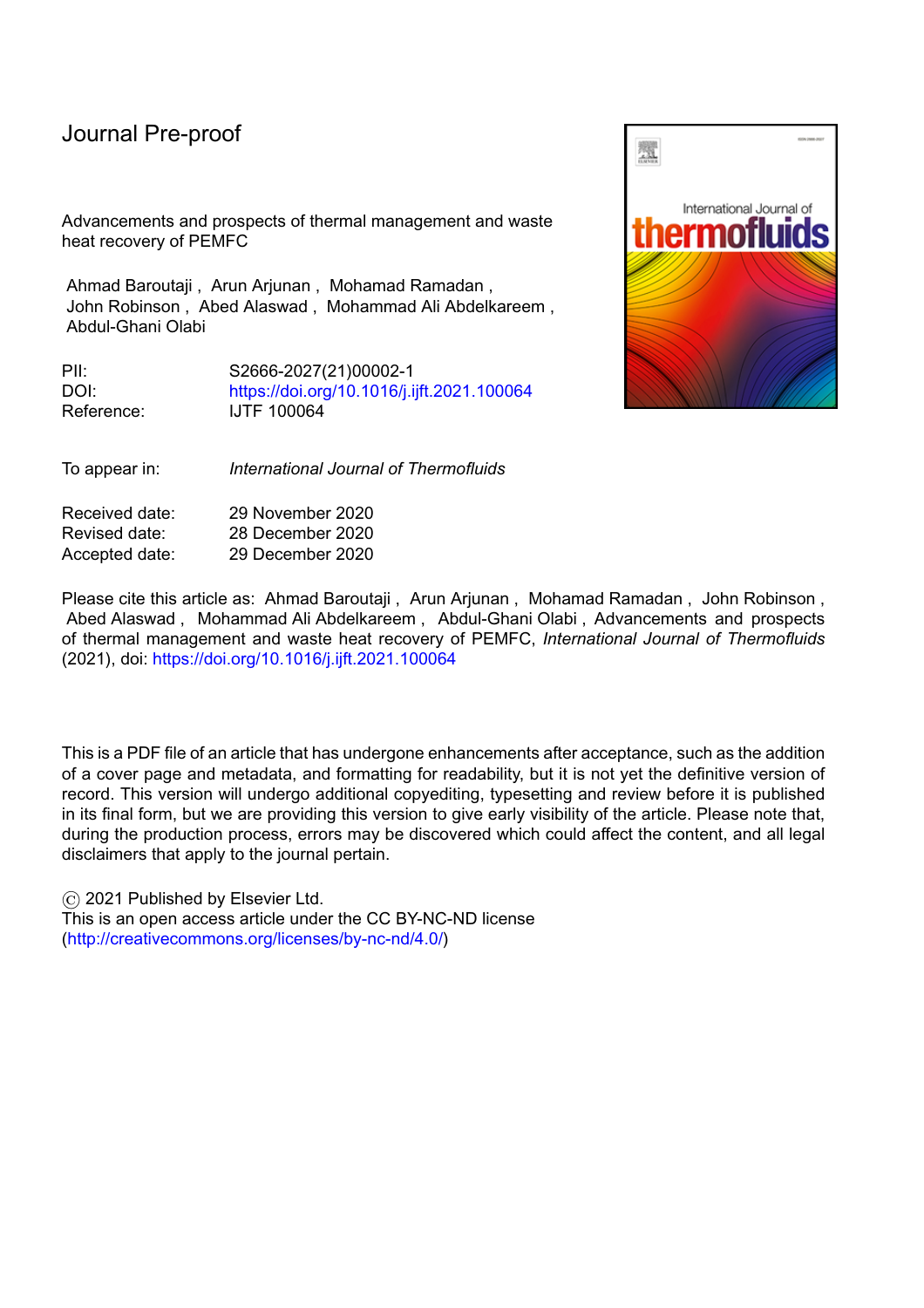Journal Pre-proof

Advancements and prospects of thermal management and waste heat recovery of PEMFC

Ahmad Baroutaji , Arun Arjunan , Mohamad Ramadan , John Robinson , Abed Alaswad , Mohammad Ali Abdelkareem , Abdul-Ghani Olabi

PII: S2666-2027(21)00002-1
DOI: https://doi.org/10.1016/j.ijft.2021.100064
Reference: IJTF 100064

To appear in: *International Journal of Thermofluids*

Received date: 29 November 2020
Revised date: 28 December 2020
Accepted date: 29 December 2020

Please cite this article as: Ahmad Baroutaji , Arun Arjunan , Mohamad Ramadan , John Robinson , Abed Alaswad , Mohammad Ali Abdelkareem , Abdul-Ghani Olabi , Advancements and prospects of thermal management and waste heat recovery of PEMFC, *International Journal of Thermofluids* (2021), doi: https://doi.org/10.1016/j.ijft.2021.100064

This is a PDF file of an article that has undergone enhancements after acceptance, such as the addition of a cover page and metadata, and formatting for readability, but it is not yet the definitive version of record. This version will undergo additional copyediting, typesetting and review before it is published in its final form, but we are providing this version to give early visibility of the article. Please note that, during the production process, errors may be discovered which could affect the content, and all legal disclaimers that apply to the journal pertain.

© 2021 Published by Elsevier Ltd.
This is an open access article under the CC BY-NC-ND license (http://creativecommons.org/licenses/by-nc-nd/4.0/)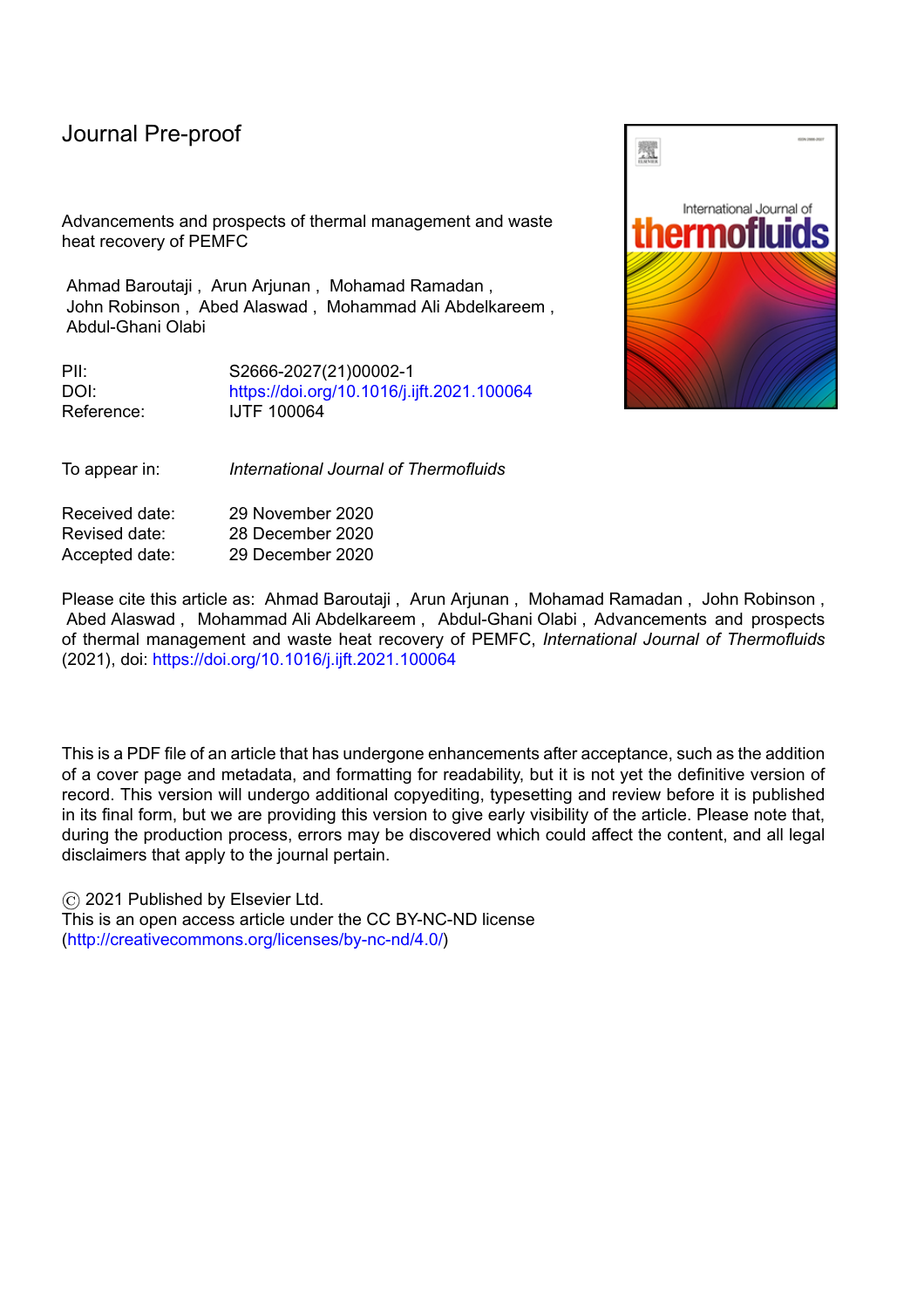Journal Pre-proof

Advancements and prospects of thermal management and waste heat recovery of PEMFC

Ahmad Baroutaji , Arun Arjunan , Mohamad Ramadan , John Robinson , Abed Alaswad , Mohammad Ali Abdelkareem , Abdul-Ghani Olabi

| | |
|---|---|
| PII: | S2666-2027(21)00002-1 |
| DOI: | https://doi.org/10.1016/j.ijft.2021.100064 |
| Reference: | IJTF 100064 |

| | |
|---|---|
| To appear in: | *International Journal of Thermofluids* |

| | |
|---|---|
| Received date: | 29 November 2020 |
| Revised date: | 28 December 2020 |
| Accepted date: | 29 December 2020 |

Please cite this article as: Ahmad Baroutaji , Arun Arjunan , Mohamad Ramadan , John Robinson , Abed Alaswad , Mohammad Ali Abdelkareem , Abdul-Ghani Olabi , Advancements and prospects of thermal management and waste heat recovery of PEMFC, *International Journal of Thermofluids* (2021), doi: https://doi.org/10.1016/j.ijft.2021.100064

This is a PDF file of an article that has undergone enhancements after acceptance, such as the addition of a cover page and metadata, and formatting for readability, but it is not yet the definitive version of record. This version will undergo additional copyediting, typesetting and review before it is published in its final form, but we are providing this version to give early visibility of the article. Please note that, during the production process, errors may be discovered which could affect the content, and all legal disclaimers that apply to the journal pertain.

© 2021 Published by Elsevier Ltd.
This is an open access article under the CC BY-NC-ND license (http://creativecommons.org/licenses/by-nc-nd/4.0/)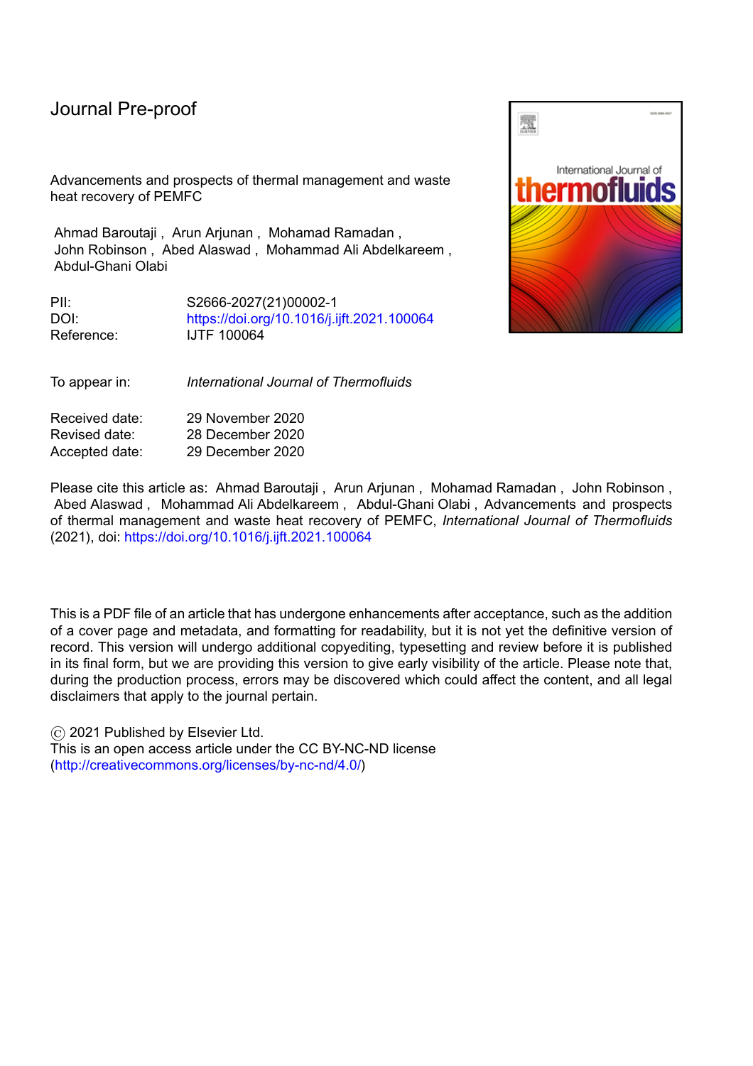Journal Pre-proof

Advancements and prospects of thermal management and waste heat recovery of PEMFC

Ahmad Baroutaji , Arun Arjunan , Mohamad Ramadan , John Robinson , Abed Alaswad , Mohammad Ali Abdelkareem , Abdul-Ghani Olabi

PII: S2666-2027(21)00002-1
DOI: https://doi.org/10.1016/j.ijft.2021.100064
Reference: IJTF 100064

To appear in: *International Journal of Thermofluids*

Received date: 29 November 2020
Revised date: 28 December 2020
Accepted date: 29 December 2020

Please cite this article as: Ahmad Baroutaji , Arun Arjunan , Mohamad Ramadan , John Robinson , Abed Alaswad , Mohammad Ali Abdelkareem , Abdul-Ghani Olabi , Advancements and prospects of thermal management and waste heat recovery of PEMFC, *International Journal of Thermofluids* (2021), doi: https://doi.org/10.1016/j.ijft.2021.100064

This is a PDF file of an article that has undergone enhancements after acceptance, such as the addition of a cover page and metadata, and formatting for readability, but it is not yet the definitive version of record. This version will undergo additional copyediting, typesetting and review before it is published in its final form, but we are providing this version to give early visibility of the article. Please note that, during the production process, errors may be discovered which could affect the content, and all legal disclaimers that apply to the journal pertain.

© 2021 Published by Elsevier Ltd.
This is an open access article under the CC BY-NC-ND license (http://creativecommons.org/licenses/by-nc-nd/4.0/)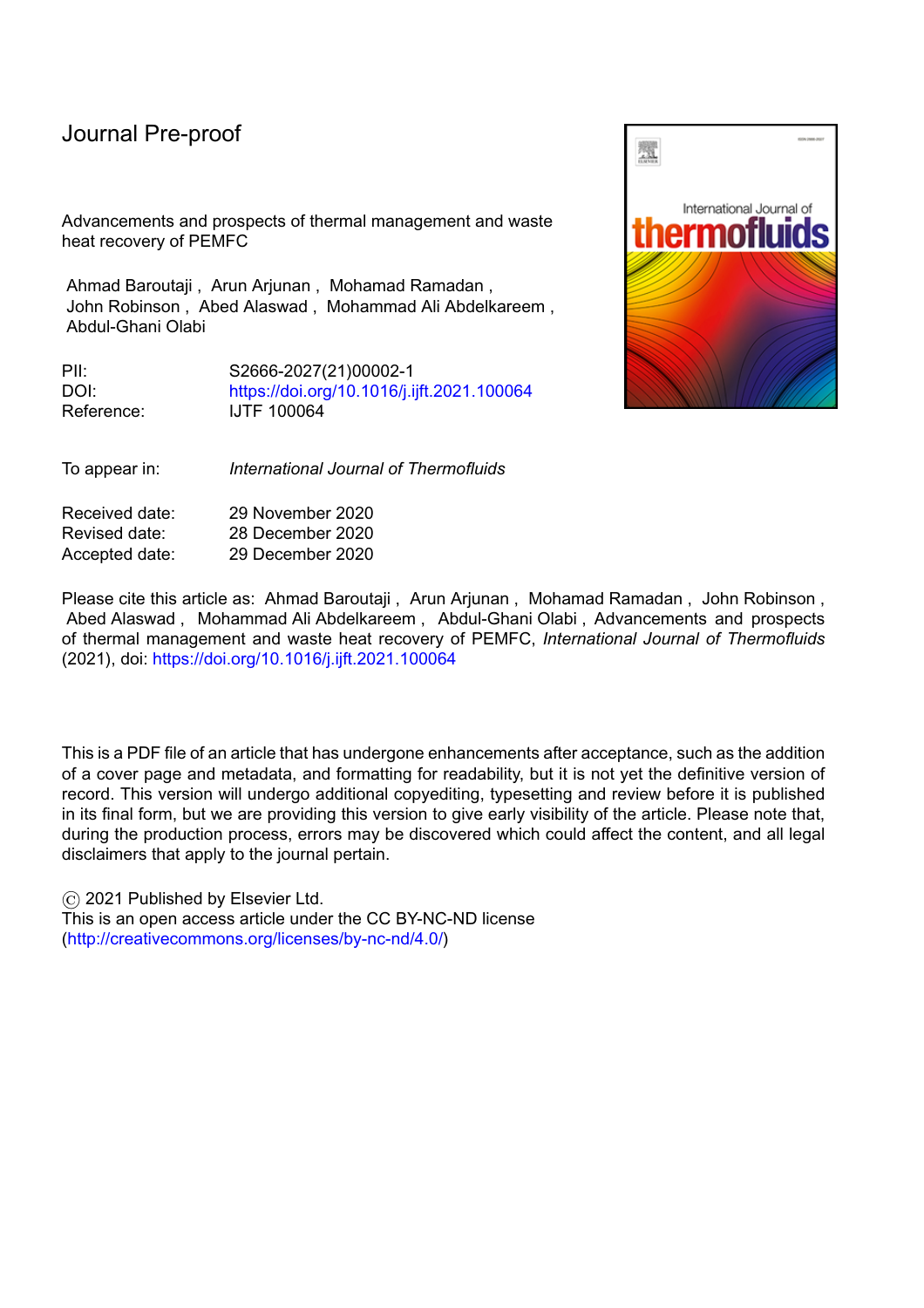Journal Pre-proof

Advancements and prospects of thermal management and waste heat recovery of PEMFC

Ahmad Baroutaji , Arun Arjunan , Mohamad Ramadan , John Robinson , Abed Alaswad , Mohammad Ali Abdelkareem , Abdul-Ghani Olabi

| | |
|---|---|
| PII: | S2666-2027(21)00002-1 |
| DOI: | https://doi.org/10.1016/j.ijft.2021.100064 |
| Reference: | IJTF 100064 |

| | |
|---|---|
| To appear in: | *International Journal of Thermofluids* |

| | |
|---|---|
| Received date: | 29 November 2020 |
| Revised date: | 28 December 2020 |
| Accepted date: | 29 December 2020 |

Please cite this article as: Ahmad Baroutaji , Arun Arjunan , Mohamad Ramadan , John Robinson , Abed Alaswad , Mohammad Ali Abdelkareem , Abdul-Ghani Olabi , Advancements and prospects of thermal management and waste heat recovery of PEMFC, *International Journal of Thermofluids* (2021), doi: https://doi.org/10.1016/j.ijft.2021.100064

This is a PDF file of an article that has undergone enhancements after acceptance, such as the addition of a cover page and metadata, and formatting for readability, but it is not yet the definitive version of record. This version will undergo additional copyediting, typesetting and review before it is published in its final form, but we are providing this version to give early visibility of the article. Please note that, during the production process, errors may be discovered which could affect the content, and all legal disclaimers that apply to the journal pertain.

© 2021 Published by Elsevier Ltd.
This is an open access article under the CC BY-NC-ND license (http://creativecommons.org/licenses/by-nc-nd/4.0/)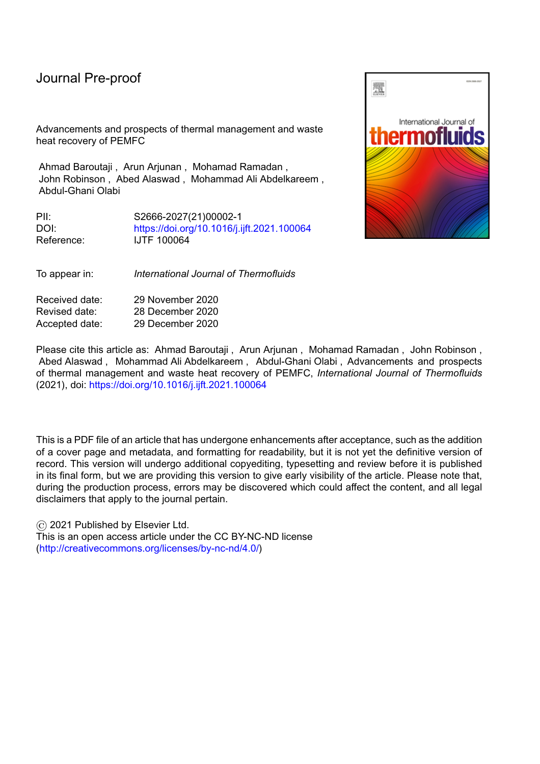Journal Pre-proof

Advancements and prospects of thermal management and waste heat recovery of PEMFC

Ahmad Baroutaji , Arun Arjunan , Mohamad Ramadan , John Robinson , Abed Alaswad , Mohammad Ali Abdelkareem , Abdul-Ghani Olabi

PII: S2666-2027(21)00002-1
DOI: https://doi.org/10.1016/j.ijft.2021.100064
Reference: IJTF 100064

To appear in: *International Journal of Thermofluids*

Received date: 29 November 2020
Revised date: 28 December 2020
Accepted date: 29 December 2020

Please cite this article as: Ahmad Baroutaji , Arun Arjunan , Mohamad Ramadan , John Robinson , Abed Alaswad , Mohammad Ali Abdelkareem , Abdul-Ghani Olabi , Advancements and prospects of thermal management and waste heat recovery of PEMFC, *International Journal of Thermofluids* (2021), doi: https://doi.org/10.1016/j.ijft.2021.100064

This is a PDF file of an article that has undergone enhancements after acceptance, such as the addition of a cover page and metadata, and formatting for readability, but it is not yet the definitive version of record. This version will undergo additional copyediting, typesetting and review before it is published in its final form, but we are providing this version to give early visibility of the article. Please note that, during the production process, errors may be discovered which could affect the content, and all legal disclaimers that apply to the journal pertain.

© 2021 Published by Elsevier Ltd.
This is an open access article under the CC BY-NC-ND license (http://creativecommons.org/licenses/by-nc-nd/4.0/)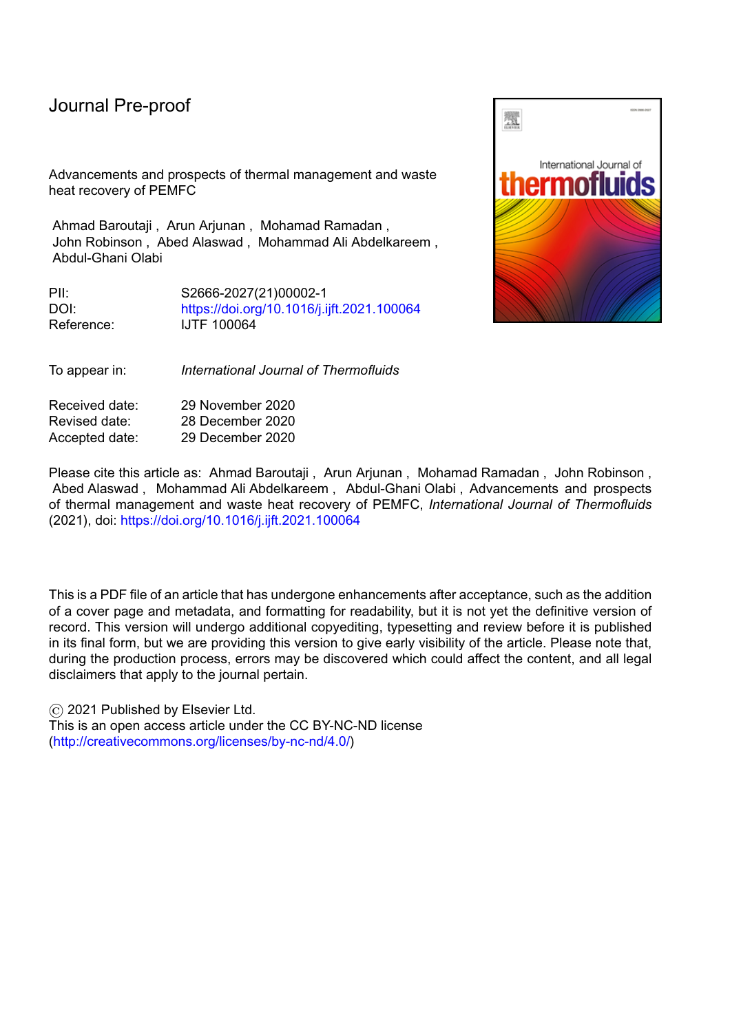# Journal Pre-proof

Advancements and prospects of thermal management and waste heat recovery of PEMFC

Ahmad Baroutaji , Arun Arjunan , Mohamad Ramadan , John Robinson , Abed Alaswad , Mohammad Ali Abdelkareem , Abdul-Ghani Olabi

PII: S2666-2027(21)00002-1
DOI: https://doi.org/10.1016/j.ijft.2021.100064
Reference: IJTF 100064

To appear in: *International Journal of Thermofluids*

Received date: 29 November 2020
Revised date: 28 December 2020
Accepted date: 29 December 2020

Please cite this article as: Ahmad Baroutaji , Arun Arjunan , Mohamad Ramadan , John Robinson , Abed Alaswad , Mohammad Ali Abdelkareem , Abdul-Ghani Olabi , Advancements and prospects of thermal management and waste heat recovery of PEMFC, *International Journal of Thermofluids* (2021), doi: https://doi.org/10.1016/j.ijft.2021.100064

This is a PDF file of an article that has undergone enhancements after acceptance, such as the addition of a cover page and metadata, and formatting for readability, but it is not yet the definitive version of record. This version will undergo additional copyediting, typesetting and review before it is published in its final form, but we are providing this version to give early visibility of the article. Please note that, during the production process, errors may be discovered which could affect the content, and all legal disclaimers that apply to the journal pertain.

© 2021 Published by Elsevier Ltd.
This is an open access article under the CC BY-NC-ND license (http://creativecommons.org/licenses/by-nc-nd/4.0/)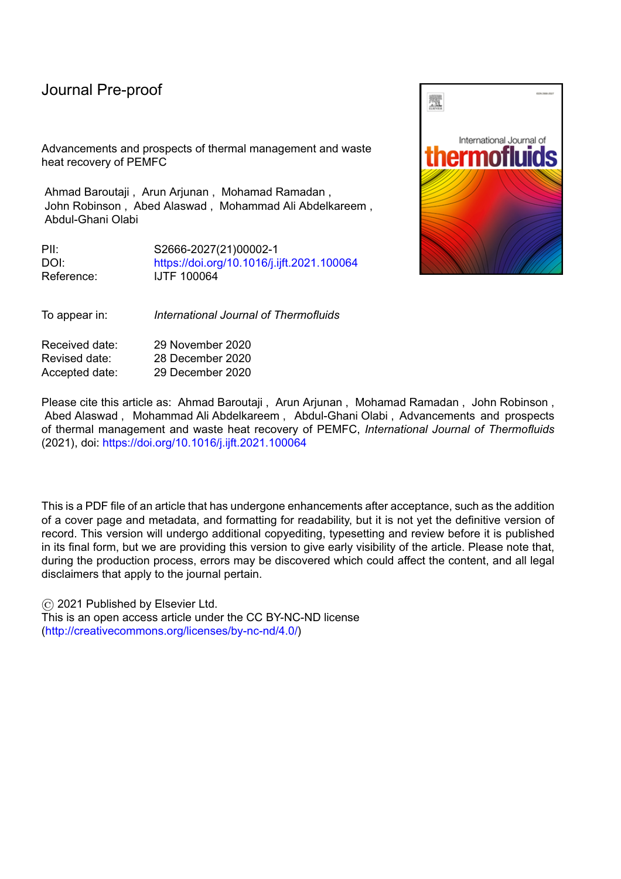Journal Pre-proof

Advancements and prospects of thermal management and waste heat recovery of PEMFC

Ahmad Baroutaji , Arun Arjunan , Mohamad Ramadan , John Robinson , Abed Alaswad , Mohammad Ali Abdelkareem , Abdul-Ghani Olabi

PII: S2666-2027(21)00002-1
DOI: https://doi.org/10.1016/j.ijft.2021.100064
Reference: IJTF 100064

To appear in: *International Journal of Thermofluids*

Received date: 29 November 2020
Revised date: 28 December 2020
Accepted date: 29 December 2020

Please cite this article as: Ahmad Baroutaji , Arun Arjunan , Mohamad Ramadan , John Robinson , Abed Alaswad , Mohammad Ali Abdelkareem , Abdul-Ghani Olabi , Advancements and prospects of thermal management and waste heat recovery of PEMFC, *International Journal of Thermofluids* (2021), doi: https://doi.org/10.1016/j.ijft.2021.100064

This is a PDF file of an article that has undergone enhancements after acceptance, such as the addition of a cover page and metadata, and formatting for readability, but it is not yet the definitive version of record. This version will undergo additional copyediting, typesetting and review before it is published in its final form, but we are providing this version to give early visibility of the article. Please note that, during the production process, errors may be discovered which could affect the content, and all legal disclaimers that apply to the journal pertain.

© 2021 Published by Elsevier Ltd.
This is an open access article under the CC BY-NC-ND license (http://creativecommons.org/licenses/by-nc-nd/4.0/)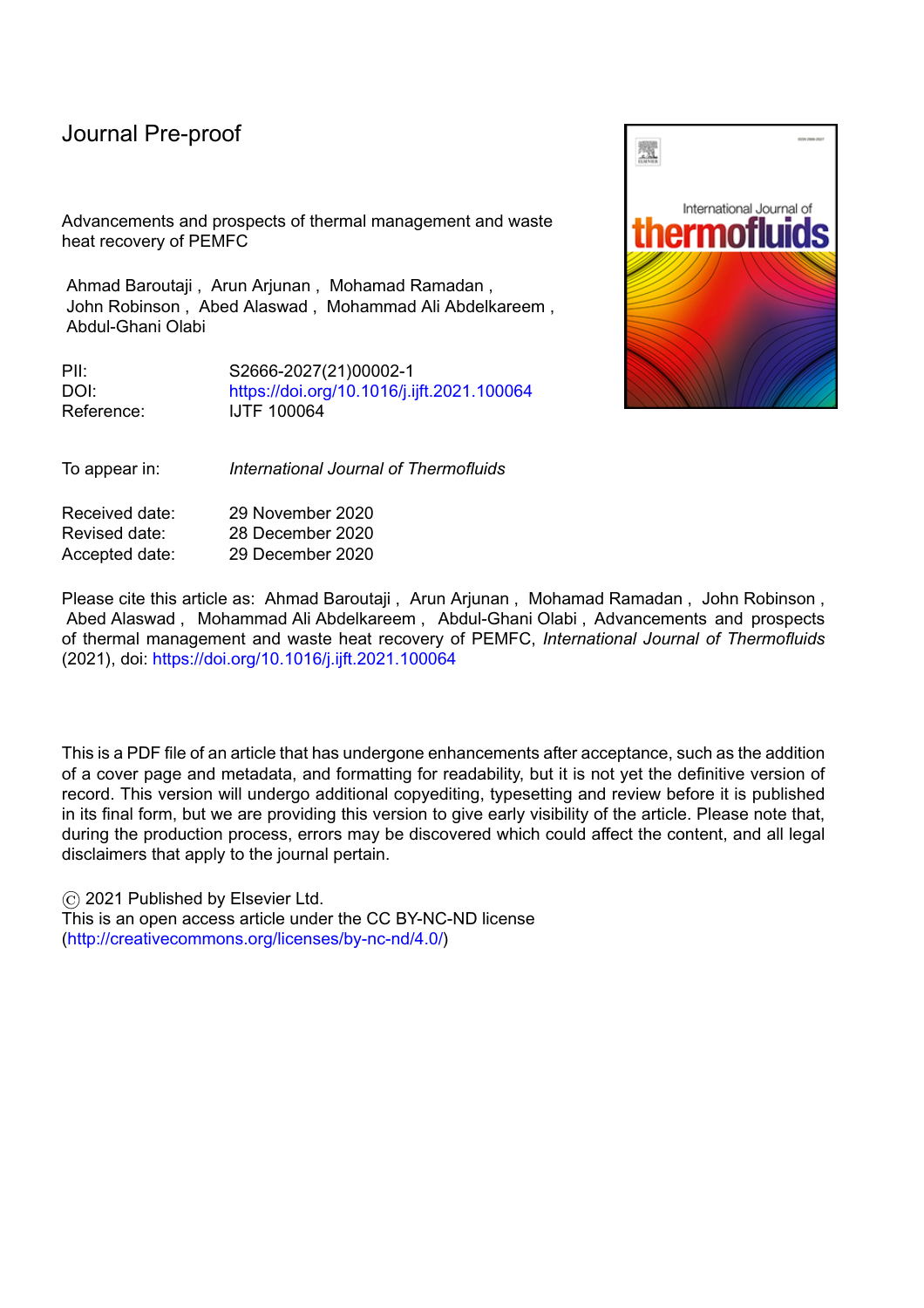Journal Pre-proof

Advancements and prospects of thermal management and waste heat recovery of PEMFC

Ahmad Baroutaji , Arun Arjunan , Mohamad Ramadan , John Robinson , Abed Alaswad , Mohammad Ali Abdelkareem , Abdul-Ghani Olabi

PII: S2666-2027(21)00002-1
DOI: https://doi.org/10.1016/j.ijft.2021.100064
Reference: IJTF 100064

To appear in: *International Journal of Thermofluids*

Received date: 29 November 2020
Revised date: 28 December 2020
Accepted date: 29 December 2020

Please cite this article as: Ahmad Baroutaji , Arun Arjunan , Mohamad Ramadan , John Robinson , Abed Alaswad , Mohammad Ali Abdelkareem , Abdul-Ghani Olabi , Advancements and prospects of thermal management and waste heat recovery of PEMFC, *International Journal of Thermofluids* (2021), doi: https://doi.org/10.1016/j.ijft.2021.100064

This is a PDF file of an article that has undergone enhancements after acceptance, such as the addition of a cover page and metadata, and formatting for readability, but it is not yet the definitive version of record. This version will undergo additional copyediting, typesetting and review before it is published in its final form, but we are providing this version to give early visibility of the article. Please note that, during the production process, errors may be discovered which could affect the content, and all legal disclaimers that apply to the journal pertain.

© 2021 Published by Elsevier Ltd.
This is an open access article under the CC BY-NC-ND license (http://creativecommons.org/licenses/by-nc-nd/4.0/)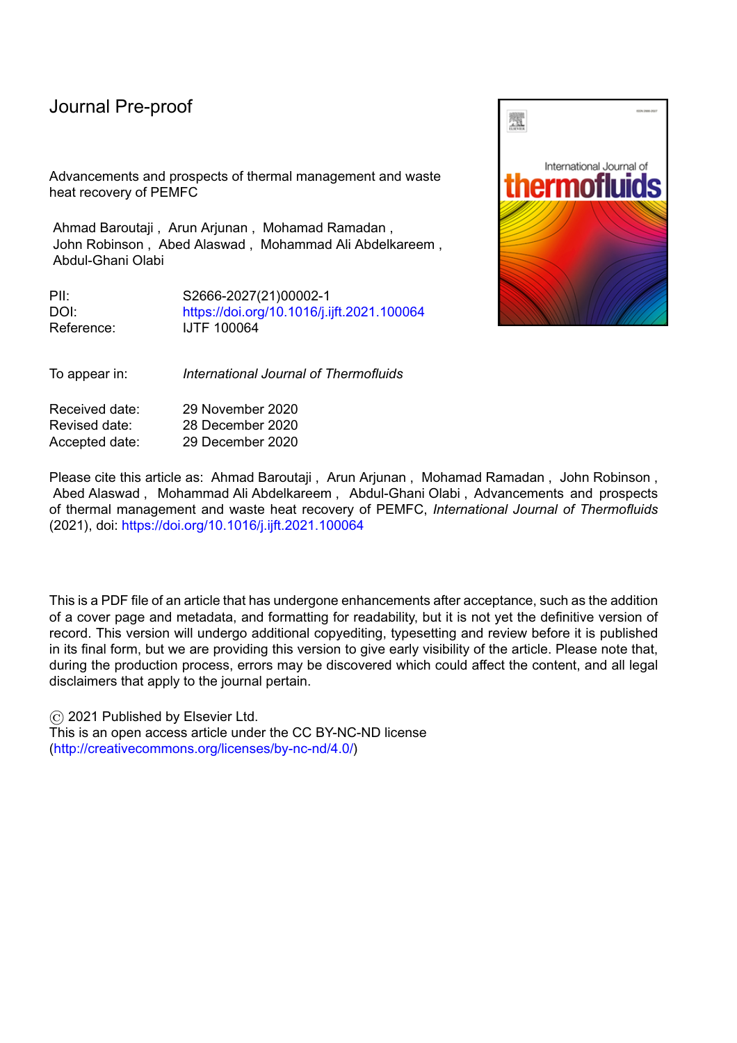Journal Pre-proof

Advancements and prospects of thermal management and waste heat recovery of PEMFC

Ahmad Baroutaji , Arun Arjunan , Mohamad Ramadan , John Robinson , Abed Alaswad , Mohammad Ali Abdelkareem , Abdul-Ghani Olabi

PII: S2666-2027(21)00002-1
DOI: https://doi.org/10.1016/j.ijft.2021.100064
Reference: IJTF 100064

To appear in: *International Journal of Thermofluids*

Received date: 29 November 2020
Revised date: 28 December 2020
Accepted date: 29 December 2020

Please cite this article as: Ahmad Baroutaji , Arun Arjunan , Mohamad Ramadan , John Robinson , Abed Alaswad , Mohammad Ali Abdelkareem , Abdul-Ghani Olabi , Advancements and prospects of thermal management and waste heat recovery of PEMFC, *International Journal of Thermofluids* (2021), doi: https://doi.org/10.1016/j.ijft.2021.100064

This is a PDF file of an article that has undergone enhancements after acceptance, such as the addition of a cover page and metadata, and formatting for readability, but it is not yet the definitive version of record. This version will undergo additional copyediting, typesetting and review before it is published in its final form, but we are providing this version to give early visibility of the article. Please note that, during the production process, errors may be discovered which could affect the content, and all legal disclaimers that apply to the journal pertain.

© 2021 Published by Elsevier Ltd.
This is an open access article under the CC BY-NC-ND license (http://creativecommons.org/licenses/by-nc-nd/4.0/)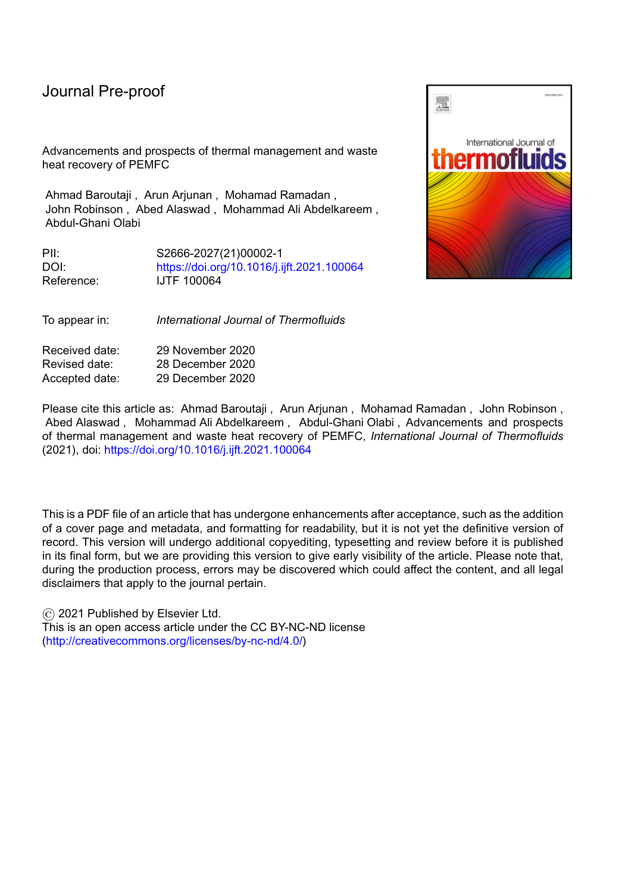Journal Pre-proof

Advancements and prospects of thermal management and waste heat recovery of PEMFC

Ahmad Baroutaji , Arun Arjunan , Mohamad Ramadan , John Robinson , Abed Alaswad , Mohammad Ali Abdelkareem , Abdul-Ghani Olabi

| | |
|---|---|
| PII: | S2666-2027(21)00002-1 |
| DOI: | https://doi.org/10.1016/j.ijft.2021.100064 |
| Reference: | IJTF 100064 |

| | |
|---|---|
| To appear in: | *International Journal of Thermofluids* |

| | |
|---|---|
| Received date: | 29 November 2020 |
| Revised date: | 28 December 2020 |
| Accepted date: | 29 December 2020 |

Please cite this article as: Ahmad Baroutaji , Arun Arjunan , Mohamad Ramadan , John Robinson , Abed Alaswad , Mohammad Ali Abdelkareem , Abdul-Ghani Olabi , Advancements and prospects of thermal management and waste heat recovery of PEMFC, *International Journal of Thermofluids* (2021), doi: https://doi.org/10.1016/j.ijft.2021.100064

This is a PDF file of an article that has undergone enhancements after acceptance, such as the addition of a cover page and metadata, and formatting for readability, but it is not yet the definitive version of record. This version will undergo additional copyediting, typesetting and review before it is published in its final form, but we are providing this version to give early visibility of the article. Please note that, during the production process, errors may be discovered which could affect the content, and all legal disclaimers that apply to the journal pertain.

© 2021 Published by Elsevier Ltd.
This is an open access article under the CC BY-NC-ND license (http://creativecommons.org/licenses/by-nc-nd/4.0/)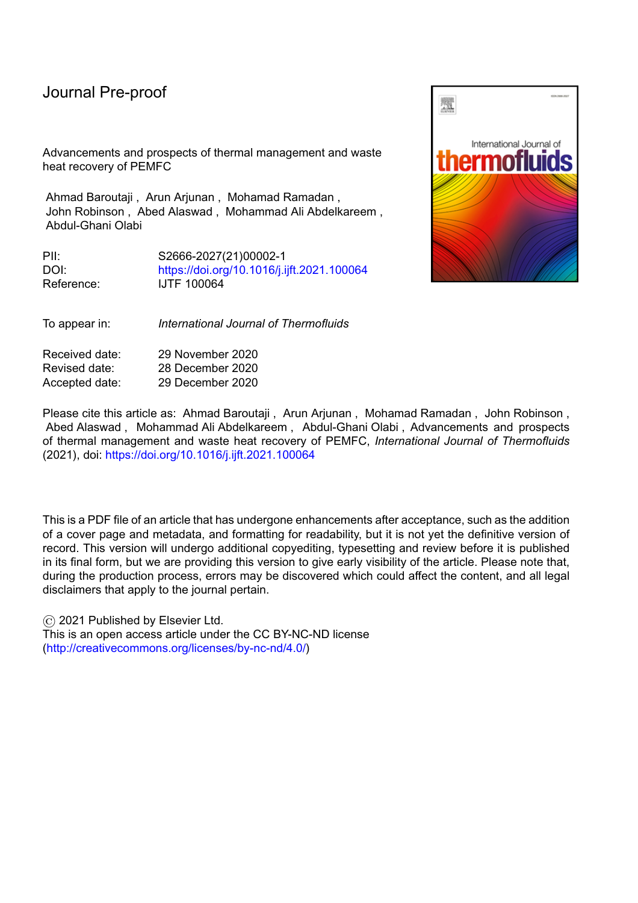Journal Pre-proof

Advancements and prospects of thermal management and waste heat recovery of PEMFC

Ahmad Baroutaji , Arun Arjunan , Mohamad Ramadan , John Robinson , Abed Alaswad , Mohammad Ali Abdelkareem , Abdul-Ghani Olabi

PII: S2666-2027(21)00002-1
DOI: https://doi.org/10.1016/j.ijft.2021.100064
Reference: IJTF 100064

To appear in: *International Journal of Thermofluids*

Received date: 29 November 2020
Revised date: 28 December 2020
Accepted date: 29 December 2020

Please cite this article as: Ahmad Baroutaji , Arun Arjunan , Mohamad Ramadan , John Robinson , Abed Alaswad , Mohammad Ali Abdelkareem , Abdul-Ghani Olabi , Advancements and prospects of thermal management and waste heat recovery of PEMFC, *International Journal of Thermofluids* (2021), doi: https://doi.org/10.1016/j.ijft.2021.100064

This is a PDF file of an article that has undergone enhancements after acceptance, such as the addition of a cover page and metadata, and formatting for readability, but it is not yet the definitive version of record. This version will undergo additional copyediting, typesetting and review before it is published in its final form, but we are providing this version to give early visibility of the article. Please note that, during the production process, errors may be discovered which could affect the content, and all legal disclaimers that apply to the journal pertain.

© 2021 Published by Elsevier Ltd.
This is an open access article under the CC BY-NC-ND license (http://creativecommons.org/licenses/by-nc-nd/4.0/)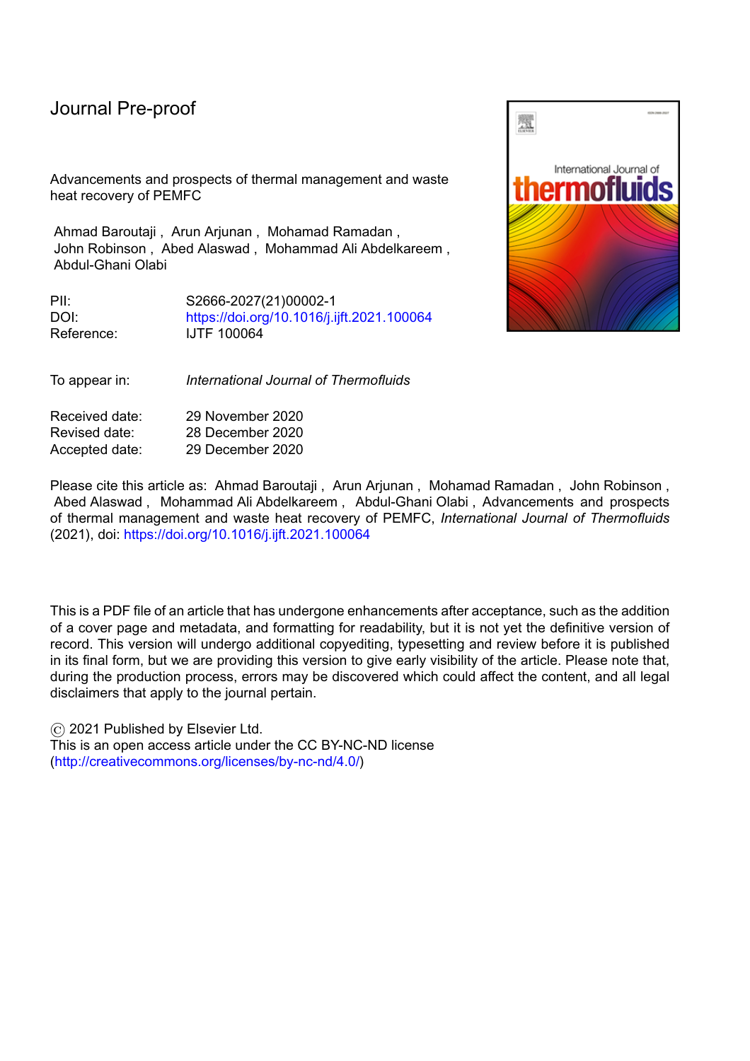Journal Pre-proof

Advancements and prospects of thermal management and waste heat recovery of PEMFC

Ahmad Baroutaji , Arun Arjunan , Mohamad Ramadan , John Robinson , Abed Alaswad , Mohammad Ali Abdelkareem , Abdul-Ghani Olabi

| | |
|---|---|
| PII: | S2666-2027(21)00002-1 |
| DOI: | https://doi.org/10.1016/j.ijft.2021.100064 |
| Reference: | IJTF 100064 |

| | |
|---|---|
| To appear in: | *International Journal of Thermofluids* |

| | |
|---|---|
| Received date: | 29 November 2020 |
| Revised date: | 28 December 2020 |
| Accepted date: | 29 December 2020 |

Please cite this article as: Ahmad Baroutaji , Arun Arjunan , Mohamad Ramadan , John Robinson , Abed Alaswad , Mohammad Ali Abdelkareem , Abdul-Ghani Olabi , Advancements and prospects of thermal management and waste heat recovery of PEMFC, *International Journal of Thermofluids* (2021), doi: https://doi.org/10.1016/j.ijft.2021.100064

This is a PDF file of an article that has undergone enhancements after acceptance, such as the addition of a cover page and metadata, and formatting for readability, but it is not yet the definitive version of record. This version will undergo additional copyediting, typesetting and review before it is published in its final form, but we are providing this version to give early visibility of the article. Please note that, during the production process, errors may be discovered which could affect the content, and all legal disclaimers that apply to the journal pertain.

© 2021 Published by Elsevier Ltd.
This is an open access article under the CC BY-NC-ND license (http://creativecommons.org/licenses/by-nc-nd/4.0/)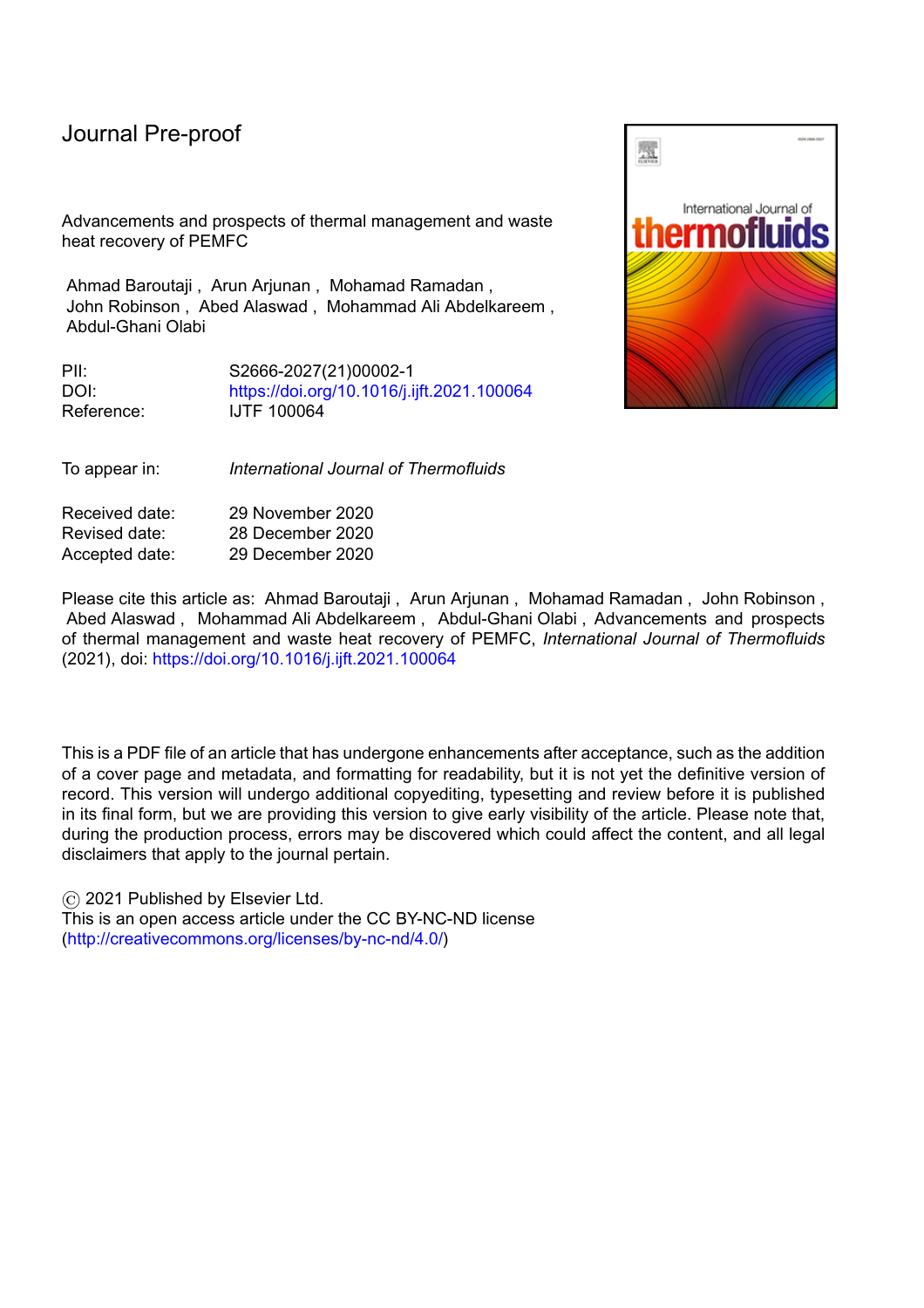# Journal Pre-proof

Advancements and prospects of thermal management and waste heat recovery of PEMFC

Ahmad Baroutaji , Arun Arjunan , Mohamad Ramadan , John Robinson , Abed Alaswad , Mohammad Ali Abdelkareem , Abdul-Ghani Olabi

PII: S2666-2027(21)00002-1
DOI: https://doi.org/10.1016/j.ijft.2021.100064
Reference: IJTF 100064

To appear in: *International Journal of Thermofluids*

Received date: 29 November 2020
Revised date: 28 December 2020
Accepted date: 29 December 2020

Please cite this article as: Ahmad Baroutaji , Arun Arjunan , Mohamad Ramadan , John Robinson , Abed Alaswad , Mohammad Ali Abdelkareem , Abdul-Ghani Olabi , Advancements and prospects of thermal management and waste heat recovery of PEMFC, *International Journal of Thermofluids* (2021), doi: https://doi.org/10.1016/j.ijft.2021.100064

This is a PDF file of an article that has undergone enhancements after acceptance, such as the addition of a cover page and metadata, and formatting for readability, but it is not yet the definitive version of record. This version will undergo additional copyediting, typesetting and review before it is published in its final form, but we are providing this version to give early visibility of the article. Please note that, during the production process, errors may be discovered which could affect the content, and all legal disclaimers that apply to the journal pertain.

© 2021 Published by Elsevier Ltd.
This is an open access article under the CC BY-NC-ND license (http://creativecommons.org/licenses/by-nc-nd/4.0/)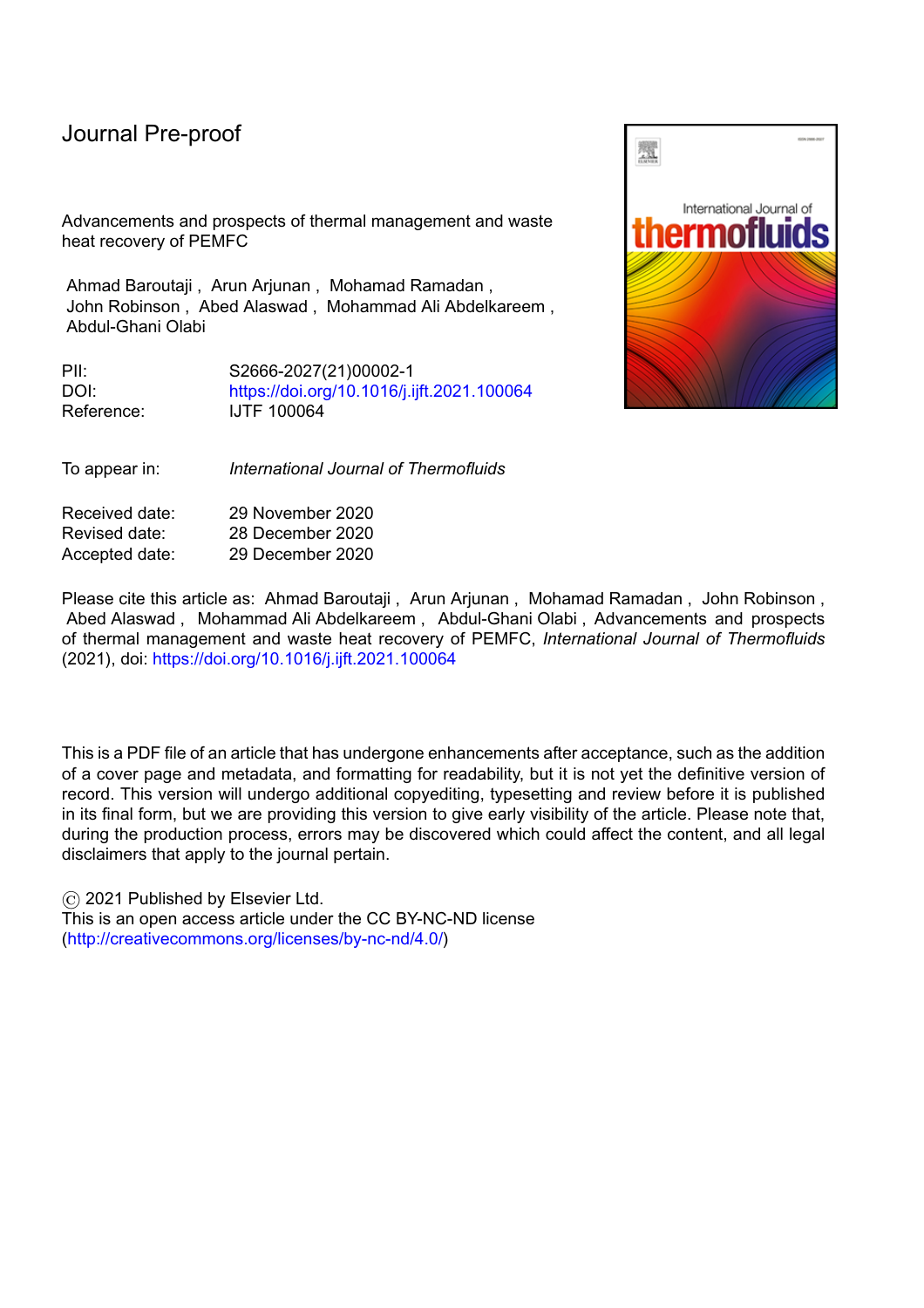# Journal Pre-proof

Advancements and prospects of thermal management and waste heat recovery of PEMFC

Ahmad Baroutaji , Arun Arjunan , Mohamad Ramadan , John Robinson , Abed Alaswad , Mohammad Ali Abdelkareem , Abdul-Ghani Olabi

PII: S2666-2027(21)00002-1
DOI: https://doi.org/10.1016/j.ijft.2021.100064
Reference: IJTF 100064

To appear in: *International Journal of Thermofluids*

Received date: 29 November 2020
Revised date: 28 December 2020
Accepted date: 29 December 2020

Please cite this article as: Ahmad Baroutaji , Arun Arjunan , Mohamad Ramadan , John Robinson , Abed Alaswad , Mohammad Ali Abdelkareem , Abdul-Ghani Olabi , Advancements and prospects of thermal management and waste heat recovery of PEMFC, *International Journal of Thermofluids* (2021), doi: https://doi.org/10.1016/j.ijft.2021.100064

This is a PDF file of an article that has undergone enhancements after acceptance, such as the addition of a cover page and metadata, and formatting for readability, but it is not yet the definitive version of record. This version will undergo additional copyediting, typesetting and review before it is published in its final form, but we are providing this version to give early visibility of the article. Please note that, during the production process, errors may be discovered which could affect the content, and all legal disclaimers that apply to the journal pertain.

© 2021 Published by Elsevier Ltd.
This is an open access article under the CC BY-NC-ND license (http://creativecommons.org/licenses/by-nc-nd/4.0/)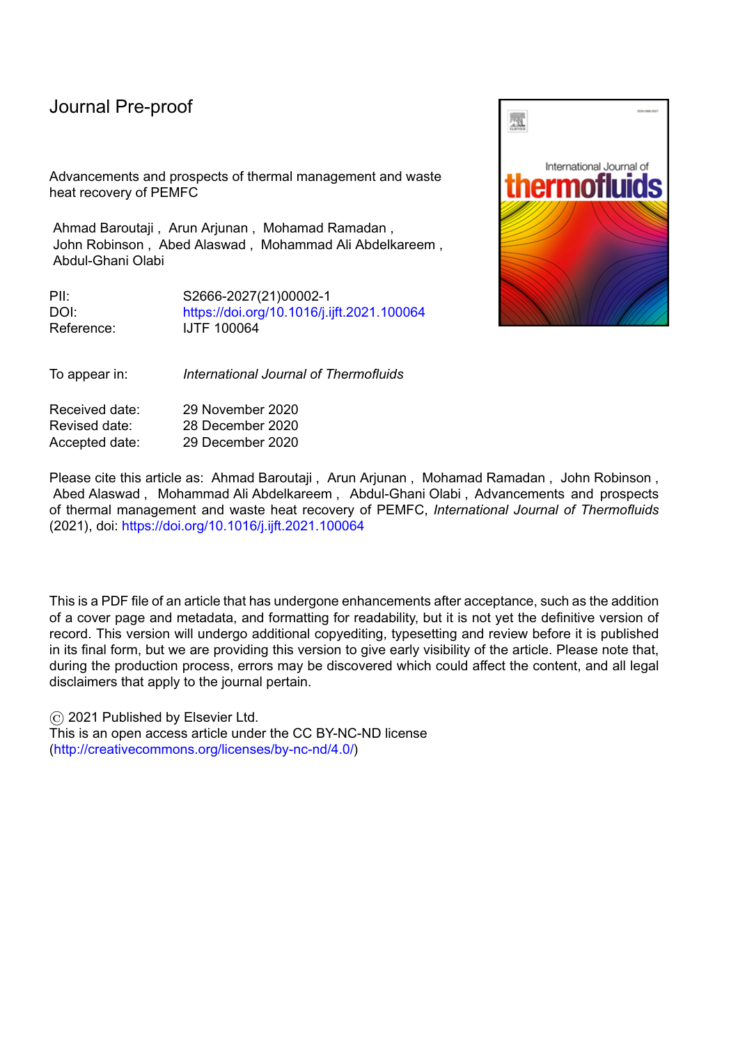Journal Pre-proof

Advancements and prospects of thermal management and waste heat recovery of PEMFC

Ahmad Baroutaji , Arun Arjunan , Mohamad Ramadan , John Robinson , Abed Alaswad , Mohammad Ali Abdelkareem , Abdul-Ghani Olabi

PII: S2666-2027(21)00002-1
DOI: https://doi.org/10.1016/j.ijft.2021.100064
Reference: IJTF 100064

To appear in: *International Journal of Thermofluids*

Received date: 29 November 2020
Revised date: 28 December 2020
Accepted date: 29 December 2020

Please cite this article as: Ahmad Baroutaji , Arun Arjunan , Mohamad Ramadan , John Robinson , Abed Alaswad , Mohammad Ali Abdelkareem , Abdul-Ghani Olabi , Advancements and prospects of thermal management and waste heat recovery of PEMFC, *International Journal of Thermofluids* (2021), doi: https://doi.org/10.1016/j.ijft.2021.100064

This is a PDF file of an article that has undergone enhancements after acceptance, such as the addition of a cover page and metadata, and formatting for readability, but it is not yet the definitive version of record. This version will undergo additional copyediting, typesetting and review before it is published in its final form, but we are providing this version to give early visibility of the article. Please note that, during the production process, errors may be discovered which could affect the content, and all legal disclaimers that apply to the journal pertain.

© 2021 Published by Elsevier Ltd.
This is an open access article under the CC BY-NC-ND license (http://creativecommons.org/licenses/by-nc-nd/4.0/)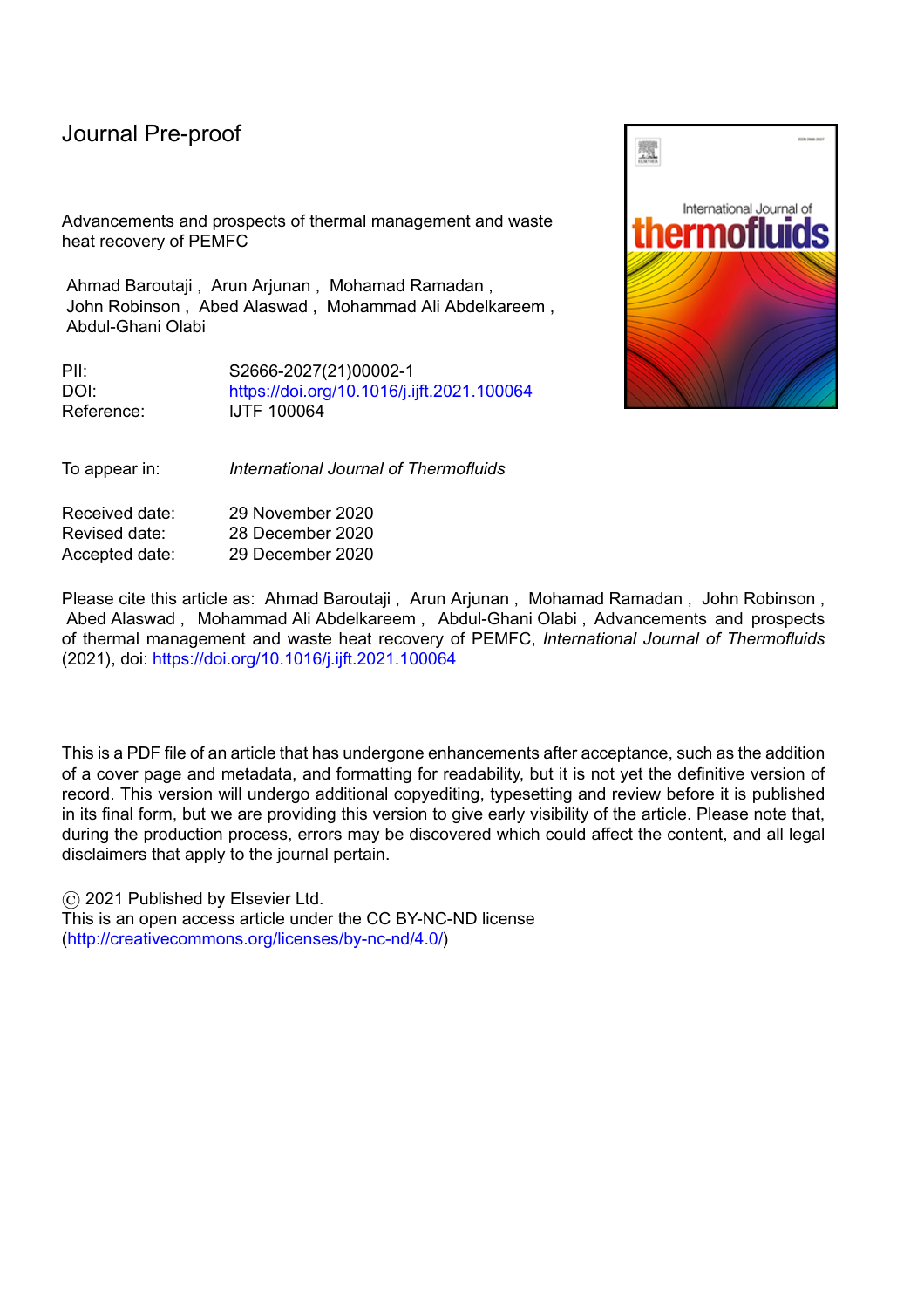Journal Pre-proof

Advancements and prospects of thermal management and waste heat recovery of PEMFC

Ahmad Baroutaji , Arun Arjunan , Mohamad Ramadan , John Robinson , Abed Alaswad , Mohammad Ali Abdelkareem , Abdul-Ghani Olabi

| | |
|---|---|
| PII: | S2666-2027(21)00002-1 |
| DOI: | https://doi.org/10.1016/j.ijft.2021.100064 |
| Reference: | IJTF 100064 |

| | |
|---|---|
| To appear in: | *International Journal of Thermofluids* |

| | |
|---|---|
| Received date: | 29 November 2020 |
| Revised date: | 28 December 2020 |
| Accepted date: | 29 December 2020 |

Please cite this article as: Ahmad Baroutaji , Arun Arjunan , Mohamad Ramadan , John Robinson , Abed Alaswad , Mohammad Ali Abdelkareem , Abdul-Ghani Olabi , Advancements and prospects of thermal management and waste heat recovery of PEMFC, *International Journal of Thermofluids* (2021), doi: https://doi.org/10.1016/j.ijft.2021.100064

This is a PDF file of an article that has undergone enhancements after acceptance, such as the addition of a cover page and metadata, and formatting for readability, but it is not yet the definitive version of record. This version will undergo additional copyediting, typesetting and review before it is published in its final form, but we are providing this version to give early visibility of the article. Please note that, during the production process, errors may be discovered which could affect the content, and all legal disclaimers that apply to the journal pertain.

© 2021 Published by Elsevier Ltd.
This is an open access article under the CC BY-NC-ND license (http://creativecommons.org/licenses/by-nc-nd/4.0/)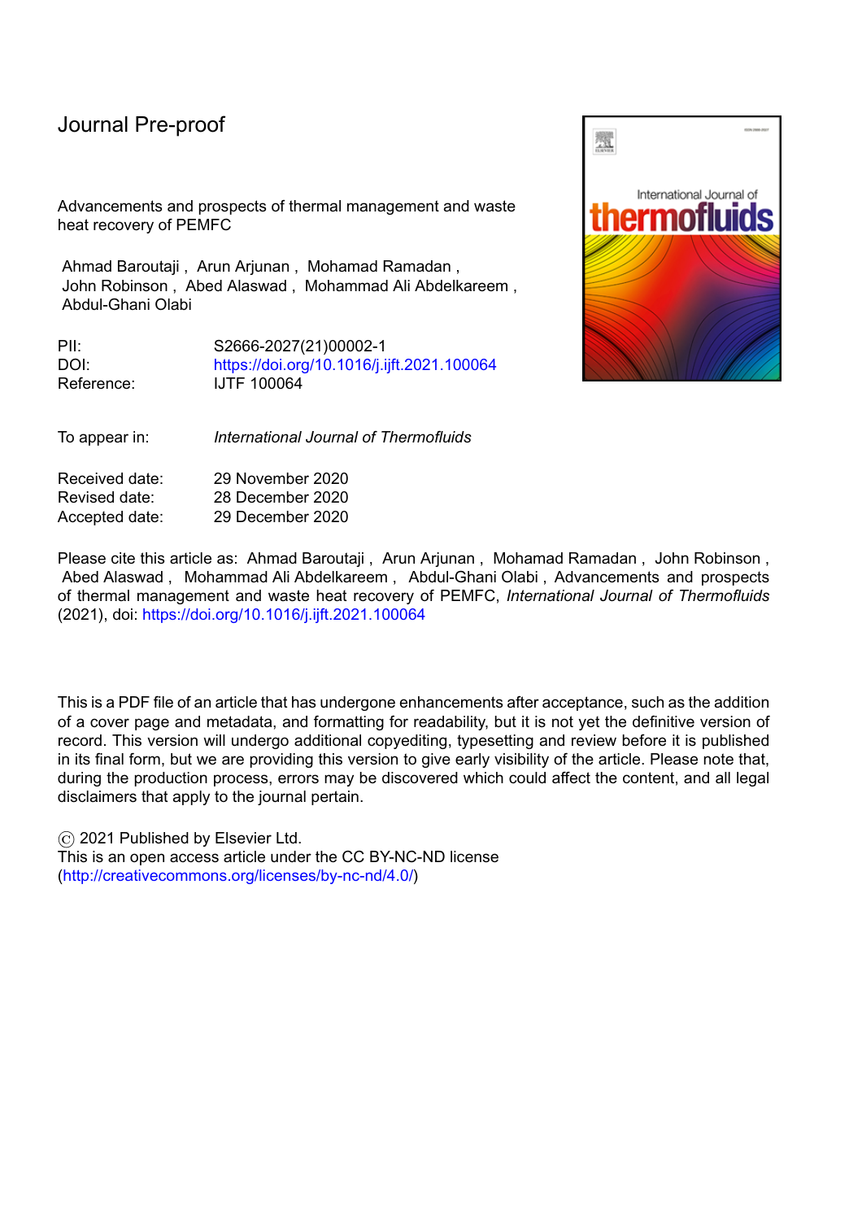Journal Pre-proof

Advancements and prospects of thermal management and waste heat recovery of PEMFC

Ahmad Baroutaji , Arun Arjunan , Mohamad Ramadan , John Robinson , Abed Alaswad , Mohammad Ali Abdelkareem , Abdul-Ghani Olabi

PII: S2666-2027(21)00002-1
DOI: https://doi.org/10.1016/j.ijft.2021.100064
Reference: IJTF 100064

To appear in: *International Journal of Thermofluids*

Received date: 29 November 2020
Revised date: 28 December 2020
Accepted date: 29 December 2020

Please cite this article as: Ahmad Baroutaji , Arun Arjunan , Mohamad Ramadan , John Robinson , Abed Alaswad , Mohammad Ali Abdelkareem , Abdul-Ghani Olabi , Advancements and prospects of thermal management and waste heat recovery of PEMFC, *International Journal of Thermofluids* (2021), doi: https://doi.org/10.1016/j.ijft.2021.100064

This is a PDF file of an article that has undergone enhancements after acceptance, such as the addition of a cover page and metadata, and formatting for readability, but it is not yet the definitive version of record. This version will undergo additional copyediting, typesetting and review before it is published in its final form, but we are providing this version to give early visibility of the article. Please note that, during the production process, errors may be discovered which could affect the content, and all legal disclaimers that apply to the journal pertain.

© 2021 Published by Elsevier Ltd.
This is an open access article under the CC BY-NC-ND license (http://creativecommons.org/licenses/by-nc-nd/4.0/)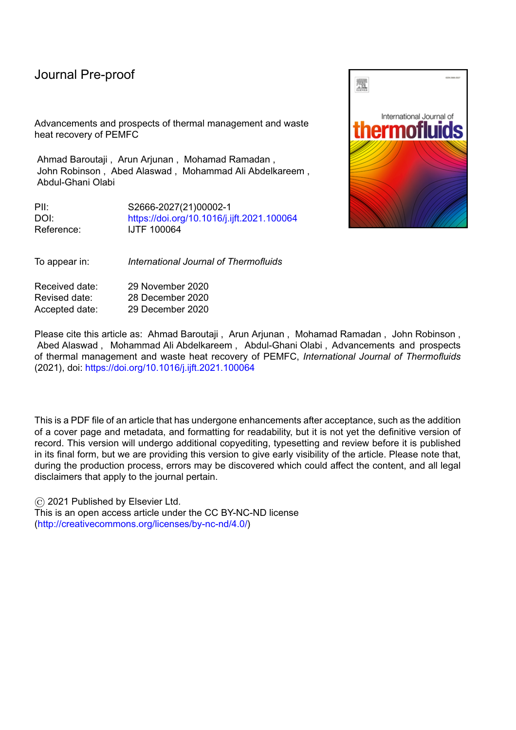Journal Pre-proof

Advancements and prospects of thermal management and waste heat recovery of PEMFC

Ahmad Baroutaji , Arun Arjunan , Mohamad Ramadan , John Robinson , Abed Alaswad , Mohammad Ali Abdelkareem , Abdul-Ghani Olabi

PII: S2666-2027(21)00002-1
DOI: https://doi.org/10.1016/j.ijft.2021.100064
Reference: IJTF 100064

To appear in: *International Journal of Thermofluids*

Received date: 29 November 2020
Revised date: 28 December 2020
Accepted date: 29 December 2020

Please cite this article as: Ahmad Baroutaji , Arun Arjunan , Mohamad Ramadan , John Robinson , Abed Alaswad , Mohammad Ali Abdelkareem , Abdul-Ghani Olabi , Advancements and prospects of thermal management and waste heat recovery of PEMFC, *International Journal of Thermofluids* (2021), doi: https://doi.org/10.1016/j.ijft.2021.100064

This is a PDF file of an article that has undergone enhancements after acceptance, such as the addition of a cover page and metadata, and formatting for readability, but it is not yet the definitive version of record. This version will undergo additional copyediting, typesetting and review before it is published in its final form, but we are providing this version to give early visibility of the article. Please note that, during the production process, errors may be discovered which could affect the content, and all legal disclaimers that apply to the journal pertain.

© 2021 Published by Elsevier Ltd.
This is an open access article under the CC BY-NC-ND license (http://creativecommons.org/licenses/by-nc-nd/4.0/)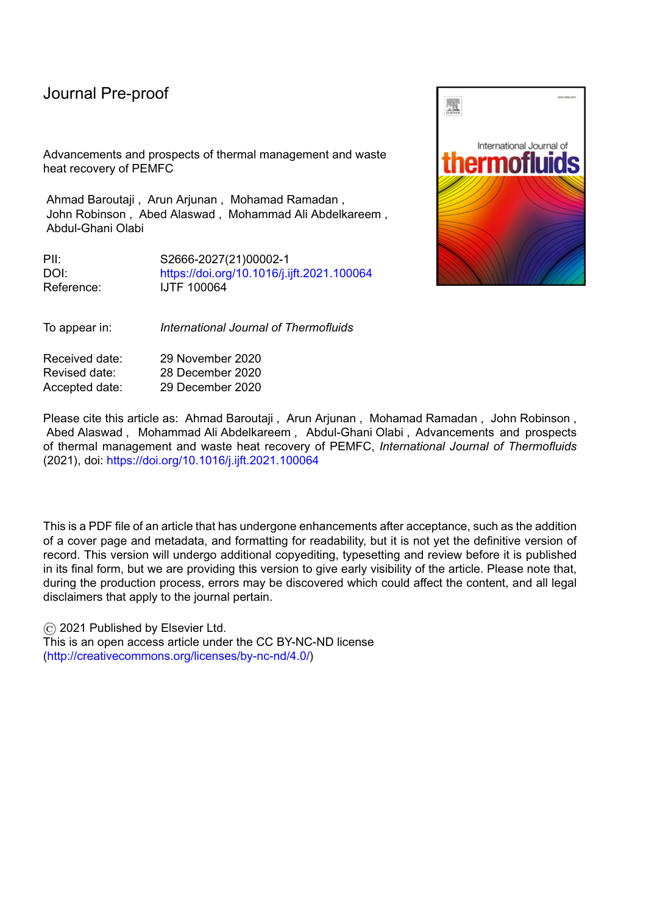Journal Pre-proof

Advancements and prospects of thermal management and waste heat recovery of PEMFC

Ahmad Baroutaji , Arun Arjunan , Mohamad Ramadan , John Robinson , Abed Alaswad , Mohammad Ali Abdelkareem , Abdul-Ghani Olabi

PII: S2666-2027(21)00002-1
DOI: https://doi.org/10.1016/j.ijft.2021.100064
Reference: IJTF 100064

To appear in: *International Journal of Thermofluids*

Received date: 29 November 2020
Revised date: 28 December 2020
Accepted date: 29 December 2020

Please cite this article as: Ahmad Baroutaji , Arun Arjunan , Mohamad Ramadan , John Robinson , Abed Alaswad , Mohammad Ali Abdelkareem , Abdul-Ghani Olabi , Advancements and prospects of thermal management and waste heat recovery of PEMFC, *International Journal of Thermofluids* (2021), doi: https://doi.org/10.1016/j.ijft.2021.100064

This is a PDF file of an article that has undergone enhancements after acceptance, such as the addition of a cover page and metadata, and formatting for readability, but it is not yet the definitive version of record. This version will undergo additional copyediting, typesetting and review before it is published in its final form, but we are providing this version to give early visibility of the article. Please note that, during the production process, errors may be discovered which could affect the content, and all legal disclaimers that apply to the journal pertain.

© 2021 Published by Elsevier Ltd.
This is an open access article under the CC BY-NC-ND license (http://creativecommons.org/licenses/by-nc-nd/4.0/)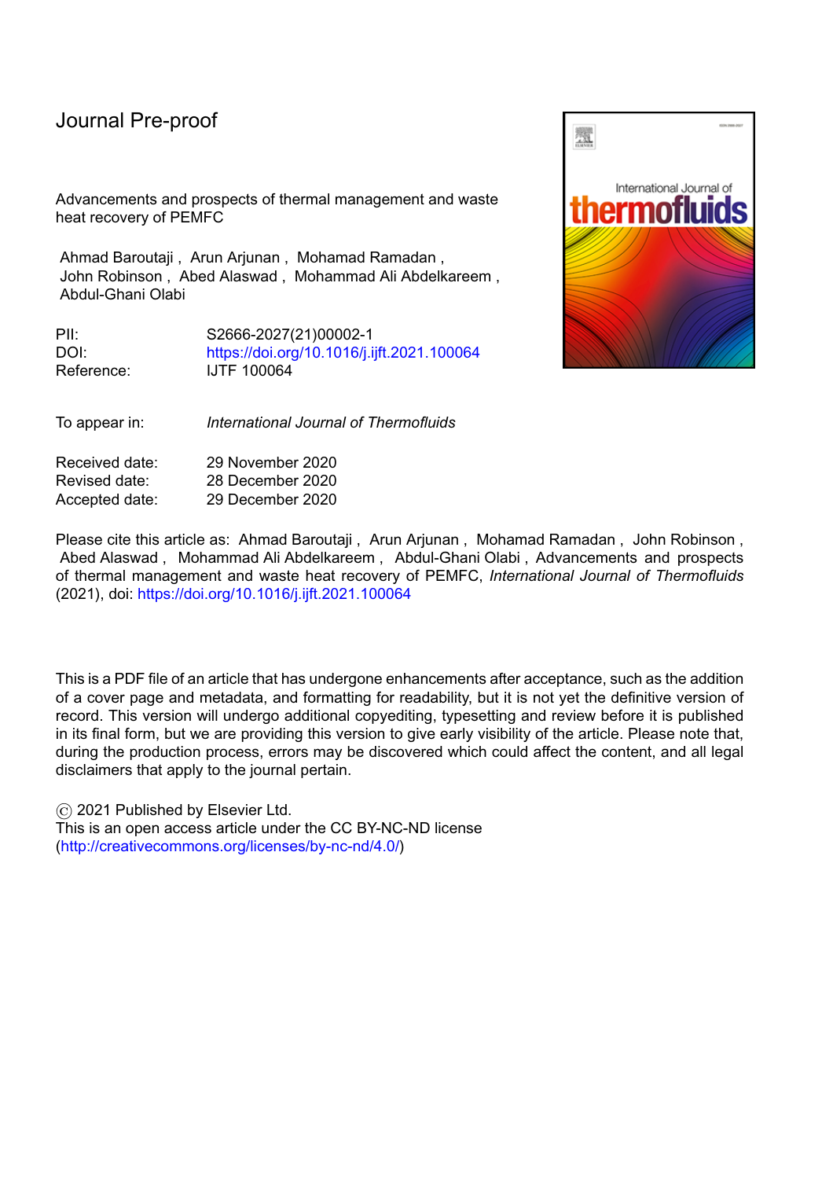Journal Pre-proof

Advancements and prospects of thermal management and waste heat recovery of PEMFC

Ahmad Baroutaji , Arun Arjunan , Mohamad Ramadan , John Robinson , Abed Alaswad , Mohammad Ali Abdelkareem , Abdul-Ghani Olabi

PII: S2666-2027(21)00002-1
DOI: https://doi.org/10.1016/j.ijft.2021.100064
Reference: IJTF 100064

To appear in: *International Journal of Thermofluids*

Received date: 29 November 2020
Revised date: 28 December 2020
Accepted date: 29 December 2020

Please cite this article as: Ahmad Baroutaji , Arun Arjunan , Mohamad Ramadan , John Robinson , Abed Alaswad , Mohammad Ali Abdelkareem , Abdul-Ghani Olabi , Advancements and prospects of thermal management and waste heat recovery of PEMFC, *International Journal of Thermofluids* (2021), doi: https://doi.org/10.1016/j.ijft.2021.100064

This is a PDF file of an article that has undergone enhancements after acceptance, such as the addition of a cover page and metadata, and formatting for readability, but it is not yet the definitive version of record. This version will undergo additional copyediting, typesetting and review before it is published in its final form, but we are providing this version to give early visibility of the article. Please note that, during the production process, errors may be discovered which could affect the content, and all legal disclaimers that apply to the journal pertain.

© 2021 Published by Elsevier Ltd.
This is an open access article under the CC BY-NC-ND license (http://creativecommons.org/licenses/by-nc-nd/4.0/)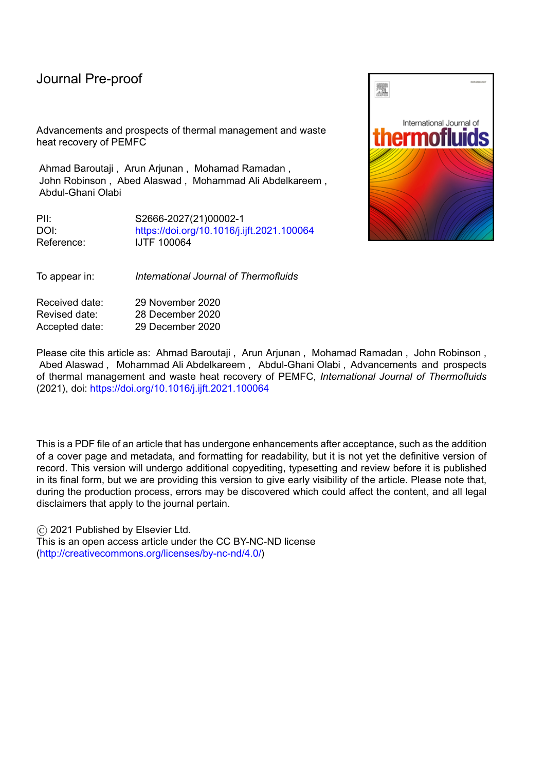Journal Pre-proof

Advancements and prospects of thermal management and waste heat recovery of PEMFC

Ahmad Baroutaji , Arun Arjunan , Mohamad Ramadan , John Robinson , Abed Alaswad , Mohammad Ali Abdelkareem , Abdul-Ghani Olabi

PII: S2666-2027(21)00002-1
DOI: https://doi.org/10.1016/j.ijft.2021.100064
Reference: IJTF 100064

To appear in: *International Journal of Thermofluids*

Received date: 29 November 2020
Revised date: 28 December 2020
Accepted date: 29 December 2020

Please cite this article as: Ahmad Baroutaji , Arun Arjunan , Mohamad Ramadan , John Robinson , Abed Alaswad , Mohammad Ali Abdelkareem , Abdul-Ghani Olabi , Advancements and prospects of thermal management and waste heat recovery of PEMFC, *International Journal of Thermofluids* (2021), doi: https://doi.org/10.1016/j.ijft.2021.100064

This is a PDF file of an article that has undergone enhancements after acceptance, such as the addition of a cover page and metadata, and formatting for readability, but it is not yet the definitive version of record. This version will undergo additional copyediting, typesetting and review before it is published in its final form, but we are providing this version to give early visibility of the article. Please note that, during the production process, errors may be discovered which could affect the content, and all legal disclaimers that apply to the journal pertain.

© 2021 Published by Elsevier Ltd.
This is an open access article under the CC BY-NC-ND license (http://creativecommons.org/licenses/by-nc-nd/4.0/)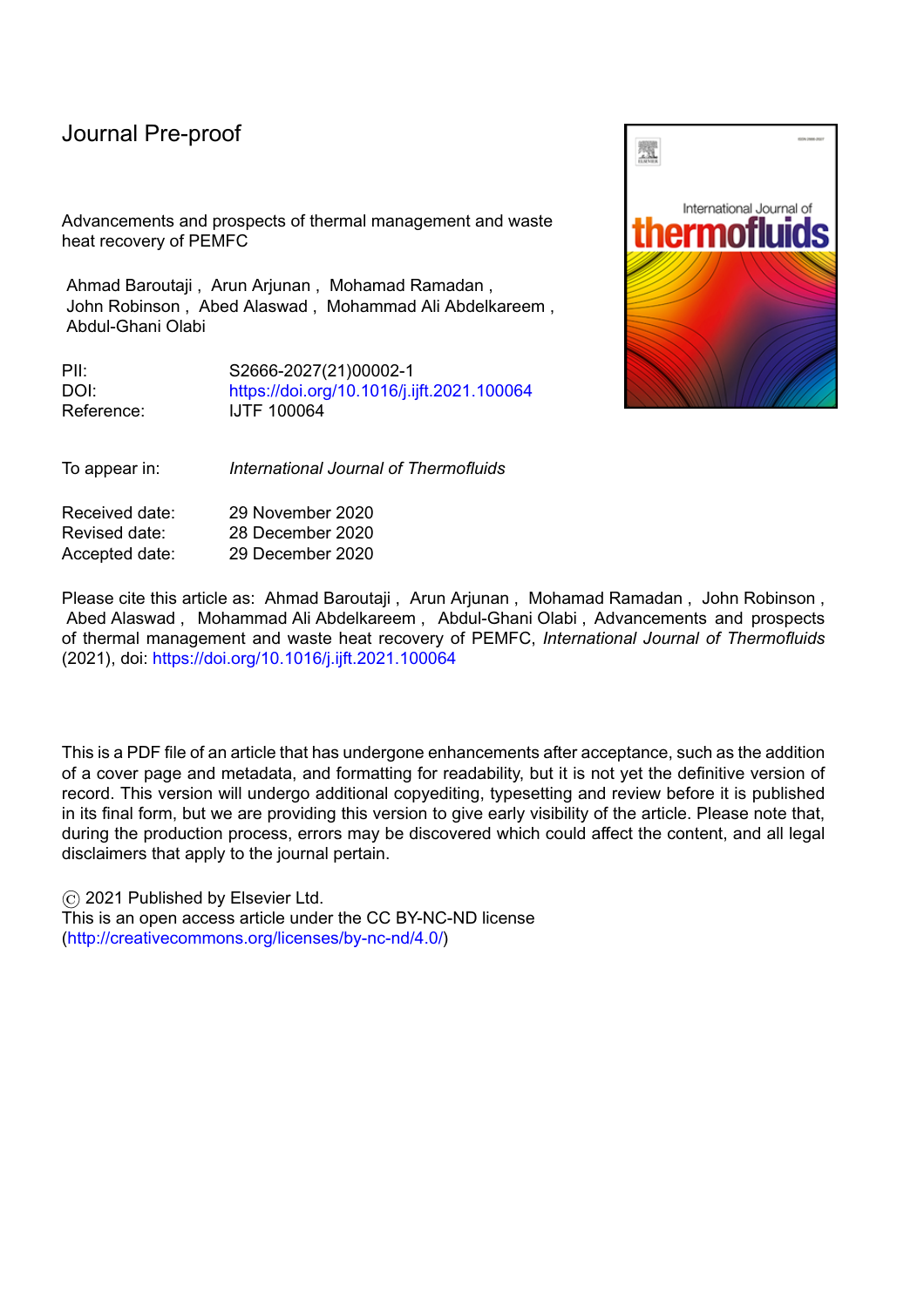Journal Pre-proof

Advancements and prospects of thermal management and waste heat recovery of PEMFC

Ahmad Baroutaji , Arun Arjunan , Mohamad Ramadan , John Robinson , Abed Alaswad , Mohammad Ali Abdelkareem , Abdul-Ghani Olabi

PII: S2666-2027(21)00002-1
DOI: https://doi.org/10.1016/j.ijft.2021.100064
Reference: IJTF 100064

To appear in: *International Journal of Thermofluids*

Received date: 29 November 2020
Revised date: 28 December 2020
Accepted date: 29 December 2020

Please cite this article as: Ahmad Baroutaji , Arun Arjunan , Mohamad Ramadan , John Robinson , Abed Alaswad , Mohammad Ali Abdelkareem , Abdul-Ghani Olabi , Advancements and prospects of thermal management and waste heat recovery of PEMFC, *International Journal of Thermofluids* (2021), doi: https://doi.org/10.1016/j.ijft.2021.100064

This is a PDF file of an article that has undergone enhancements after acceptance, such as the addition of a cover page and metadata, and formatting for readability, but it is not yet the definitive version of record. This version will undergo additional copyediting, typesetting and review before it is published in its final form, but we are providing this version to give early visibility of the article. Please note that, during the production process, errors may be discovered which could affect the content, and all legal disclaimers that apply to the journal pertain.

© 2021 Published by Elsevier Ltd.
This is an open access article under the CC BY-NC-ND license (http://creativecommons.org/licenses/by-nc-nd/4.0/)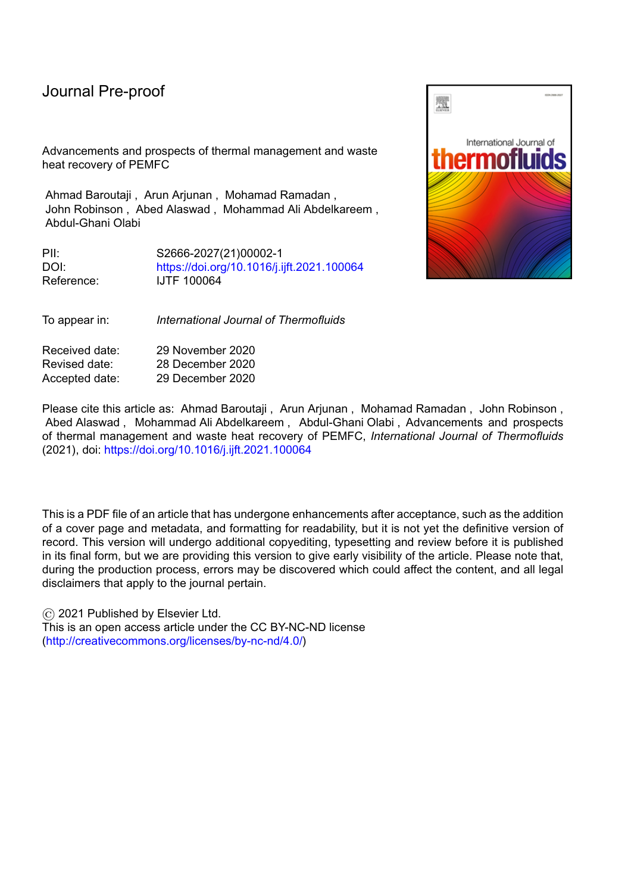Journal Pre-proof

Advancements and prospects of thermal management and waste heat recovery of PEMFC

Ahmad Baroutaji , Arun Arjunan , Mohamad Ramadan , John Robinson , Abed Alaswad , Mohammad Ali Abdelkareem , Abdul-Ghani Olabi

| | |
|---|---|
| PII: | S2666-2027(21)00002-1 |
| DOI: | https://doi.org/10.1016/j.ijft.2021.100064 |
| Reference: | IJTF 100064 |

| | |
|---|---|
| To appear in: | *International Journal of Thermofluids* |

| | |
|---|---|
| Received date: | 29 November 2020 |
| Revised date: | 28 December 2020 |
| Accepted date: | 29 December 2020 |

Please cite this article as: Ahmad Baroutaji , Arun Arjunan , Mohamad Ramadan , John Robinson , Abed Alaswad , Mohammad Ali Abdelkareem , Abdul-Ghani Olabi , Advancements and prospects of thermal management and waste heat recovery of PEMFC, *International Journal of Thermofluids* (2021), doi: https://doi.org/10.1016/j.ijft.2021.100064

This is a PDF file of an article that has undergone enhancements after acceptance, such as the addition of a cover page and metadata, and formatting for readability, but it is not yet the definitive version of record. This version will undergo additional copyediting, typesetting and review before it is published in its final form, but we are providing this version to give early visibility of the article. Please note that, during the production process, errors may be discovered which could affect the content, and all legal disclaimers that apply to the journal pertain.

© 2021 Published by Elsevier Ltd.
This is an open access article under the CC BY-NC-ND license (http://creativecommons.org/licenses/by-nc-nd/4.0/)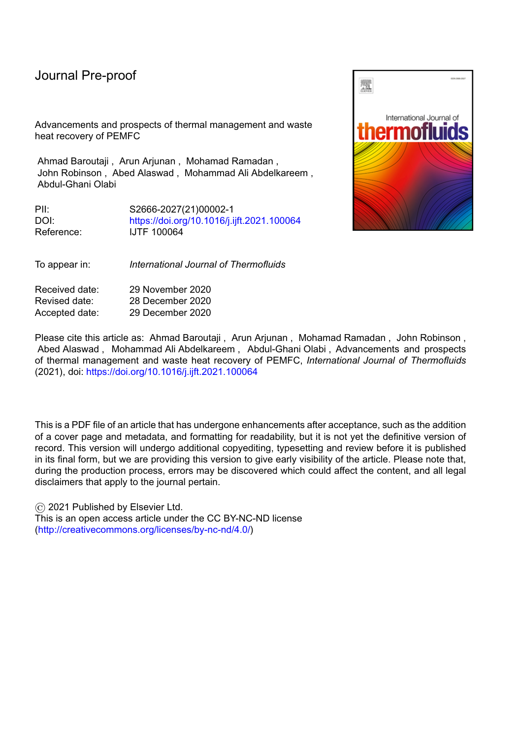Journal Pre-proof

Advancements and prospects of thermal management and waste heat recovery of PEMFC

Ahmad Baroutaji , Arun Arjunan , Mohamad Ramadan , John Robinson , Abed Alaswad , Mohammad Ali Abdelkareem , Abdul-Ghani Olabi

PII: S2666-2027(21)00002-1
DOI: https://doi.org/10.1016/j.ijft.2021.100064
Reference: IJTF 100064

To appear in: *International Journal of Thermofluids*

Received date: 29 November 2020
Revised date: 28 December 2020
Accepted date: 29 December 2020

Please cite this article as: Ahmad Baroutaji , Arun Arjunan , Mohamad Ramadan , John Robinson , Abed Alaswad , Mohammad Ali Abdelkareem , Abdul-Ghani Olabi , Advancements and prospects of thermal management and waste heat recovery of PEMFC, *International Journal of Thermofluids* (2021), doi: https://doi.org/10.1016/j.ijft.2021.100064

This is a PDF file of an article that has undergone enhancements after acceptance, such as the addition of a cover page and metadata, and formatting for readability, but it is not yet the definitive version of record. This version will undergo additional copyediting, typesetting and review before it is published in its final form, but we are providing this version to give early visibility of the article. Please note that, during the production process, errors may be discovered which could affect the content, and all legal disclaimers that apply to the journal pertain.

© 2021 Published by Elsevier Ltd.
This is an open access article under the CC BY-NC-ND license (http://creativecommons.org/licenses/by-nc-nd/4.0/)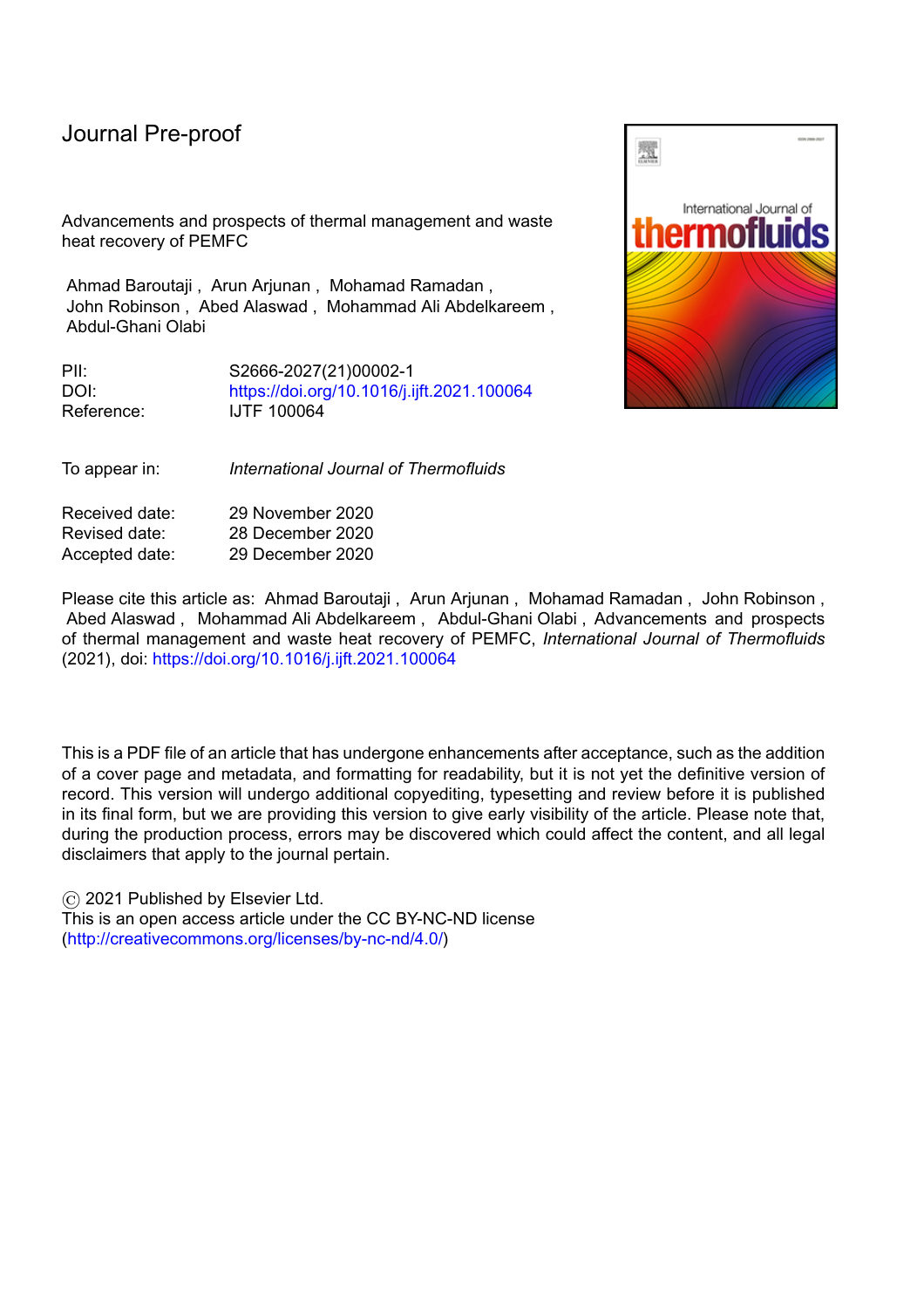Journal Pre-proof

Advancements and prospects of thermal management and waste heat recovery of PEMFC

Ahmad Baroutaji , Arun Arjunan , Mohamad Ramadan , John Robinson , Abed Alaswad , Mohammad Ali Abdelkareem , Abdul-Ghani Olabi

PII: S2666-2027(21)00002-1
DOI: https://doi.org/10.1016/j.ijft.2021.100064
Reference: IJTF 100064

To appear in: *International Journal of Thermofluids*

Received date: 29 November 2020
Revised date: 28 December 2020
Accepted date: 29 December 2020

Please cite this article as: Ahmad Baroutaji , Arun Arjunan , Mohamad Ramadan , John Robinson , Abed Alaswad , Mohammad Ali Abdelkareem , Abdul-Ghani Olabi , Advancements and prospects of thermal management and waste heat recovery of PEMFC, *International Journal of Thermofluids* (2021), doi: https://doi.org/10.1016/j.ijft.2021.100064

This is a PDF file of an article that has undergone enhancements after acceptance, such as the addition of a cover page and metadata, and formatting for readability, but it is not yet the definitive version of record. This version will undergo additional copyediting, typesetting and review before it is published in its final form, but we are providing this version to give early visibility of the article. Please note that, during the production process, errors may be discovered which could affect the content, and all legal disclaimers that apply to the journal pertain.

© 2021 Published by Elsevier Ltd.
This is an open access article under the CC BY-NC-ND license (http://creativecommons.org/licenses/by-nc-nd/4.0/)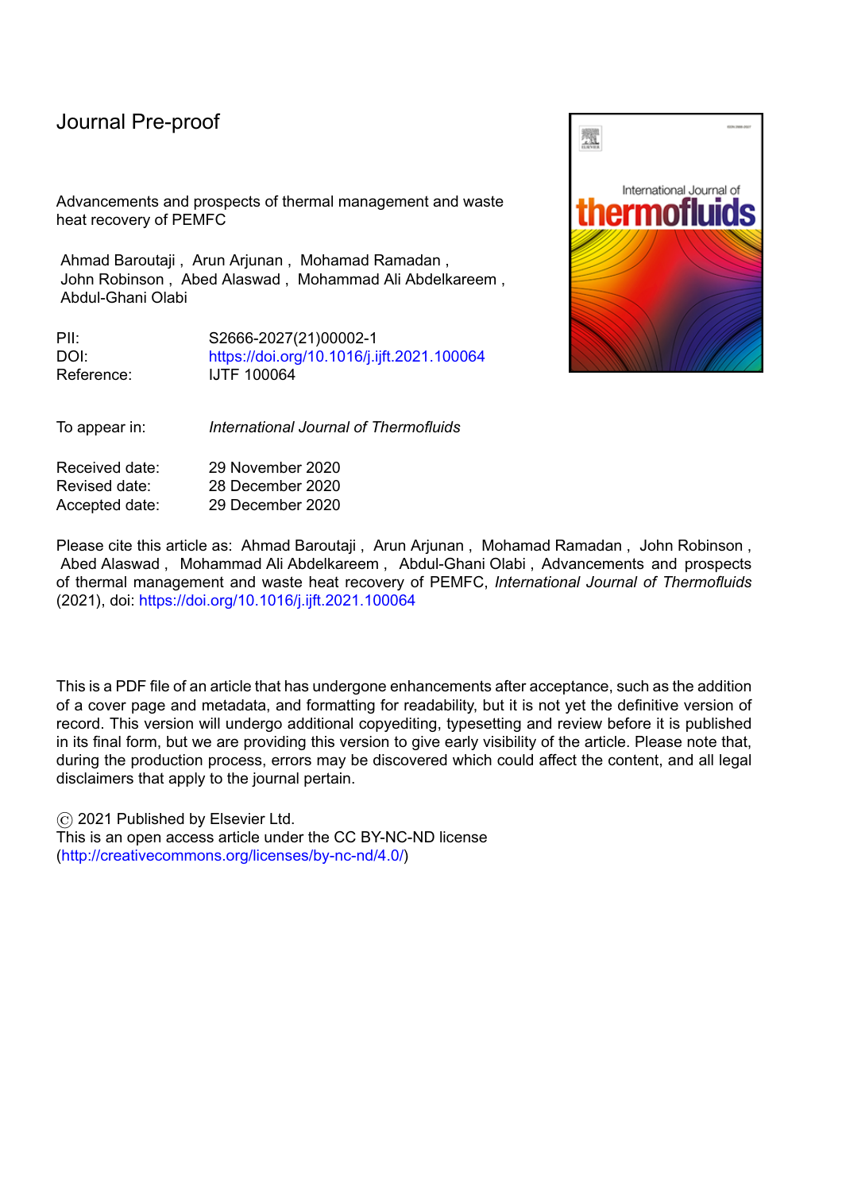Journal Pre-proof

Advancements and prospects of thermal management and waste heat recovery of PEMFC

Ahmad Baroutaji , Arun Arjunan , Mohamad Ramadan , John Robinson , Abed Alaswad , Mohammad Ali Abdelkareem , Abdul-Ghani Olabi

| | |
|---|---|
| PII: | S2666-2027(21)00002-1 |
| DOI: | https://doi.org/10.1016/j.ijft.2021.100064 |
| Reference: | IJTF 100064 |
| To appear in: | *International Journal of Thermofluids* |
| Received date: | 29 November 2020 |
| Revised date: | 28 December 2020 |
| Accepted date: | 29 December 2020 |

Please cite this article as: Ahmad Baroutaji , Arun Arjunan , Mohamad Ramadan , John Robinson , Abed Alaswad , Mohammad Ali Abdelkareem , Abdul-Ghani Olabi , Advancements and prospects of thermal management and waste heat recovery of PEMFC, *International Journal of Thermofluids* (2021), doi: https://doi.org/10.1016/j.ijft.2021.100064

This is a PDF file of an article that has undergone enhancements after acceptance, such as the addition of a cover page and metadata, and formatting for readability, but it is not yet the definitive version of record. This version will undergo additional copyediting, typesetting and review before it is published in its final form, but we are providing this version to give early visibility of the article. Please note that, during the production process, errors may be discovered which could affect the content, and all legal disclaimers that apply to the journal pertain.

© 2021 Published by Elsevier Ltd.
This is an open access article under the CC BY-NC-ND license (http://creativecommons.org/licenses/by-nc-nd/4.0/)